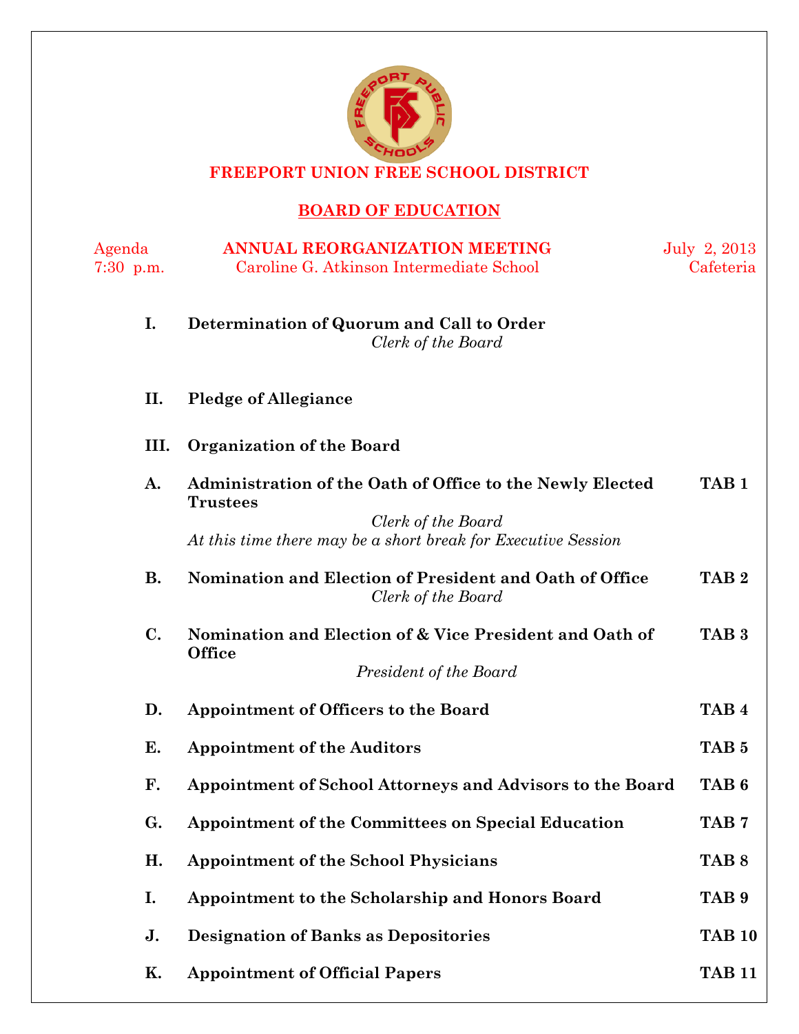# FREEPORT UNION FREE SCHOOL DISTRICT

## BOARD OF EDUCATION

Agenda — **ANNUAL REORGANIZATION MEETING** — July 2, 2013

7:30 p.m. — Caroline G. Atkinson Intermediate School — Cafeteria

**I. Determination of Quorum and Call to Order**

*Clerk of the Board*

**II. Pledge of Allegiance**

**III. Organization of the Board**

**A. Administration of the Oath of Office to the Newly Elected Trustees** — **TAB 1**

*Clerk of the Board*

*At this time there may be a short break for Executive Session*

**B. Nomination and Election of President and Oath of Office** — **TAB 2**

*Clerk of the Board*

**C. Nomination and Election of & Vice President and Oath of Office** — **TAB 3**

*President of the Board*

**D. Appointment of Officers to the Board** — **TAB 4**

**E. Appointment of the Auditors** — **TAB 5**

**F. Appointment of School Attorneys and Advisors to the Board** — **TAB 6**

**G. Appointment of the Committees on Special Education** — **TAB 7**

**H. Appointment of the School Physicians** — **TAB 8**

**I. Appointment to the Scholarship and Honors Board** — **TAB 9**

**J. Designation of Banks as Depositories** — **TAB 10**

**K. Appointment of Official Papers** — **TAB 11**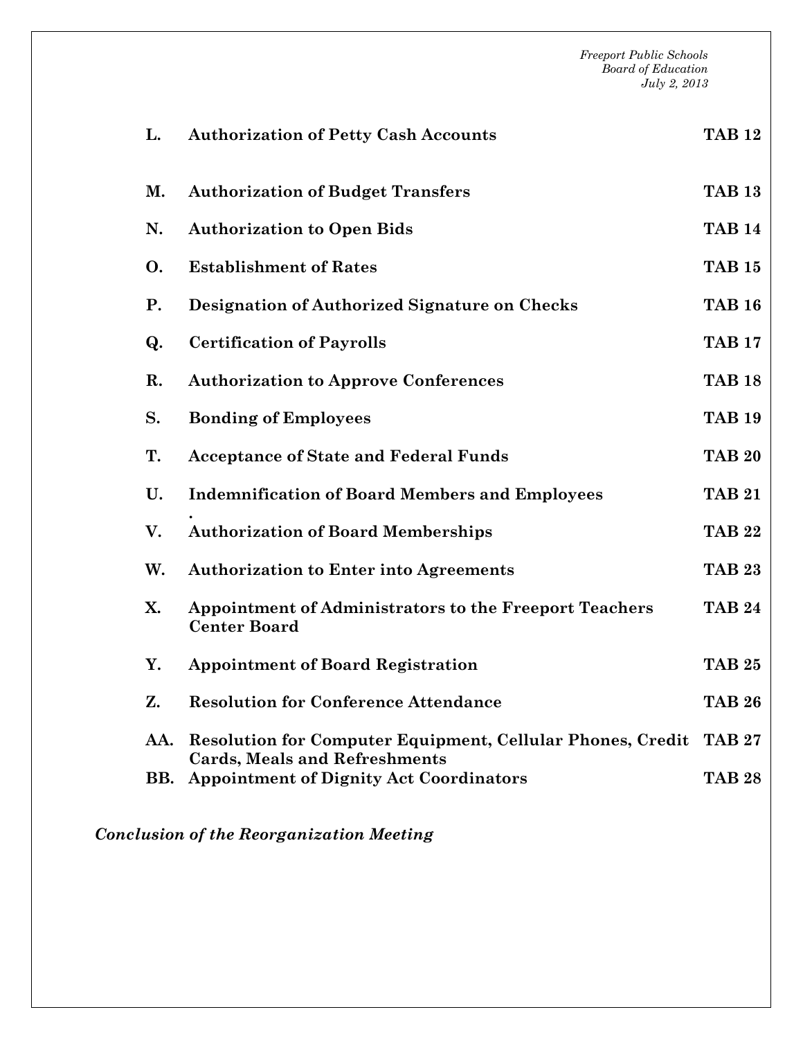| | | |
|---|---|---|
| **L.** | **Authorization of Petty Cash Accounts** | **TAB 12** |
| **M.** | **Authorization of Budget Transfers** | **TAB 13** |
| **N.** | **Authorization to Open Bids** | **TAB 14** |
| **O.** | **Establishment of Rates** | **TAB 15** |
| **P.** | **Designation of Authorized Signature on Checks** | **TAB 16** |
| **Q.** | **Certification of Payrolls** | **TAB 17** |
| **R.** | **Authorization to Approve Conferences** | **TAB 18** |
| **S.** | **Bonding of Employees** | **TAB 19** |
| **T.** | **Acceptance of State and Federal Funds** | **TAB 20** |
| **U.** | **Indemnification of Board Members and Employees** | **TAB 21** |
| **V.** | **Authorization of Board Memberships** | **TAB 22** |
| **W.** | **Authorization to Enter into Agreements** | **TAB 23** |
| **X.** | **Appointment of Administrators to the Freeport Teachers Center Board** | **TAB 24** |
| **Y.** | **Appointment of Board Registration** | **TAB 25** |
| **Z.** | **Resolution for Conference Attendance** | **TAB 26** |
| **AA.** | **Resolution for Computer Equipment, Cellular Phones, Credit Cards, Meals and Refreshments** | **TAB 27** |
| **BB.** | **Appointment of Dignity Act Coordinators** | **TAB 28** |

***Conclusion of the Reorganization Meeting***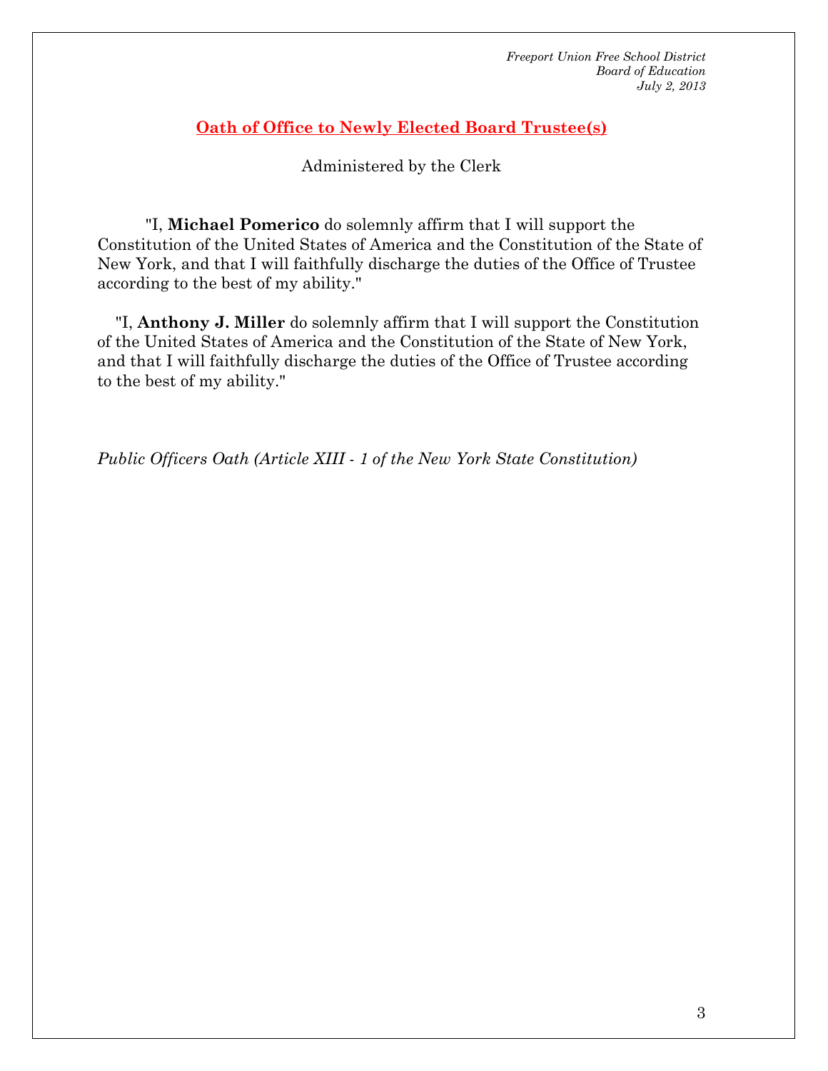*Freport Union Free School District*
*Board of Education*
*July 2, 2013*

## Oath of Office to Newly Elected Board Trustee(s)

Administered by the Clerk

"I, **Michael Pomerico** do solemnly affirm that I will support the Constitution of the United States of America and the Constitution of the State of New York, and that I will faithfully discharge the duties of the Office of Trustee according to the best of my ability."

"I, **Anthony J. Miller** do solemnly affirm that I will support the Constitution of the United States of America and the Constitution of the State of New York, and that I will faithfully discharge the duties of the Office of Trustee according to the best of my ability."

*Public Officers Oath (Article XIII - 1 of the New York State Constitution)*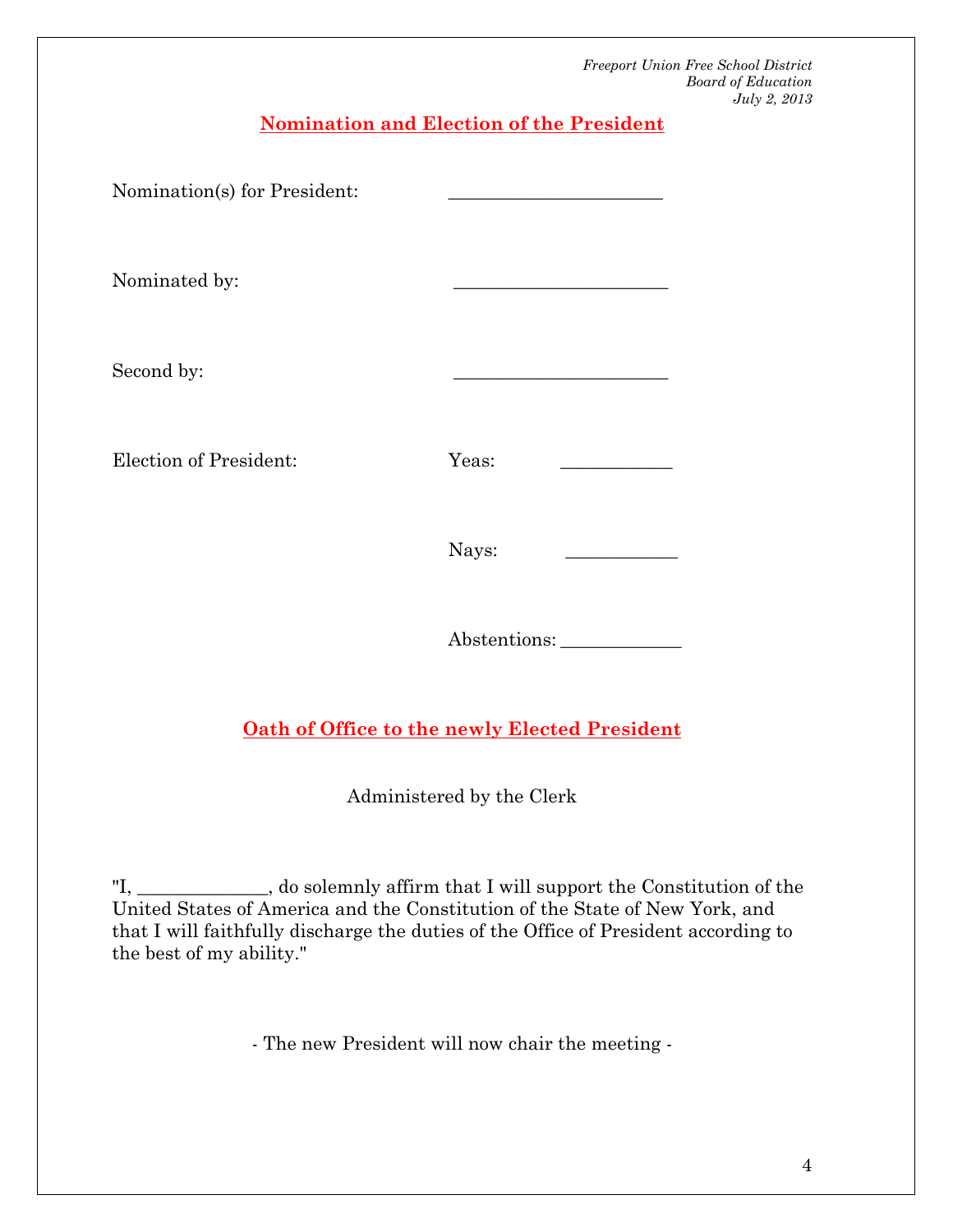*Freeport Union Free School District*
*Board of Education*
*July 2, 2013*

## Nomination and Election of the President

Nomination(s) for President: ______________________

Nominated by: ______________________

Second by: ______________________

Election of President: Yeas: ___________

Nays: ___________

Abstentions: ____________

## Oath of Office to the newly Elected President

Administered by the Clerk

"I, _____________, do solemnly affirm that I will support the Constitution of the United States of America and the Constitution of the State of New York, and that I will faithfully discharge the duties of the Office of President according to the best of my ability."

- The new President will now chair the meeting -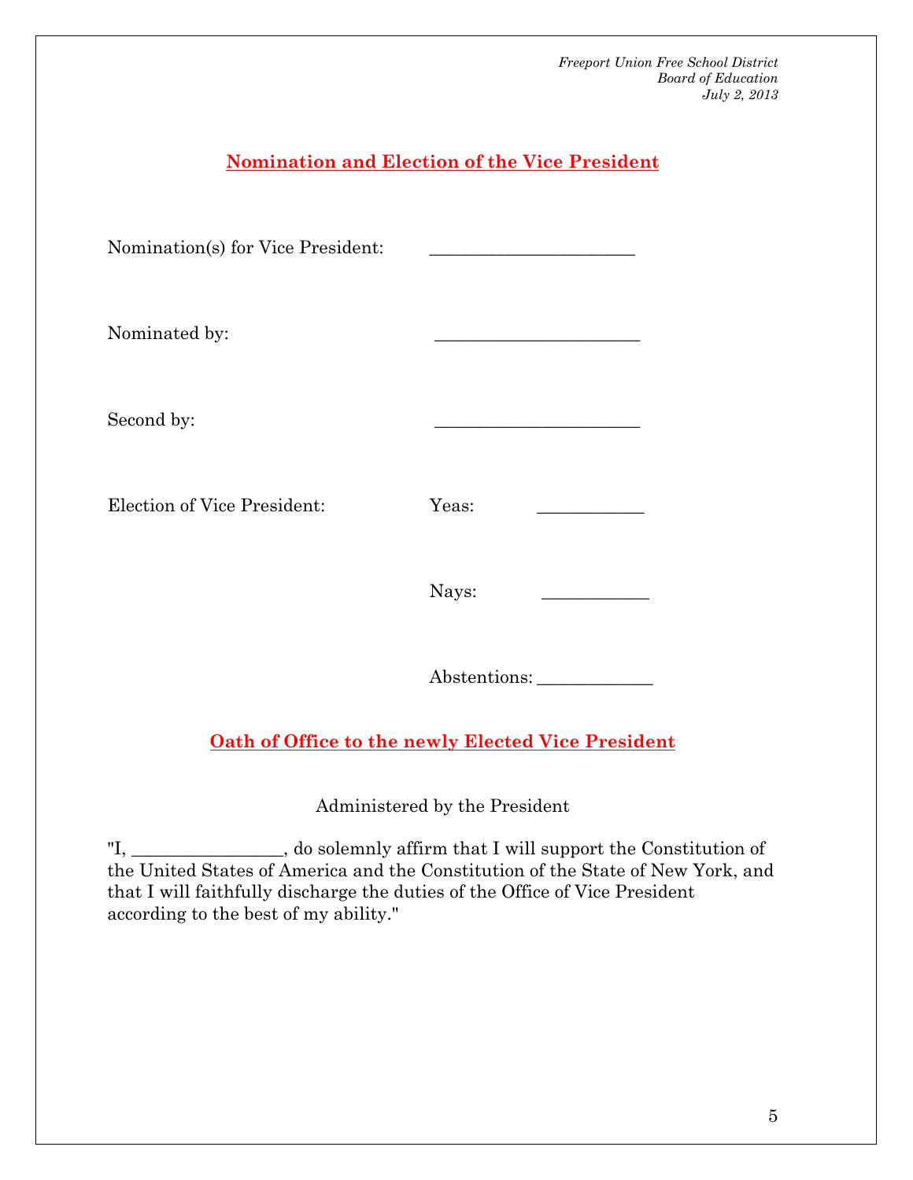## Nomination and Election of the Vice President

Nomination(s) for Vice President: ______________________

Nominated by: ______________________

Second by: ______________________

Election of Vice President:

Yeas: ___________

Nays: ___________

Abstentions: ____________

## Oath of Office to the newly Elected Vice President

Administered by the President

"I, ________________, do solemnly affirm that I will support the Constitution of the United States of America and the Constitution of the State of New York, and that I will faithfully discharge the duties of the Office of Vice President according to the best of my ability."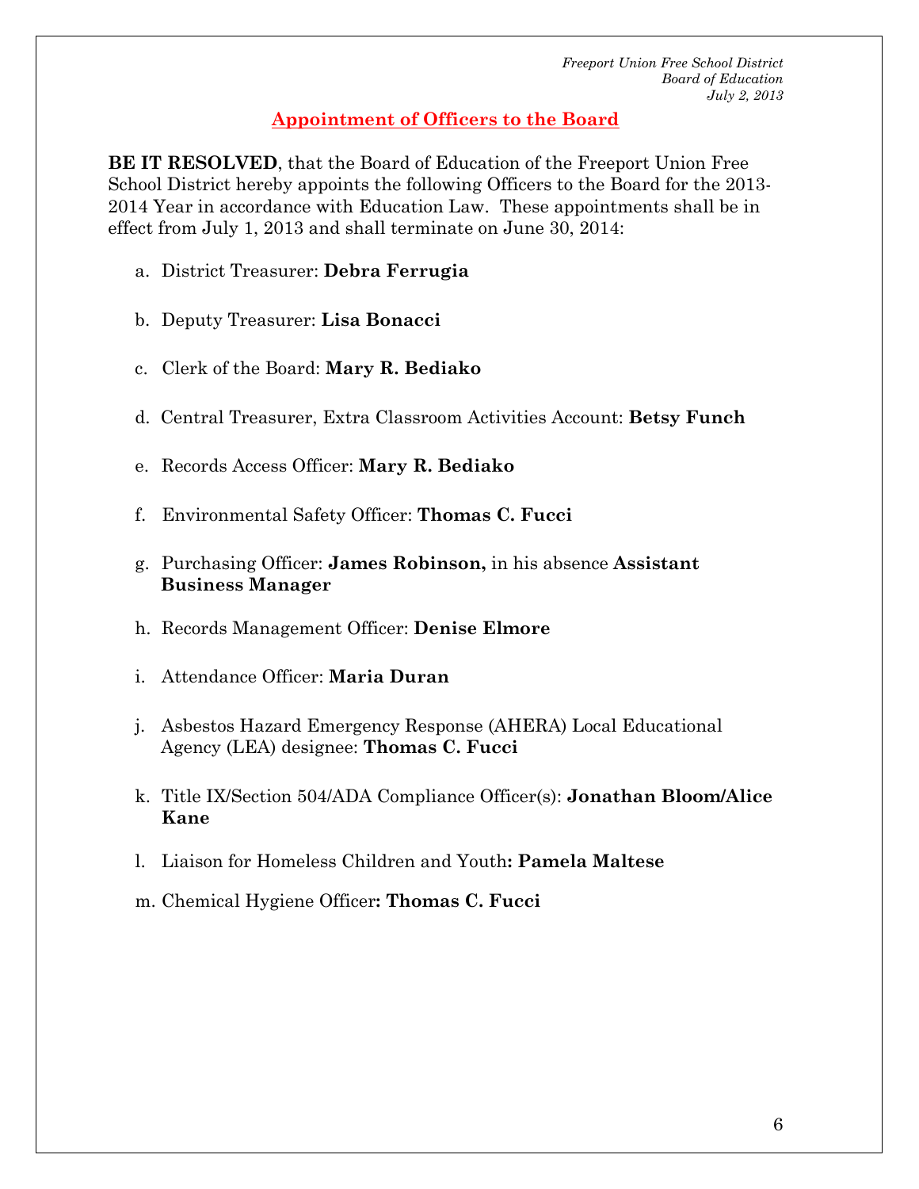*Freport Union Free School District*
*Board of Education*
*July 2, 2013*

## Appointment of Officers to the Board

**BE IT RESOLVED**, that the Board of Education of the Freeport Union Free School District hereby appoints the following Officers to the Board for the 2013-2014 Year in accordance with Education Law. These appointments shall be in effect from July 1, 2013 and shall terminate on June 30, 2014:

a. District Treasurer: **Debra Ferrugia**

b. Deputy Treasurer: **Lisa Bonacci**

c. Clerk of the Board: **Mary R. Bediako**

d. Central Treasurer, Extra Classroom Activities Account: **Betsy Funch**

e. Records Access Officer: **Mary R. Bediako**

f. Environmental Safety Officer: **Thomas C. Fucci**

g. Purchasing Officer: **James Robinson,** in his absence **Assistant Business Manager**

h. Records Management Officer: **Denise Elmore**

i. Attendance Officer: **Maria Duran**

j. Asbestos Hazard Emergency Response (AHERA) Local Educational Agency (LEA) designee: **Thomas C. Fucci**

k. Title IX/Section 504/ADA Compliance Officer(s): **Jonathan Bloom/Alice Kane**

l. Liaison for Homeless Children and Youth**: Pamela Maltese**

m. Chemical Hygiene Officer**: Thomas C. Fucci**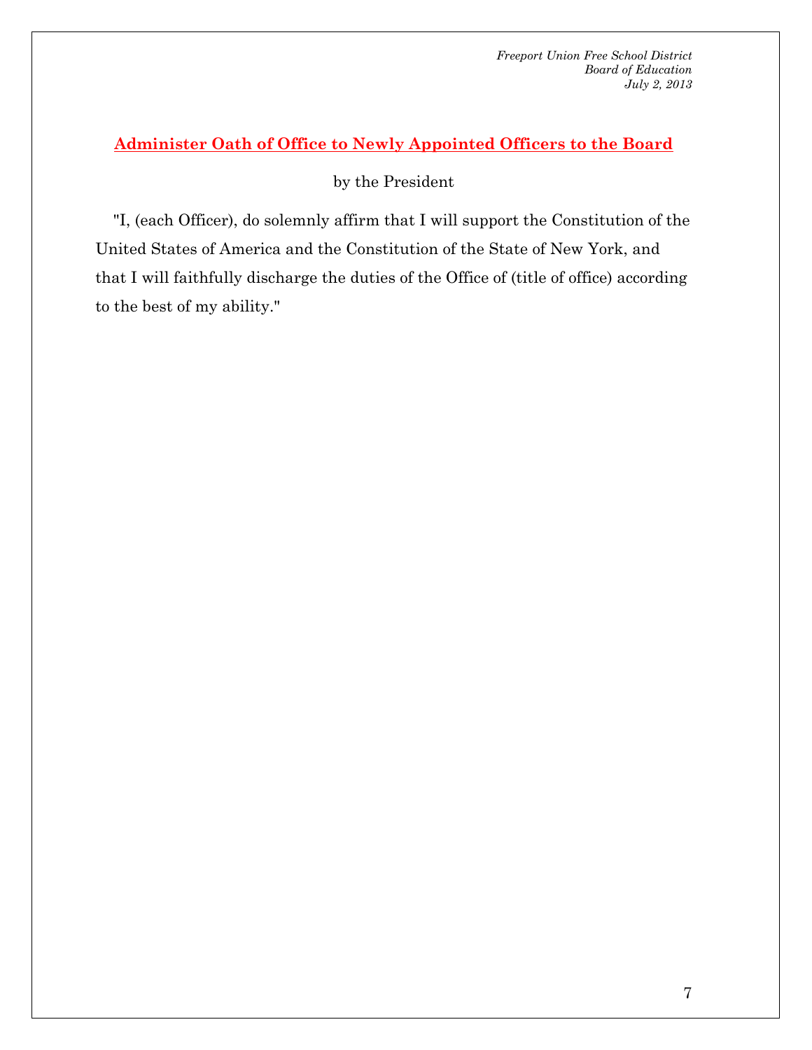## Administer Oath of Office to Newly Appointed Officers to the Board

by the President

"I, (each Officer), do solemnly affirm that I will support the Constitution of the United States of America and the Constitution of the State of New York, and that I will faithfully discharge the duties of the Office of (title of office) according to the best of my ability."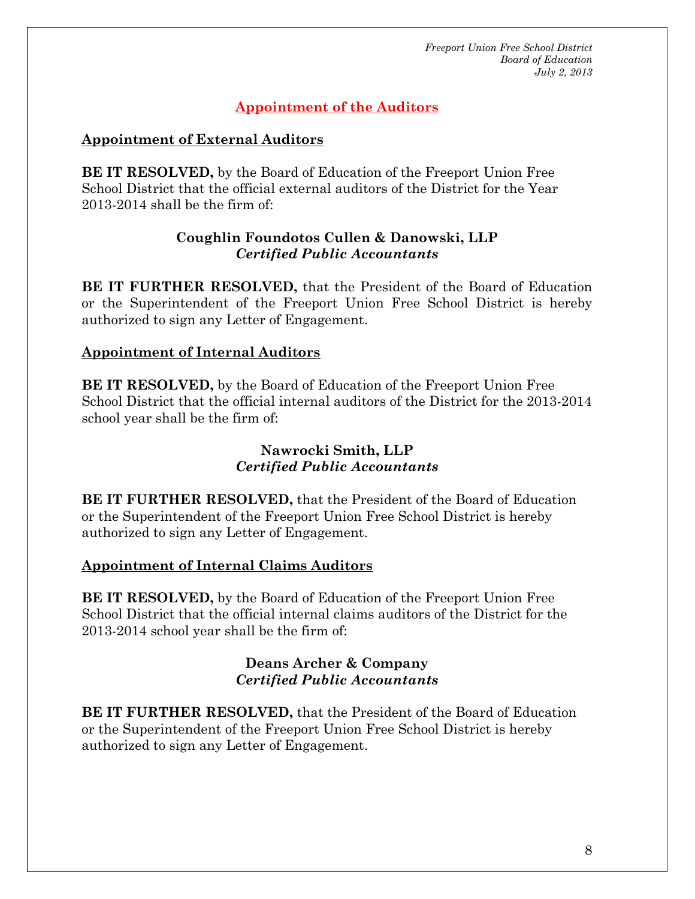## Appointment of the Auditors

### Appointment of External Auditors

**BE IT RESOLVED,** by the Board of Education of the Freeport Union Free School District that the official external auditors of the District for the Year 2013-2014 shall be the firm of:

**Coughlin Foundotos Cullen & Danowski, LLP**
***Certified Public Accountants***

**BE IT FURTHER RESOLVED,** that the President of the Board of Education or the Superintendent of the Freeport Union Free School District is hereby authorized to sign any Letter of Engagement.

### Appointment of Internal Auditors

**BE IT RESOLVED,** by the Board of Education of the Freeport Union Free School District that the official internal auditors of the District for the 2013-2014 school year shall be the firm of:

**Nawrocki Smith, LLP**
***Certified Public Accountants***

**BE IT FURTHER RESOLVED,** that the President of the Board of Education or the Superintendent of the Freeport Union Free School District is hereby authorized to sign any Letter of Engagement.

### Appointment of Internal Claims Auditors

**BE IT RESOLVED,** by the Board of Education of the Freeport Union Free School District that the official internal claims auditors of the District for the 2013-2014 school year shall be the firm of:

**Deans Archer & Company**
***Certified Public Accountants***

**BE IT FURTHER RESOLVED,** that the President of the Board of Education or the Superintendent of the Freeport Union Free School District is hereby authorized to sign any Letter of Engagement.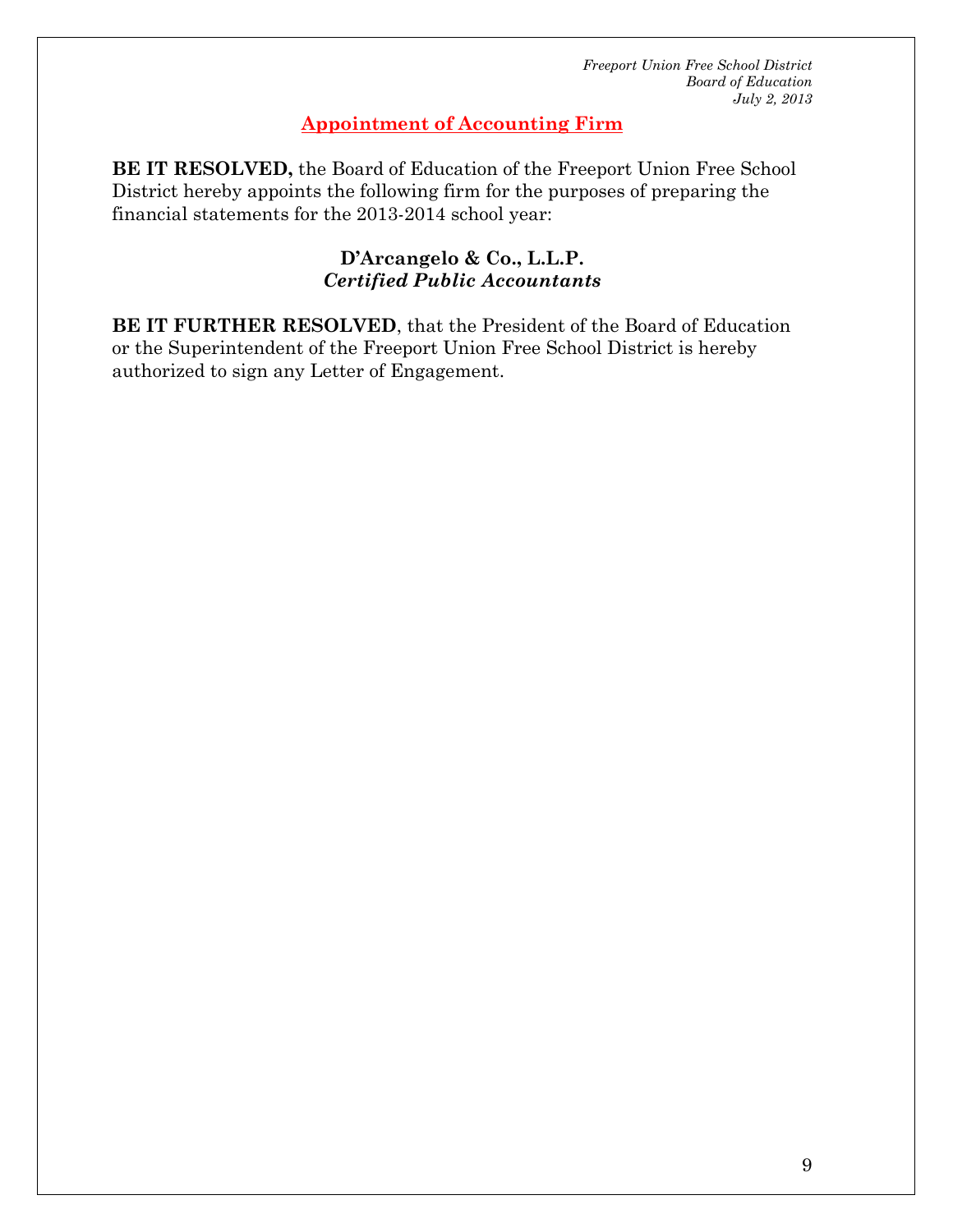## Appointment of Accounting Firm

**BE IT RESOLVED,** the Board of Education of the Freeport Union Free School District hereby appoints the following firm for the purposes of preparing the financial statements for the 2013-2014 school year:

**D'Arcangelo & Co., L.L.P.**
***Certified Public Accountants***

**BE IT FURTHER RESOLVED**, that the President of the Board of Education or the Superintendent of the Freeport Union Free School District is hereby authorized to sign any Letter of Engagement.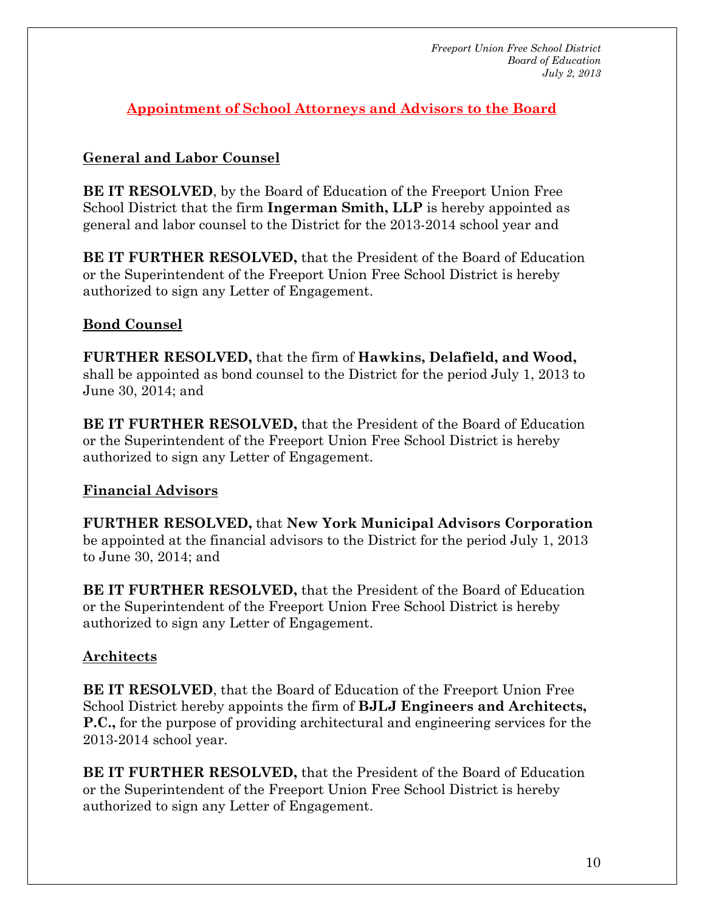*Freport Union Free School District*
*Board of Education*
*July 2, 2013*

## Appointment of School Attorneys and Advisors to the Board

### General and Labor Counsel

**BE IT RESOLVED**, by the Board of Education of the Freeport Union Free School District that the firm **Ingerman Smith, LLP** is hereby appointed as general and labor counsel to the District for the 2013-2014 school year and

**BE IT FURTHER RESOLVED,** that the President of the Board of Education or the Superintendent of the Freeport Union Free School District is hereby authorized to sign any Letter of Engagement.

### Bond Counsel

**FURTHER RESOLVED,** that the firm of **Hawkins, Delafield, and Wood,** shall be appointed as bond counsel to the District for the period July 1, 2013 to June 30, 2014; and

**BE IT FURTHER RESOLVED,** that the President of the Board of Education or the Superintendent of the Freeport Union Free School District is hereby authorized to sign any Letter of Engagement.

### Financial Advisors

**FURTHER RESOLVED,** that **New York Municipal Advisors Corporation** be appointed at the financial advisors to the District for the period July 1, 2013 to June 30, 2014; and

**BE IT FURTHER RESOLVED,** that the President of the Board of Education or the Superintendent of the Freeport Union Free School District is hereby authorized to sign any Letter of Engagement.

### Architects

**BE IT RESOLVED**, that the Board of Education of the Freeport Union Free School District hereby appoints the firm of **BJLJ Engineers and Architects, P.C.,** for the purpose of providing architectural and engineering services for the 2013-2014 school year.

**BE IT FURTHER RESOLVED,** that the President of the Board of Education or the Superintendent of the Freeport Union Free School District is hereby authorized to sign any Letter of Engagement.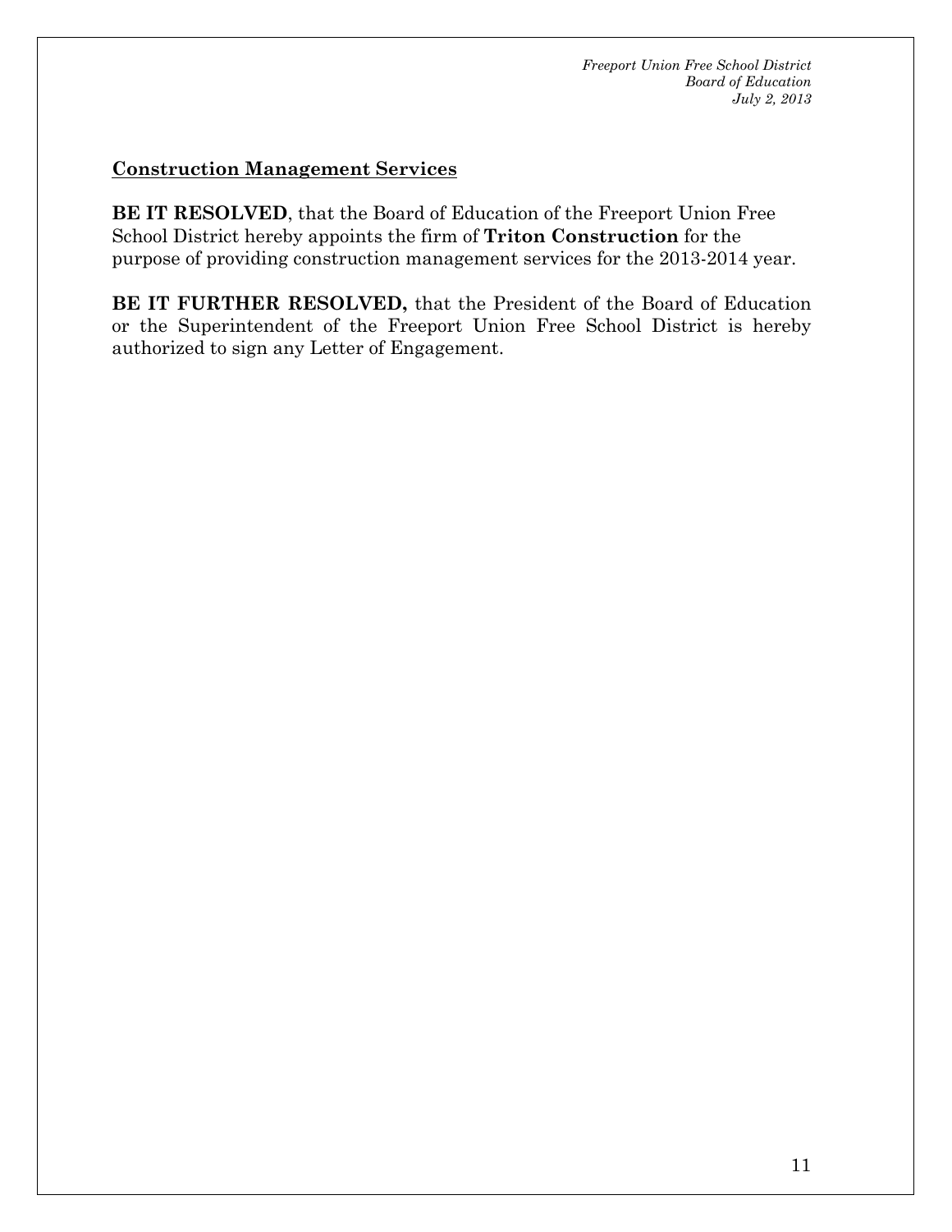## Construction Management Services

**BE IT RESOLVED**, that the Board of Education of the Freeport Union Free School District hereby appoints the firm of **Triton Construction** for the purpose of providing construction management services for the 2013-2014 year.

**BE IT FURTHER RESOLVED,** that the President of the Board of Education or the Superintendent of the Freeport Union Free School District is hereby authorized to sign any Letter of Engagement.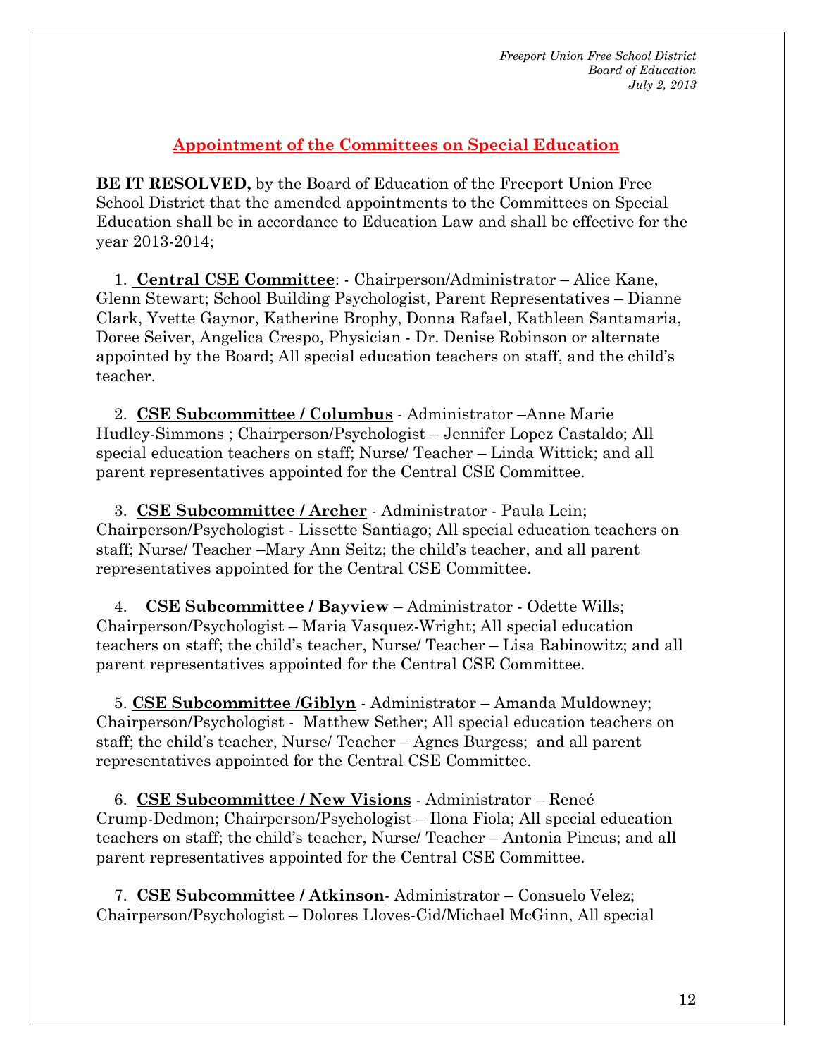*Freeport Union Free School District*
*Board of Education*
*July 2, 2013*

## Appointment of the Committees on Special Education

**BE IT RESOLVED,** by the Board of Education of the Freeport Union Free School District that the amended appointments to the Committees on Special Education shall be in accordance to Education Law and shall be effective for the year 2013-2014;

1. **Central CSE Committee**: - Chairperson/Administrator – Alice Kane, Glenn Stewart; School Building Psychologist, Parent Representatives – Dianne Clark, Yvette Gaynor, Katherine Brophy, Donna Rafael, Kathleen Santamaria, Doree Seiver, Angelica Crespo, Physician - Dr. Denise Robinson or alternate appointed by the Board; All special education teachers on staff, and the child's teacher.

2. **CSE Subcommittee / Columbus** - Administrator –Anne Marie Hudley-Simmons ; Chairperson/Psychologist – Jennifer Lopez Castaldo; All special education teachers on staff; Nurse/ Teacher – Linda Wittick; and all parent representatives appointed for the Central CSE Committee.

3. **CSE Subcommittee / Archer** - Administrator - Paula Lein; Chairperson/Psychologist - Lissette Santiago; All special education teachers on staff; Nurse/ Teacher –Mary Ann Seitz; the child's teacher, and all parent representatives appointed for the Central CSE Committee.

4. **CSE Subcommittee / Bayview** – Administrator - Odette Wills; Chairperson/Psychologist – Maria Vasquez-Wright; All special education teachers on staff; the child's teacher, Nurse/ Teacher – Lisa Rabinowitz; and all parent representatives appointed for the Central CSE Committee.

5. **CSE Subcommittee /Giblyn** - Administrator – Amanda Muldowney; Chairperson/Psychologist - Matthew Sether; All special education teachers on staff; the child's teacher, Nurse/ Teacher – Agnes Burgess; and all parent representatives appointed for the Central CSE Committee.

6. **CSE Subcommittee / New Visions** - Administrator – Reneé Crump-Dedmon; Chairperson/Psychologist – Ilona Fiola; All special education teachers on staff; the child's teacher, Nurse/ Teacher – Antonia Pincus; and all parent representatives appointed for the Central CSE Committee.

7. **CSE Subcommittee / Atkinson**- Administrator – Consuelo Velez; Chairperson/Psychologist – Dolores Lloves-Cid/Michael McGinn, All special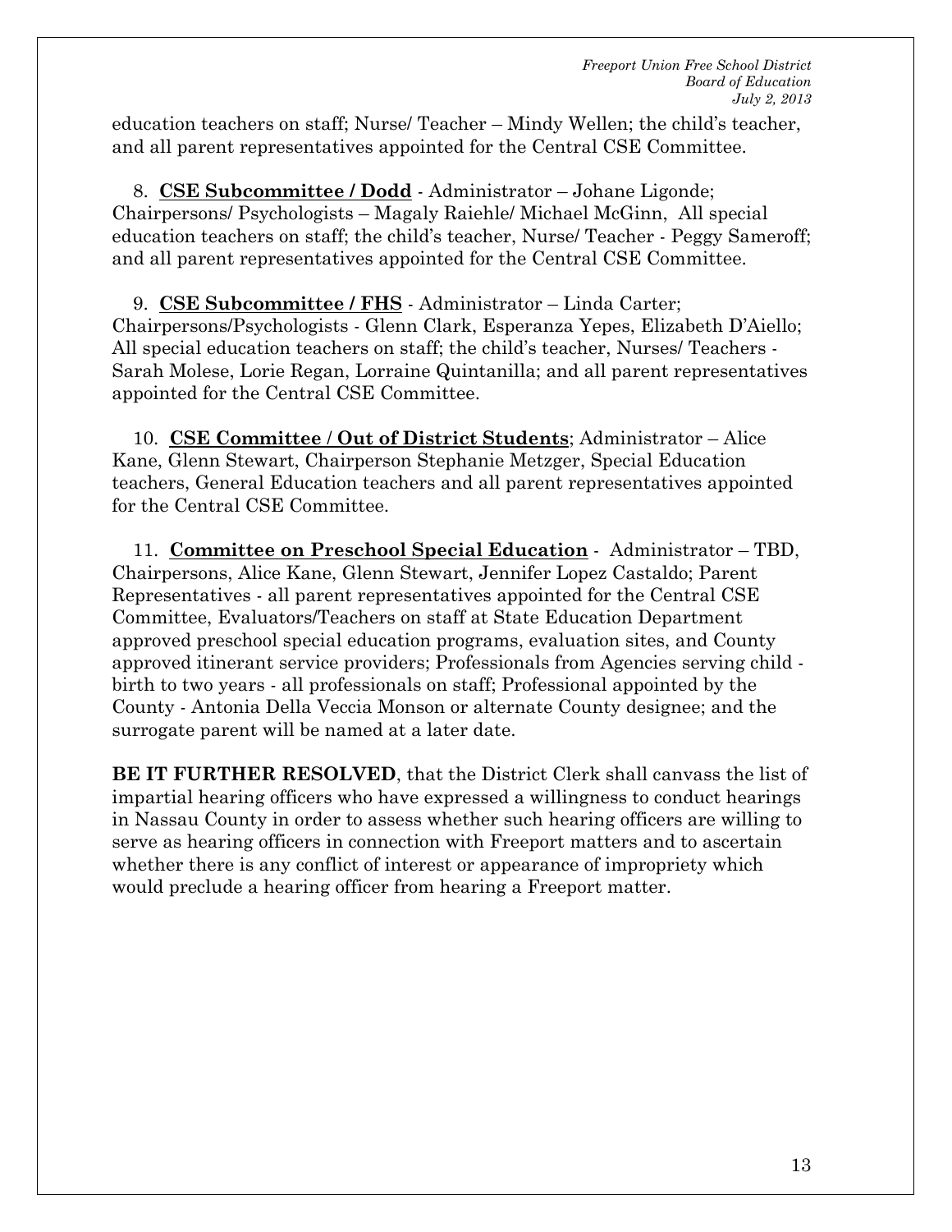education teachers on staff; Nurse/ Teacher – Mindy Wellen; the child's teacher, and all parent representatives appointed for the Central CSE Committee.

8. **CSE Subcommittee / Dodd** - Administrator – Johane Ligonde; Chairpersons/ Psychologists – Magaly Raiehle/ Michael McGinn, All special education teachers on staff; the child's teacher, Nurse/ Teacher - Peggy Sameroff; and all parent representatives appointed for the Central CSE Committee.

9. **CSE Subcommittee / FHS** - Administrator – Linda Carter; Chairpersons/Psychologists - Glenn Clark, Esperanza Yepes, Elizabeth D'Aiello; All special education teachers on staff; the child's teacher, Nurses/ Teachers - Sarah Molese, Lorie Regan, Lorraine Quintanilla; and all parent representatives appointed for the Central CSE Committee.

10. **CSE Committee / Out of District Students**; Administrator – Alice Kane, Glenn Stewart, Chairperson Stephanie Metzger, Special Education teachers, General Education teachers and all parent representatives appointed for the Central CSE Committee.

11. **Committee on Preschool Special Education** - Administrator – TBD, Chairpersons, Alice Kane, Glenn Stewart, Jennifer Lopez Castaldo; Parent Representatives - all parent representatives appointed for the Central CSE Committee, Evaluators/Teachers on staff at State Education Department approved preschool special education programs, evaluation sites, and County approved itinerant service providers; Professionals from Agencies serving child - birth to two years - all professionals on staff; Professional appointed by the County - Antonia Della Veccia Monson or alternate County designee; and the surrogate parent will be named at a later date.

**BE IT FURTHER RESOLVED**, that the District Clerk shall canvass the list of impartial hearing officers who have expressed a willingness to conduct hearings in Nassau County in order to assess whether such hearing officers are willing to serve as hearing officers in connection with Freeport matters and to ascertain whether there is any conflict of interest or appearance of impropriety which would preclude a hearing officer from hearing a Freeport matter.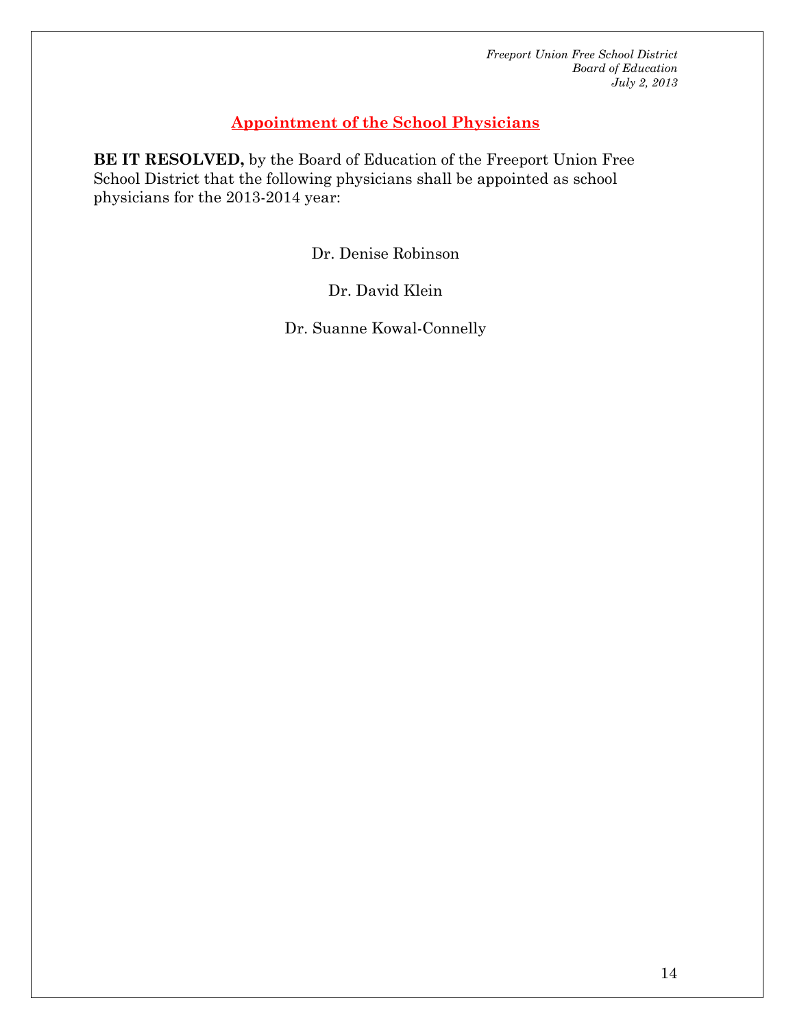## Appointment of the School Physicians

**BE IT RESOLVED,** by the Board of Education of the Freeport Union Free School District that the following physicians shall be appointed as school physicians for the 2013-2014 year:

Dr. Denise Robinson

Dr. David Klein

Dr. Suanne Kowal-Connelly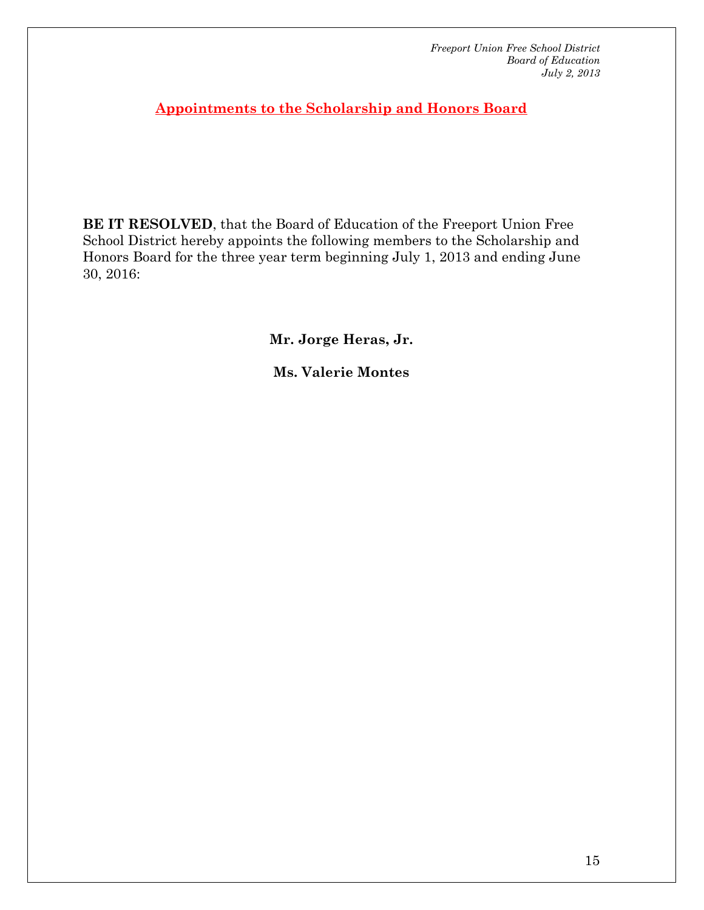*Freeport Union Free School District*
*Board of Education*
*July 2, 2013*

## Appointments to the Scholarship and Honors Board

**BE IT RESOLVED**, that the Board of Education of the Freeport Union Free School District hereby appoints the following members to the Scholarship and Honors Board for the three year term beginning July 1, 2013 and ending June 30, 2016:

**Mr. Jorge Heras, Jr.**

**Ms. Valerie Montes**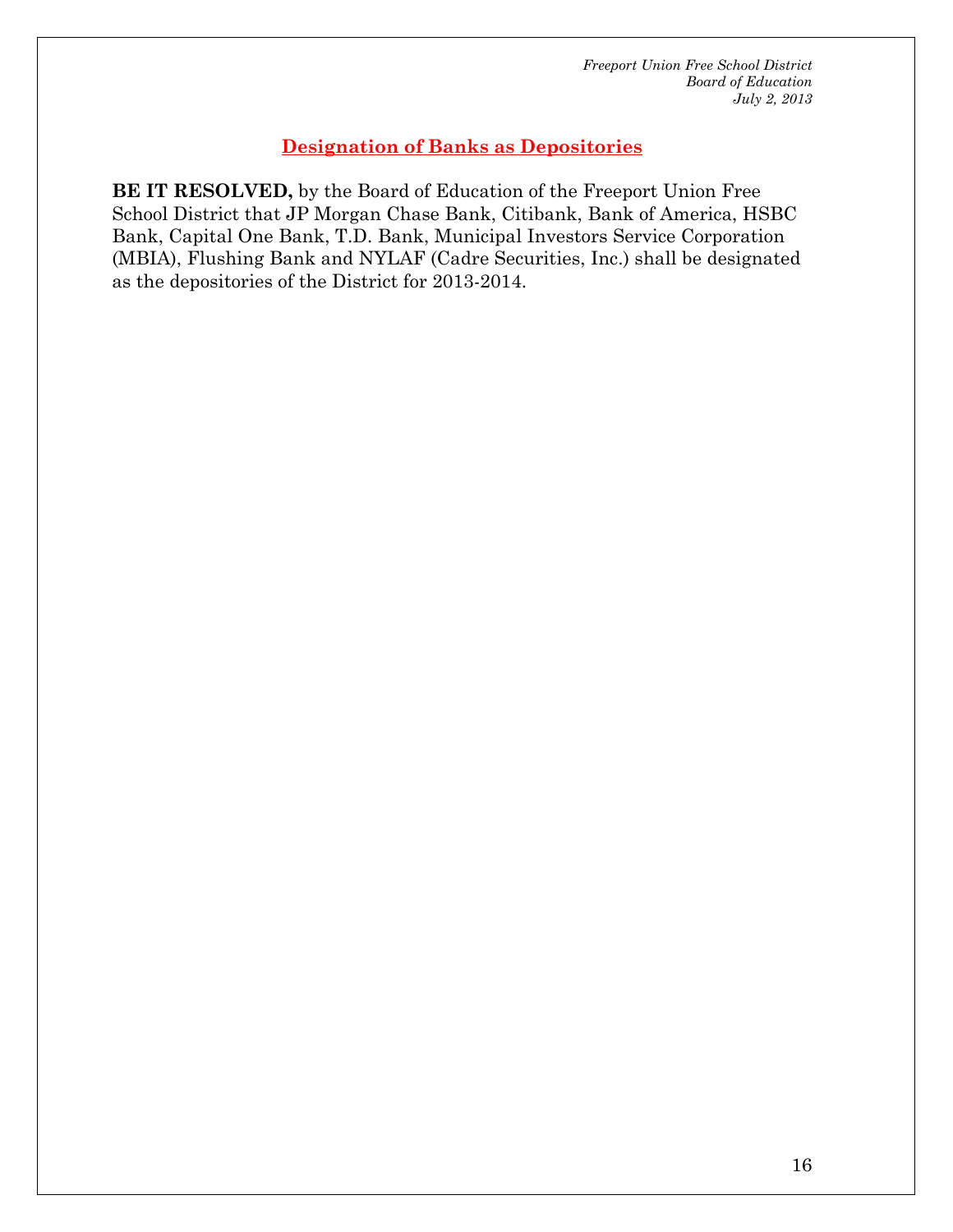## Designation of Banks as Depositories

**BE IT RESOLVED,** by the Board of Education of the Freeport Union Free School District that JP Morgan Chase Bank, Citibank, Bank of America, HSBC Bank, Capital One Bank, T.D. Bank, Municipal Investors Service Corporation (MBIA), Flushing Bank and NYLAF (Cadre Securities, Inc.) shall be designated as the depositories of the District for 2013-2014.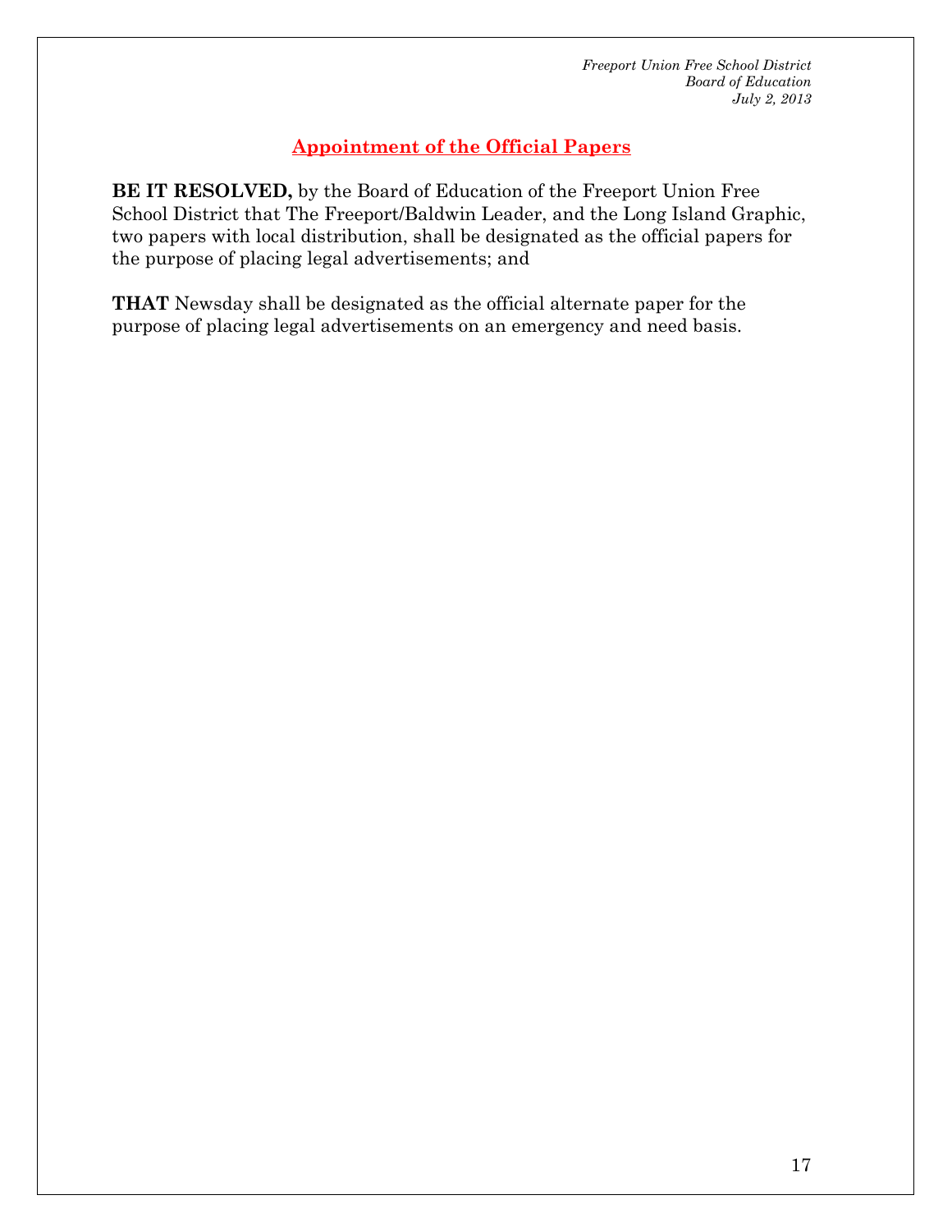## Appointment of the Official Papers

**BE IT RESOLVED,** by the Board of Education of the Freeport Union Free School District that The Freeport/Baldwin Leader, and the Long Island Graphic, two papers with local distribution, shall be designated as the official papers for the purpose of placing legal advertisements; and

**THAT** Newsday shall be designated as the official alternate paper for the purpose of placing legal advertisements on an emergency and need basis.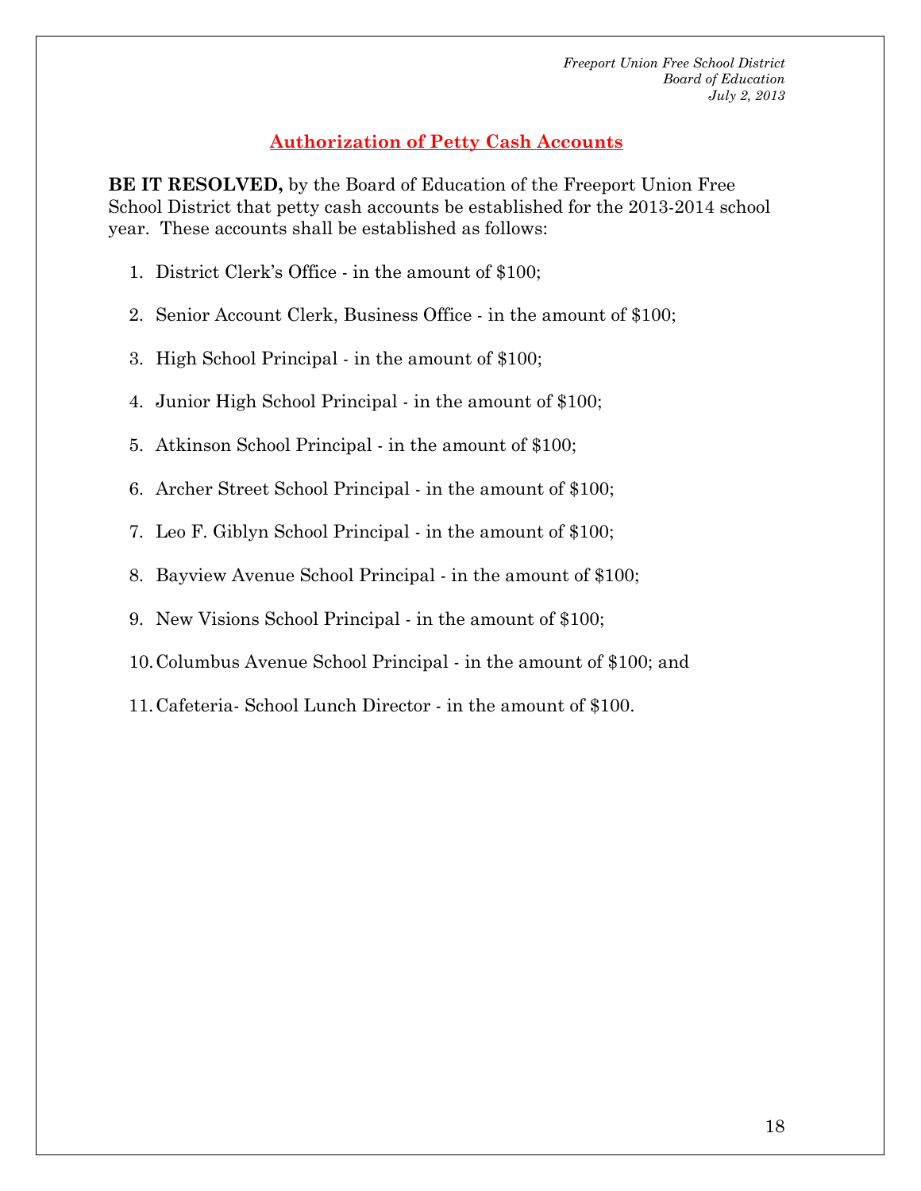## Authorization of Petty Cash Accounts

**BE IT RESOLVED,** by the Board of Education of the Freeport Union Free School District that petty cash accounts be established for the 2013-2014 school year. These accounts shall be established as follows:

1. District Clerk's Office - in the amount of $100;
2. Senior Account Clerk, Business Office - in the amount of $100;
3. High School Principal - in the amount of $100;
4. Junior High School Principal - in the amount of $100;
5. Atkinson School Principal - in the amount of $100;
6. Archer Street School Principal - in the amount of $100;
7. Leo F. Giblyn School Principal - in the amount of $100;
8. Bayview Avenue School Principal - in the amount of $100;
9. New Visions School Principal - in the amount of $100;
10. Columbus Avenue School Principal - in the amount of $100; and
11. Cafeteria- School Lunch Director - in the amount of $100.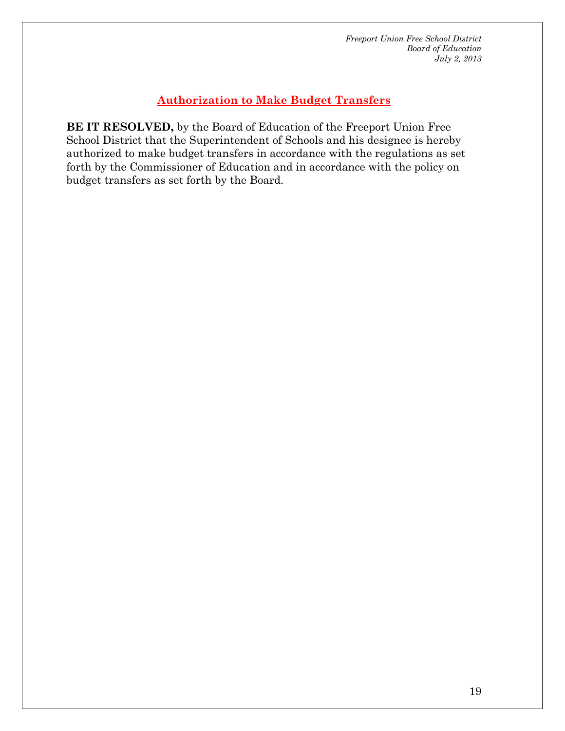*Freport Union Free School District*

*Board of Education*

*July 2, 2013*

## Authorization to Make Budget Transfers

**BE IT RESOLVED,** by the Board of Education of the Freeport Union Free School District that the Superintendent of Schools and his designee is hereby authorized to make budget transfers in accordance with the regulations as set forth by the Commissioner of Education and in accordance with the policy on budget transfers as set forth by the Board.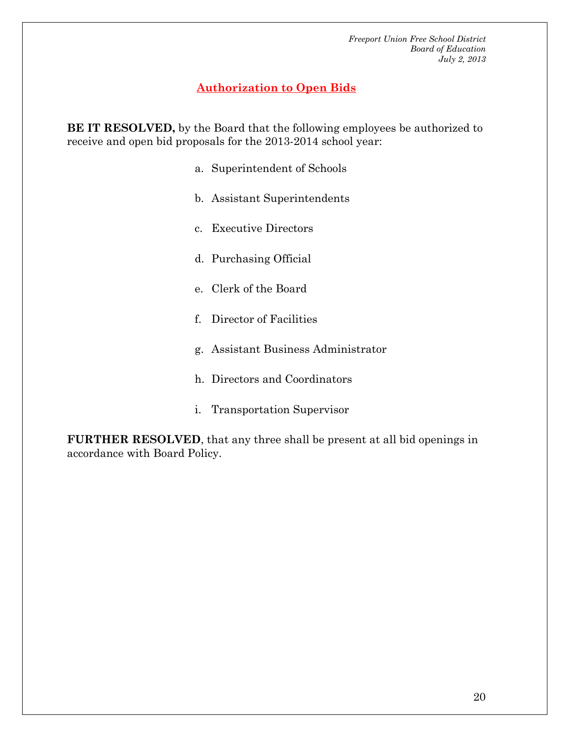## Authorization to Open Bids

**BE IT RESOLVED,** by the Board that the following employees be authorized to receive and open bid proposals for the 2013-2014 school year:

a. Superintendent of Schools

b. Assistant Superintendents

c. Executive Directors

d. Purchasing Official

e. Clerk of the Board

f. Director of Facilities

g. Assistant Business Administrator

h. Directors and Coordinators

i. Transportation Supervisor

**FURTHER RESOLVED**, that any three shall be present at all bid openings in accordance with Board Policy.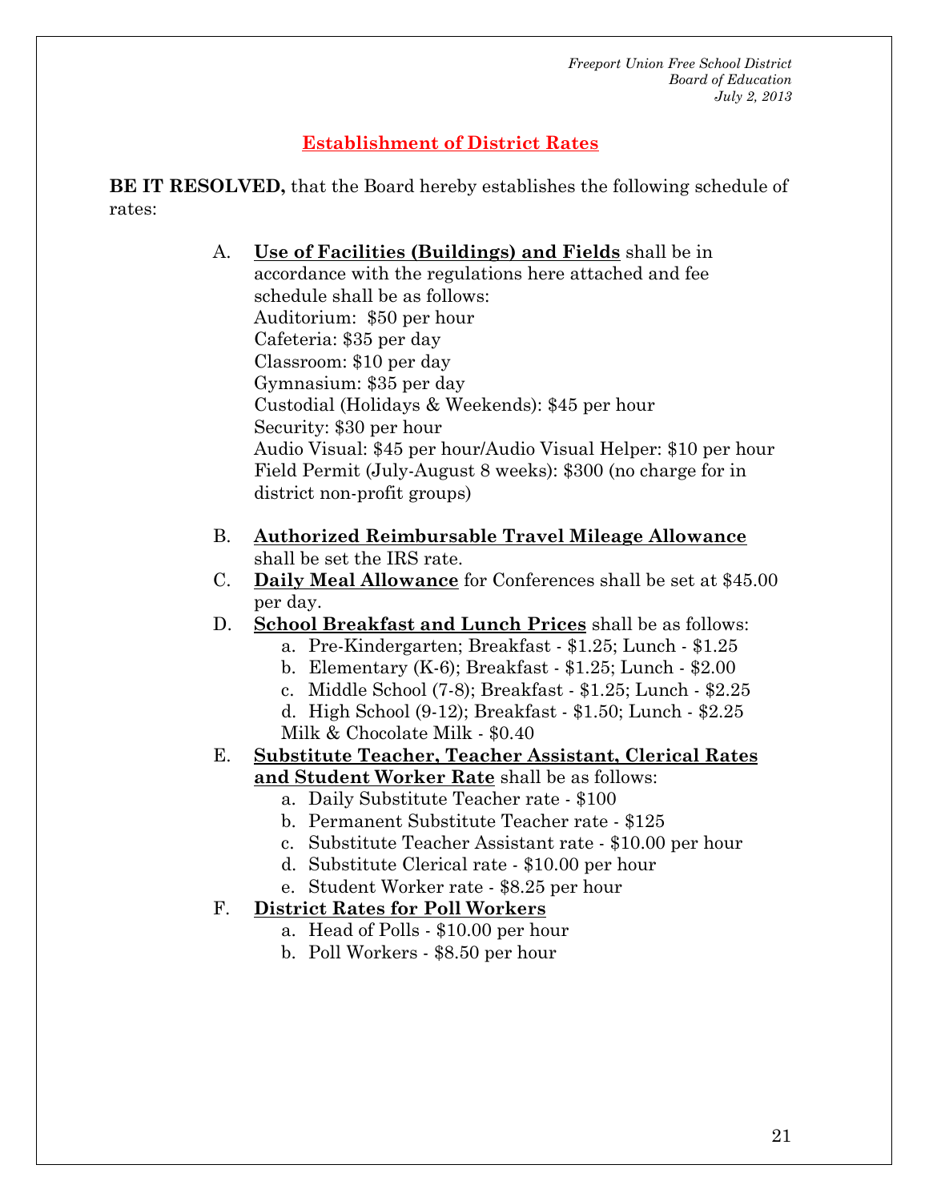*Freeport Union Free School District*
*Board of Education*
*July 2, 2013*

## Establishment of District Rates

**BE IT RESOLVED,** that the Board hereby establishes the following schedule of rates:

A. **Use of Facilities (Buildings) and Fields** shall be in accordance with the regulations here attached and fee schedule shall be as follows:
Auditorium: $50 per hour
Cafeteria: $35 per day
Classroom: $10 per day
Gymnasium: $35 per day
Custodial (Holidays & Weekends): $45 per hour
Security: $30 per hour
Audio Visual: $45 per hour/Audio Visual Helper: $10 per hour
Field Permit (July-August 8 weeks): $300 (no charge for in district non-profit groups)

B. **Authorized Reimbursable Travel Mileage Allowance** shall be set the IRS rate.

C. **Daily Meal Allowance** for Conferences shall be set at $45.00 per day.

D. **School Breakfast and Lunch Prices** shall be as follows:
   a. Pre-Kindergarten; Breakfast - $1.25; Lunch - $1.25
   b. Elementary (K-6); Breakfast - $1.25; Lunch - $2.00
   c. Middle School (7-8); Breakfast - $1.25; Lunch - $2.25
   d. High School (9-12); Breakfast - $1.50; Lunch - $2.25
   Milk & Chocolate Milk - $0.40

E. **Substitute Teacher, Teacher Assistant, Clerical Rates and Student Worker Rate** shall be as follows:
   a. Daily Substitute Teacher rate - $100
   b. Permanent Substitute Teacher rate - $125
   c. Substitute Teacher Assistant rate - $10.00 per hour
   d. Substitute Clerical rate - $10.00 per hour
   e. Student Worker rate - $8.25 per hour

F. **District Rates for Poll Workers**
   a. Head of Polls - $10.00 per hour
   b. Poll Workers - $8.50 per hour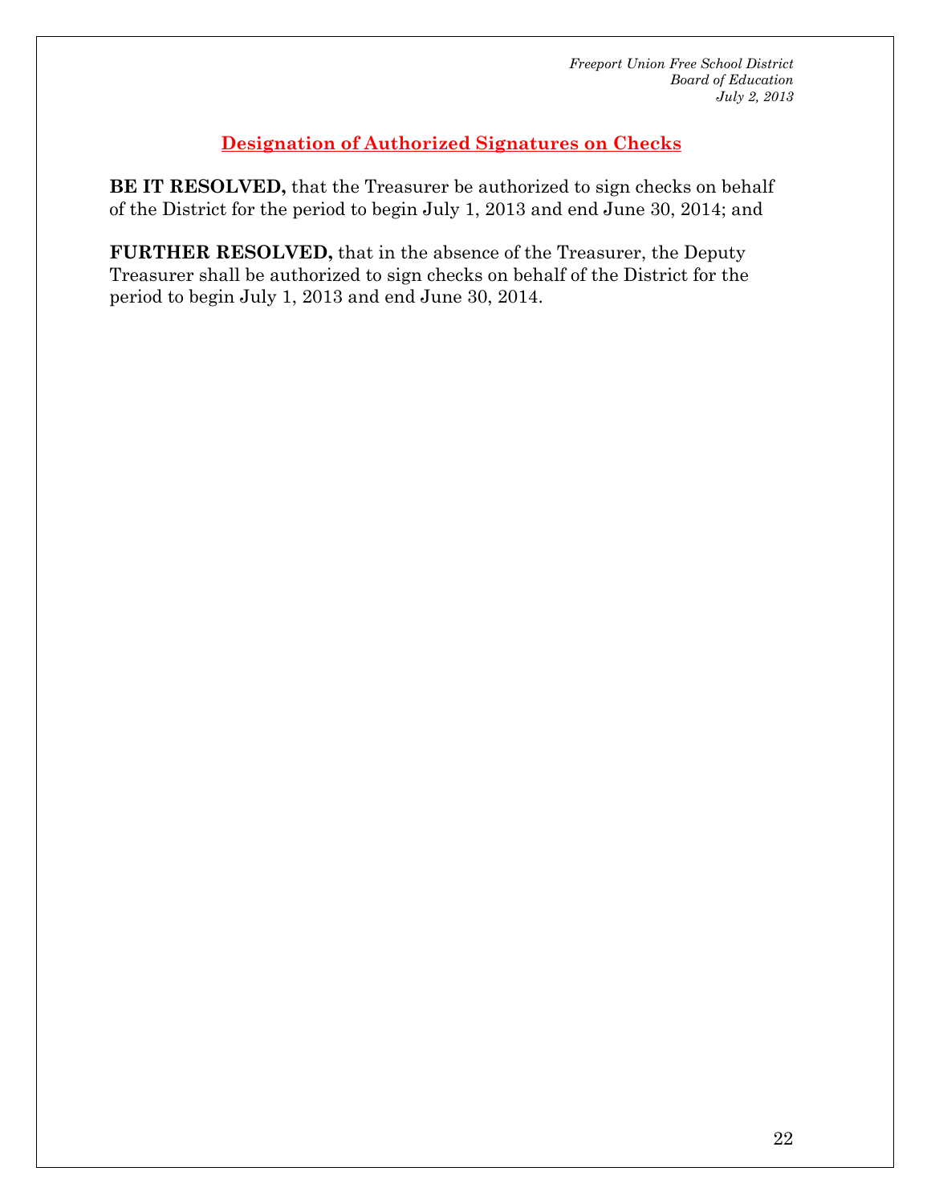## Designation of Authorized Signatures on Checks

**BE IT RESOLVED,** that the Treasurer be authorized to sign checks on behalf of the District for the period to begin July 1, 2013 and end June 30, 2014; and

**FURTHER RESOLVED,** that in the absence of the Treasurer, the Deputy Treasurer shall be authorized to sign checks on behalf of the District for the period to begin July 1, 2013 and end June 30, 2014.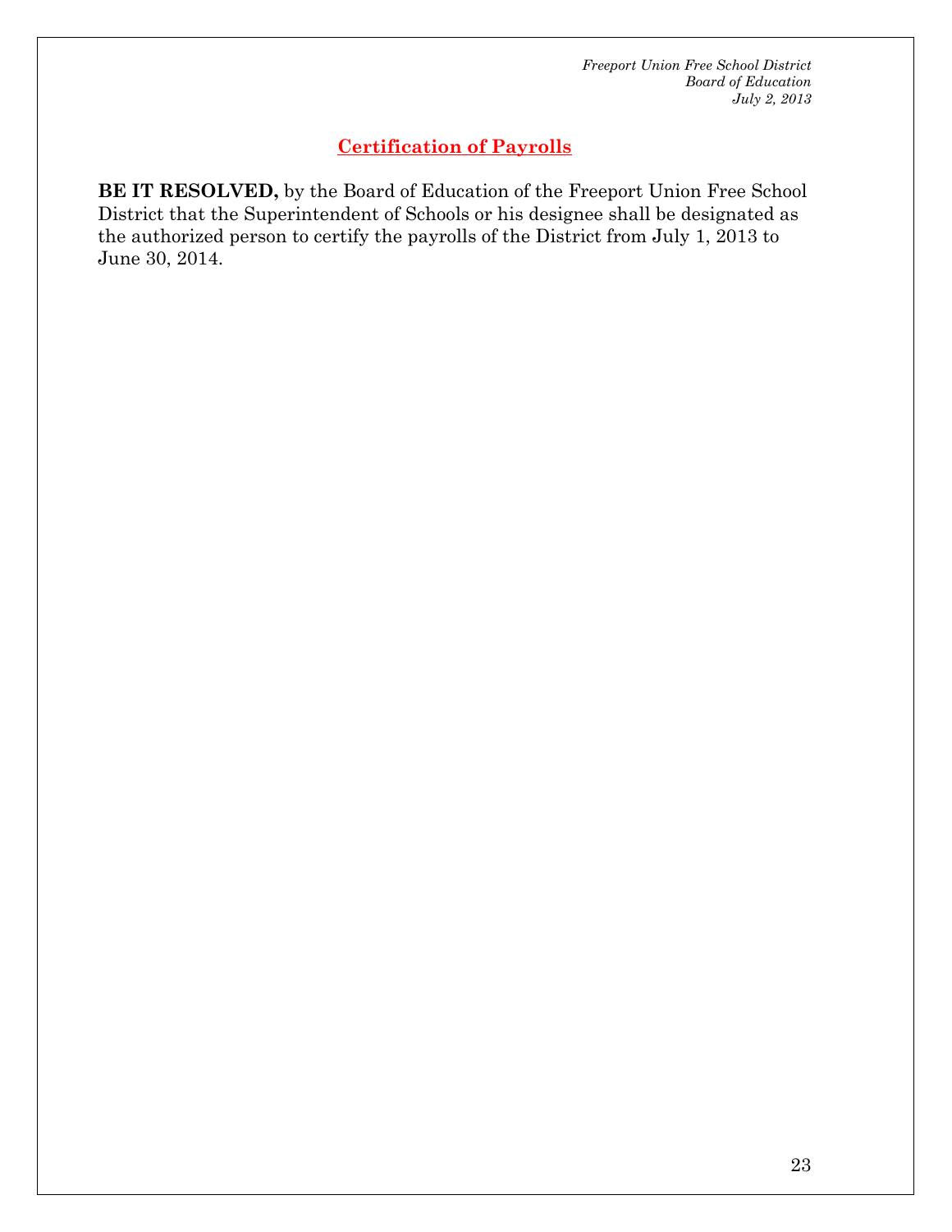## Certification of Payrolls

**BE IT RESOLVED,** by the Board of Education of the Freeport Union Free School District that the Superintendent of Schools or his designee shall be designated as the authorized person to certify the payrolls of the District from July 1, 2013 to June 30, 2014.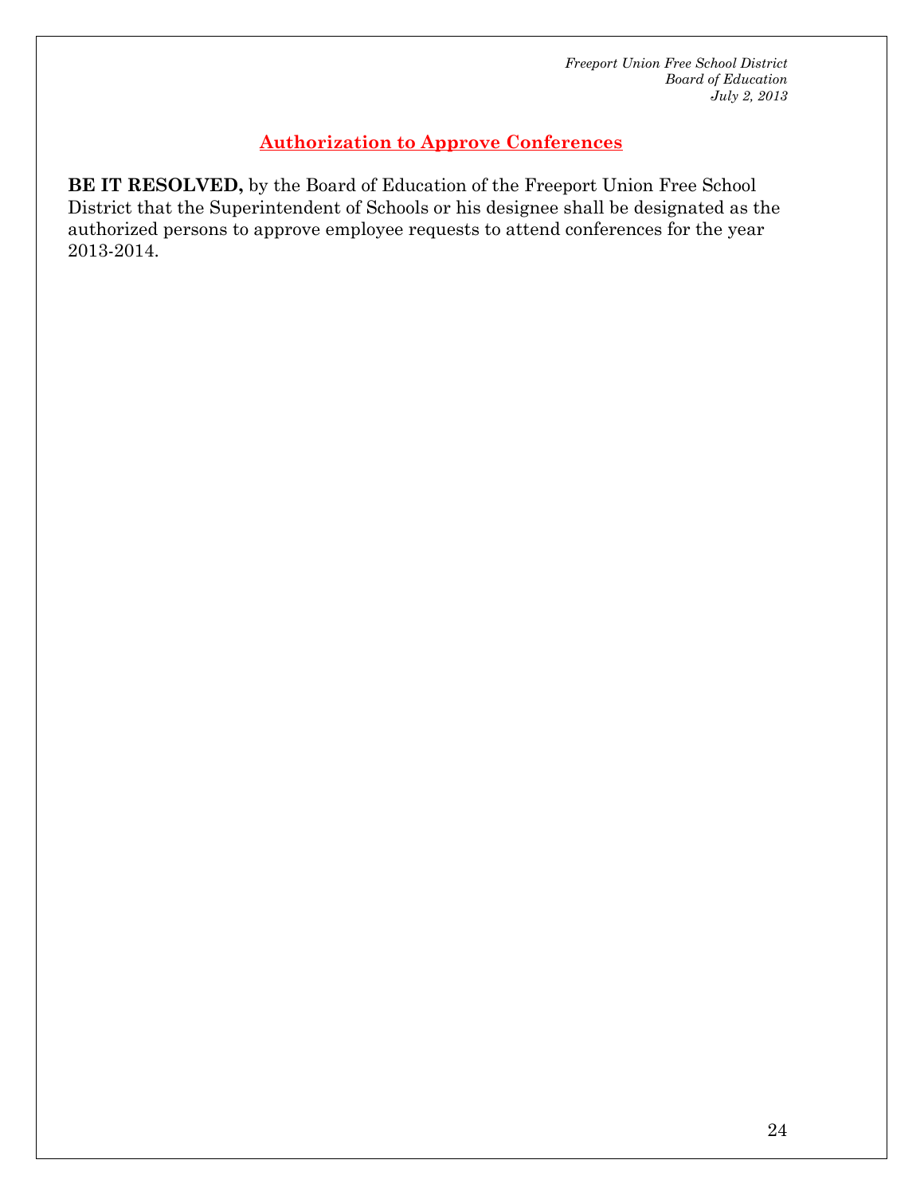## Authorization to Approve Conferences

**BE IT RESOLVED,** by the Board of Education of the Freeport Union Free School District that the Superintendent of Schools or his designee shall be designated as the authorized persons to approve employee requests to attend conferences for the year 2013-2014.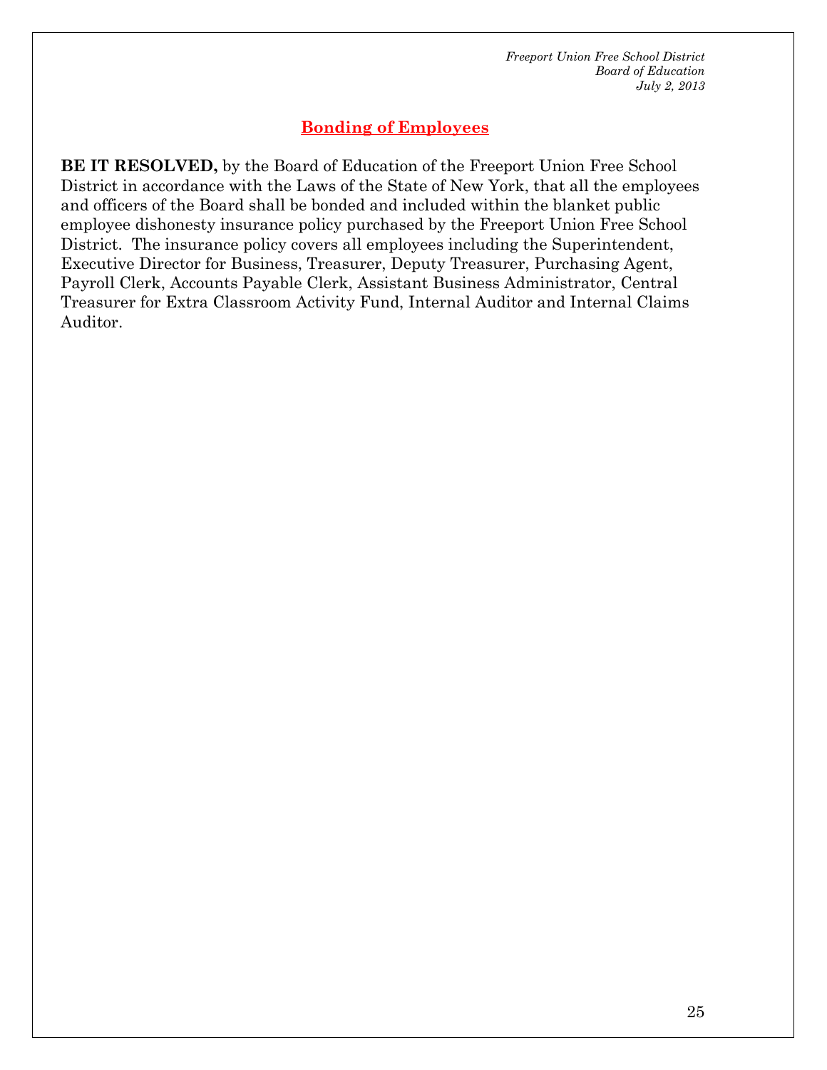*Freeport Union Free School District*
*Board of Education*
*July 2, 2013*

## Bonding of Employees

**BE IT RESOLVED,** by the Board of Education of the Freeport Union Free School District in accordance with the Laws of the State of New York, that all the employees and officers of the Board shall be bonded and included within the blanket public employee dishonesty insurance policy purchased by the Freeport Union Free School District. The insurance policy covers all employees including the Superintendent, Executive Director for Business, Treasurer, Deputy Treasurer, Purchasing Agent, Payroll Clerk, Accounts Payable Clerk, Assistant Business Administrator, Central Treasurer for Extra Classroom Activity Fund, Internal Auditor and Internal Claims Auditor.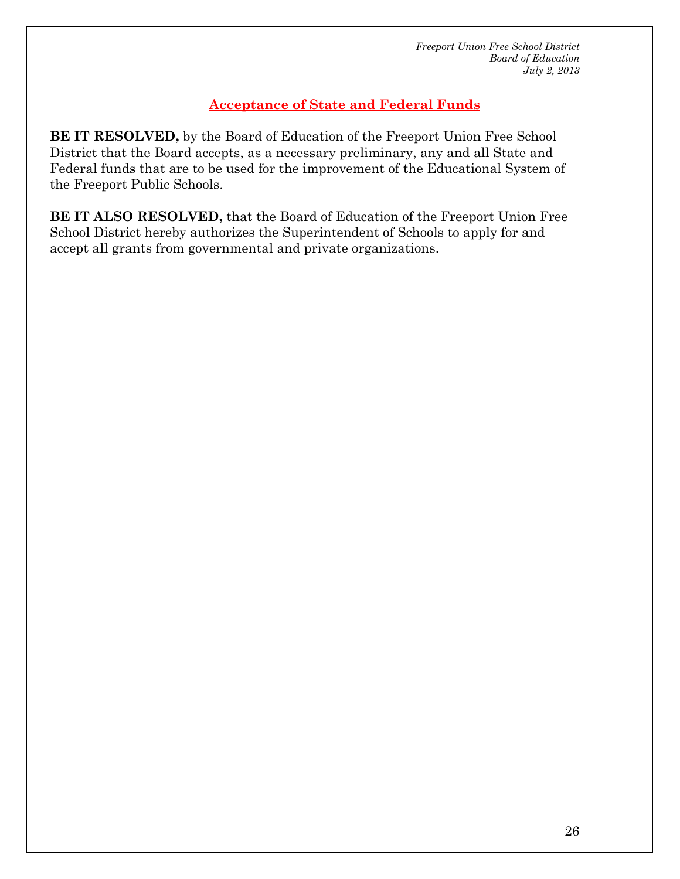## Acceptance of State and Federal Funds

**BE IT RESOLVED,** by the Board of Education of the Freeport Union Free School District that the Board accepts, as a necessary preliminary, any and all State and Federal funds that are to be used for the improvement of the Educational System of the Freeport Public Schools.

**BE IT ALSO RESOLVED,** that the Board of Education of the Freeport Union Free School District hereby authorizes the Superintendent of Schools to apply for and accept all grants from governmental and private organizations.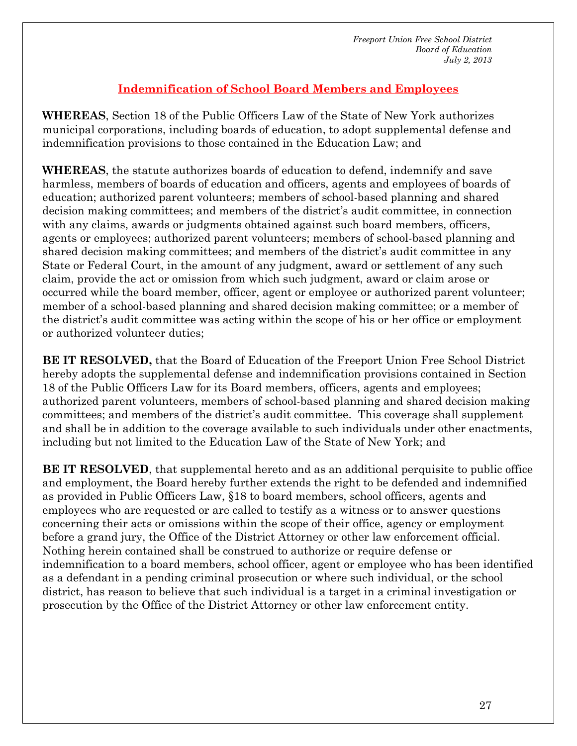*Freeport Union Free School District*
*Board of Education*
*July 2, 2013*

## Indemnification of School Board Members and Employees

**WHEREAS**, Section 18 of the Public Officers Law of the State of New York authorizes municipal corporations, including boards of education, to adopt supplemental defense and indemnification provisions to those contained in the Education Law; and

**WHEREAS**, the statute authorizes boards of education to defend, indemnify and save harmless, members of boards of education and officers, agents and employees of boards of education; authorized parent volunteers; members of school-based planning and shared decision making committees; and members of the district's audit committee, in connection with any claims, awards or judgments obtained against such board members, officers, agents or employees; authorized parent volunteers; members of school-based planning and shared decision making committees; and members of the district's audit committee in any State or Federal Court, in the amount of any judgment, award or settlement of any such claim, provide the act or omission from which such judgment, award or claim arose or occurred while the board member, officer, agent or employee or authorized parent volunteer; member of a school-based planning and shared decision making committee; or a member of the district's audit committee was acting within the scope of his or her office or employment or authorized volunteer duties;

**BE IT RESOLVED,** that the Board of Education of the Freeport Union Free School District hereby adopts the supplemental defense and indemnification provisions contained in Section 18 of the Public Officers Law for its Board members, officers, agents and employees; authorized parent volunteers, members of school-based planning and shared decision making committees; and members of the district's audit committee. This coverage shall supplement and shall be in addition to the coverage available to such individuals under other enactments, including but not limited to the Education Law of the State of New York; and

**BE IT RESOLVED**, that supplemental hereto and as an additional perquisite to public office and employment, the Board hereby further extends the right to be defended and indemnified as provided in Public Officers Law, §18 to board members, school officers, agents and employees who are requested or are called to testify as a witness or to answer questions concerning their acts or omissions within the scope of their office, agency or employment before a grand jury, the Office of the District Attorney or other law enforcement official. Nothing herein contained shall be construed to authorize or require defense or indemnification to a board members, school officer, agent or employee who has been identified as a defendant in a pending criminal prosecution or where such individual, or the school district, has reason to believe that such individual is a target in a criminal investigation or prosecution by the Office of the District Attorney or other law enforcement entity.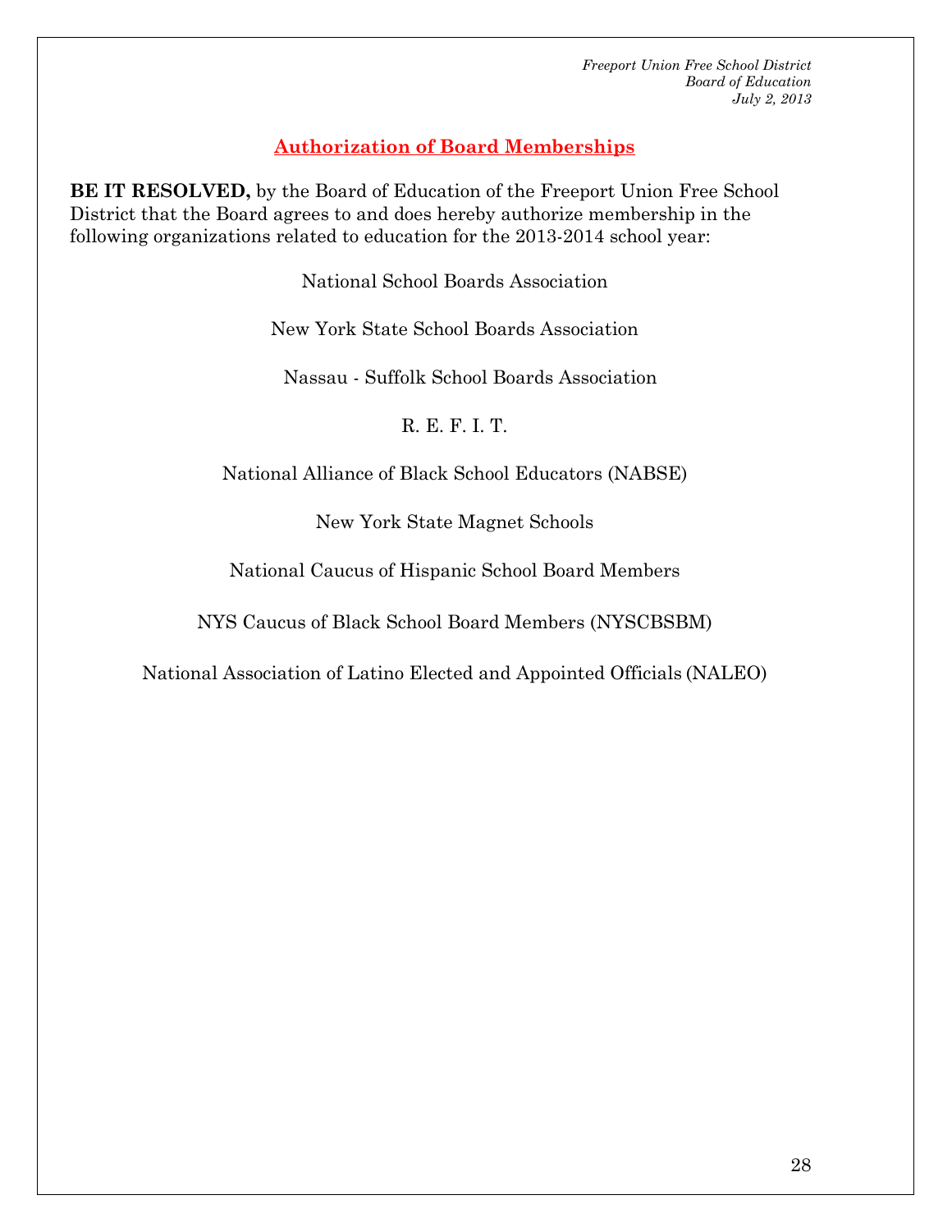*Freeport Union Free School District*
*Board of Education*
*July 2, 2013*

## Authorization of Board Memberships

**BE IT RESOLVED,** by the Board of Education of the Freeport Union Free School District that the Board agrees to and does hereby authorize membership in the following organizations related to education for the 2013-2014 school year:

National School Boards Association

New York State School Boards Association

Nassau - Suffolk School Boards Association

R. E. F. I. T.

National Alliance of Black School Educators (NABSE)

New York State Magnet Schools

National Caucus of Hispanic School Board Members

NYS Caucus of Black School Board Members (NYSCBSBM)

National Association of Latino Elected and Appointed Officials (NALEO)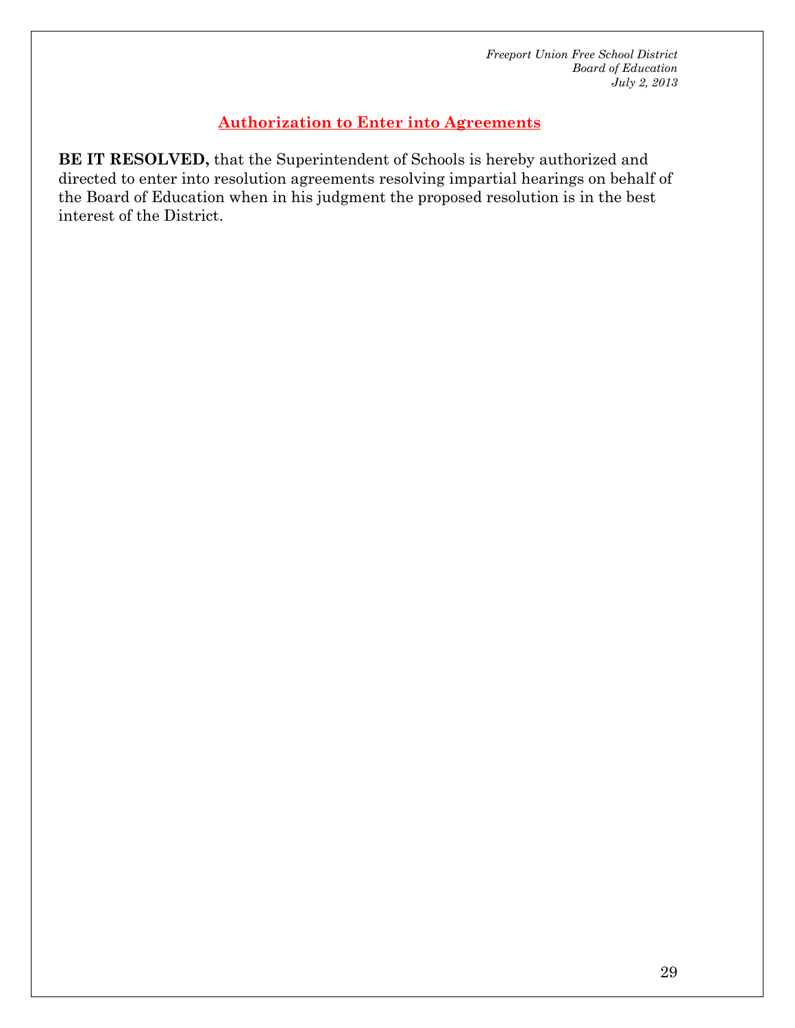## Authorization to Enter into Agreements

**BE IT RESOLVED,** that the Superintendent of Schools is hereby authorized and directed to enter into resolution agreements resolving impartial hearings on behalf of the Board of Education when in his judgment the proposed resolution is in the best interest of the District.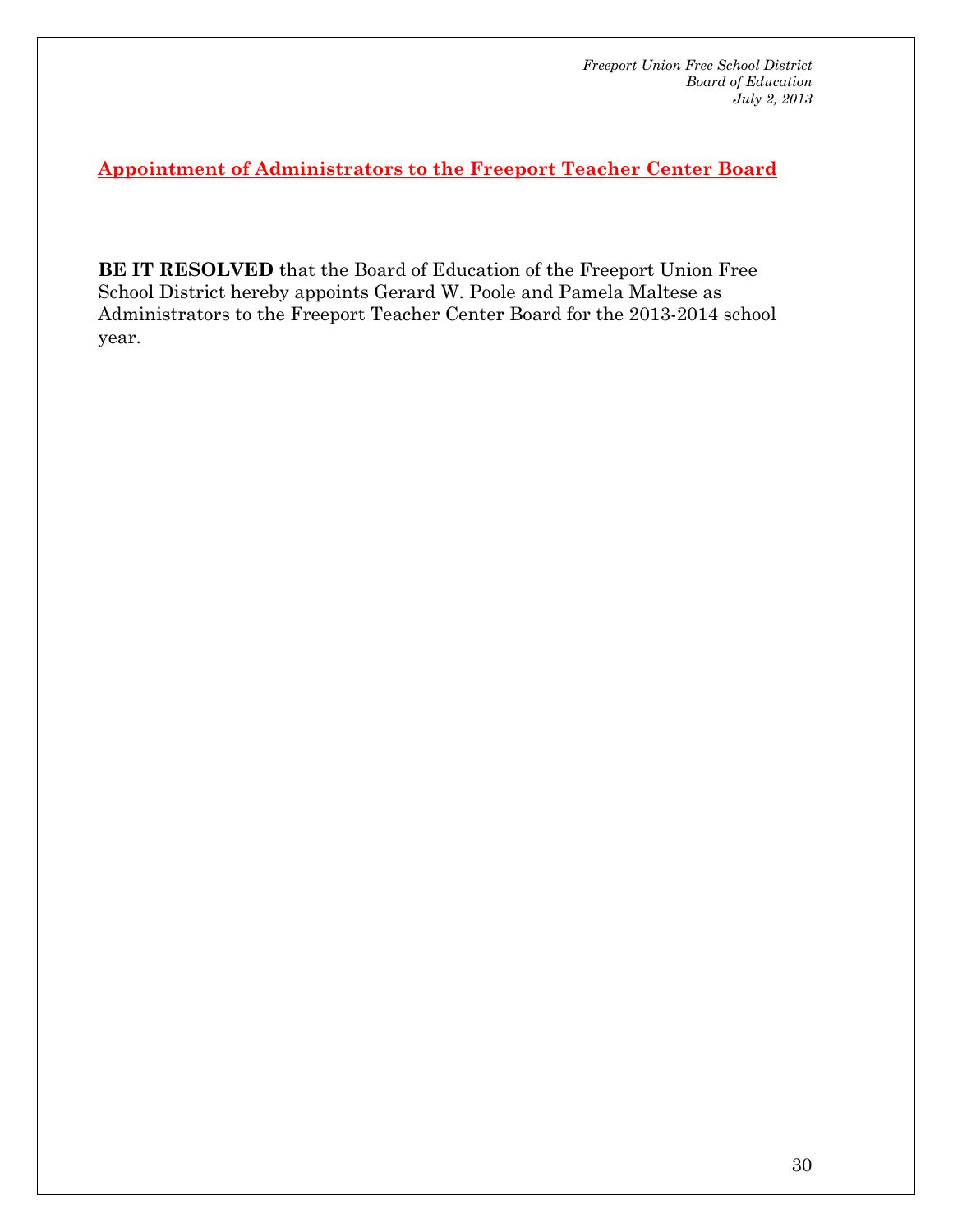## Appointment of Administrators to the Freeport Teacher Center Board

**BE IT RESOLVED** that the Board of Education of the Freeport Union Free School District hereby appoints Gerard W. Poole and Pamela Maltese as Administrators to the Freeport Teacher Center Board for the 2013-2014 school year.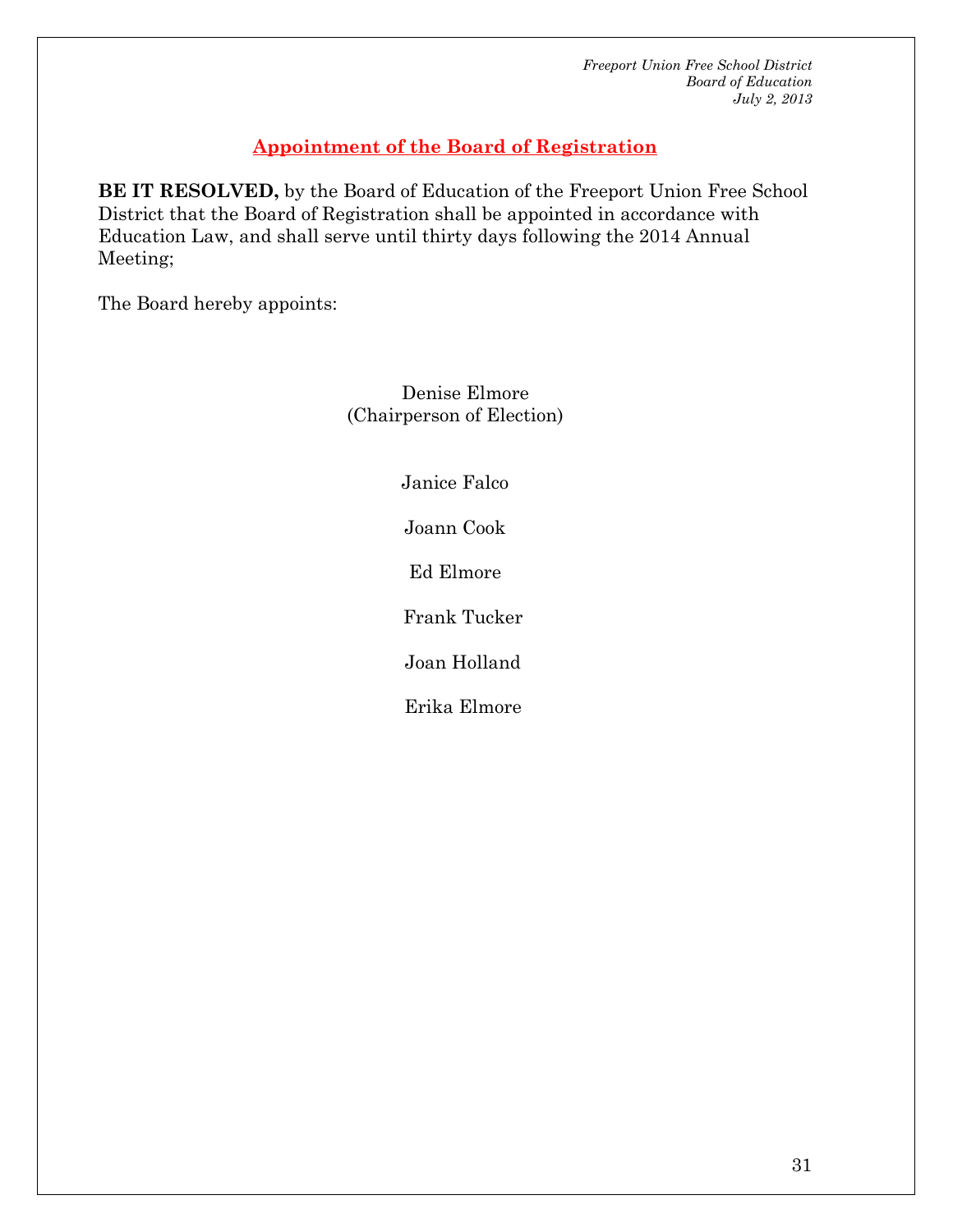*Freeport Union Free School District*
*Board of Education*
*July 2, 2013*

## Appointment of the Board of Registration

**BE IT RESOLVED,** by the Board of Education of the Freeport Union Free School District that the Board of Registration shall be appointed in accordance with Education Law, and shall serve until thirty days following the 2014 Annual Meeting;

The Board hereby appoints:

Denise Elmore
(Chairperson of Election)

Janice Falco

Joann Cook

Ed Elmore

Frank Tucker

Joan Holland

Erika Elmore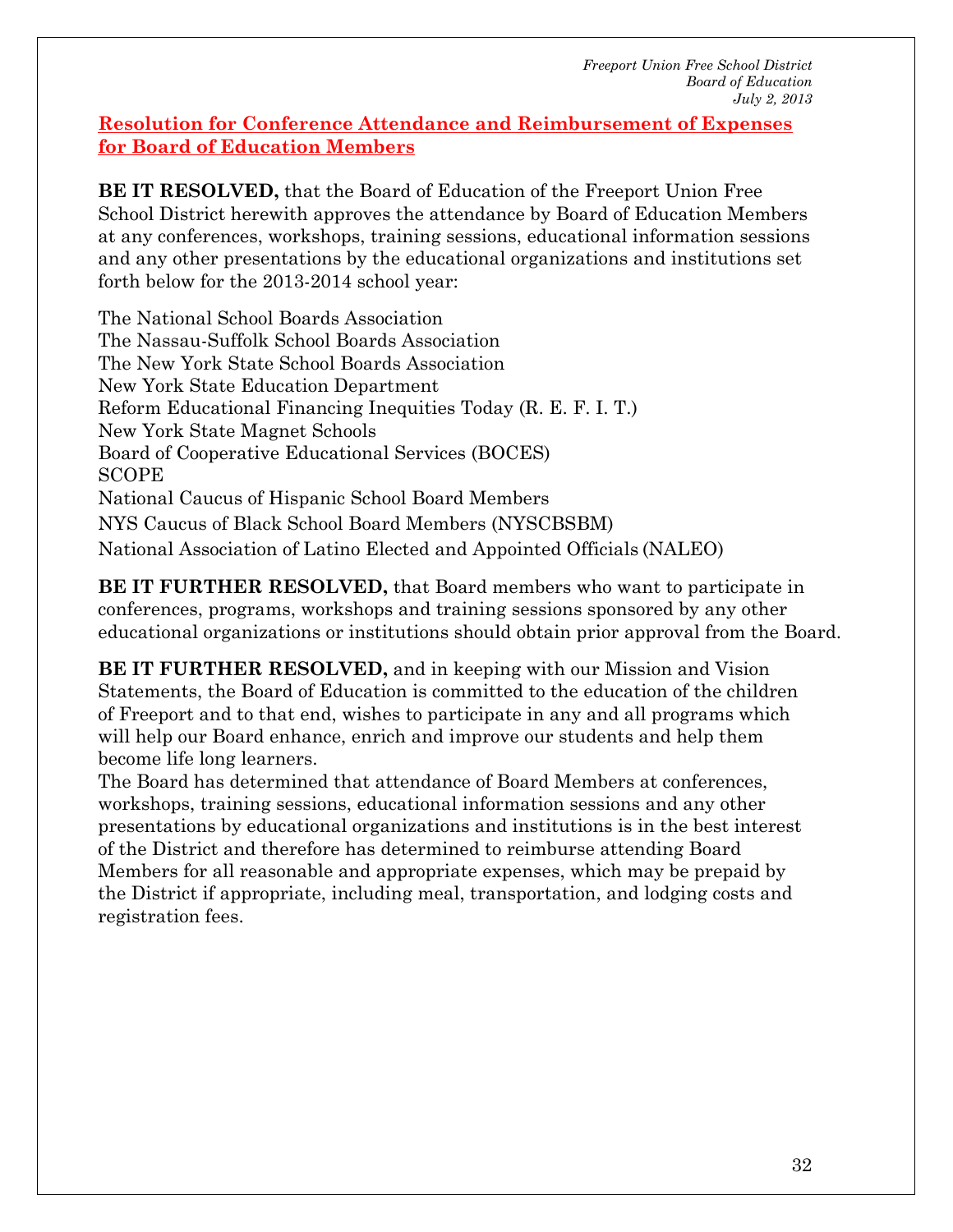*Freeport Union Free School District*
*Board of Education*
*July 2, 2013*

## Resolution for Conference Attendance and Reimbursement of Expenses for Board of Education Members

**BE IT RESOLVED,** that the Board of Education of the Freeport Union Free School District herewith approves the attendance by Board of Education Members at any conferences, workshops, training sessions, educational information sessions and any other presentations by the educational organizations and institutions set forth below for the 2013-2014 school year:

The National School Boards Association
The Nassau-Suffolk School Boards Association
The New York State School Boards Association
New York State Education Department
Reform Educational Financing Inequities Today (R. E. F. I. T.)
New York State Magnet Schools
Board of Cooperative Educational Services (BOCES)
SCOPE
National Caucus of Hispanic School Board Members
NYS Caucus of Black School Board Members (NYSCBSBM)
National Association of Latino Elected and Appointed Officials (NALEO)

**BE IT FURTHER RESOLVED,** that Board members who want to participate in conferences, programs, workshops and training sessions sponsored by any other educational organizations or institutions should obtain prior approval from the Board.

**BE IT FURTHER RESOLVED,** and in keeping with our Mission and Vision Statements, the Board of Education is committed to the education of the children of Freeport and to that end, wishes to participate in any and all programs which will help our Board enhance, enrich and improve our students and help them become life long learners.
The Board has determined that attendance of Board Members at conferences, workshops, training sessions, educational information sessions and any other presentations by educational organizations and institutions is in the best interest of the District and therefore has determined to reimburse attending Board Members for all reasonable and appropriate expenses, which may be prepaid by the District if appropriate, including meal, transportation, and lodging costs and registration fees.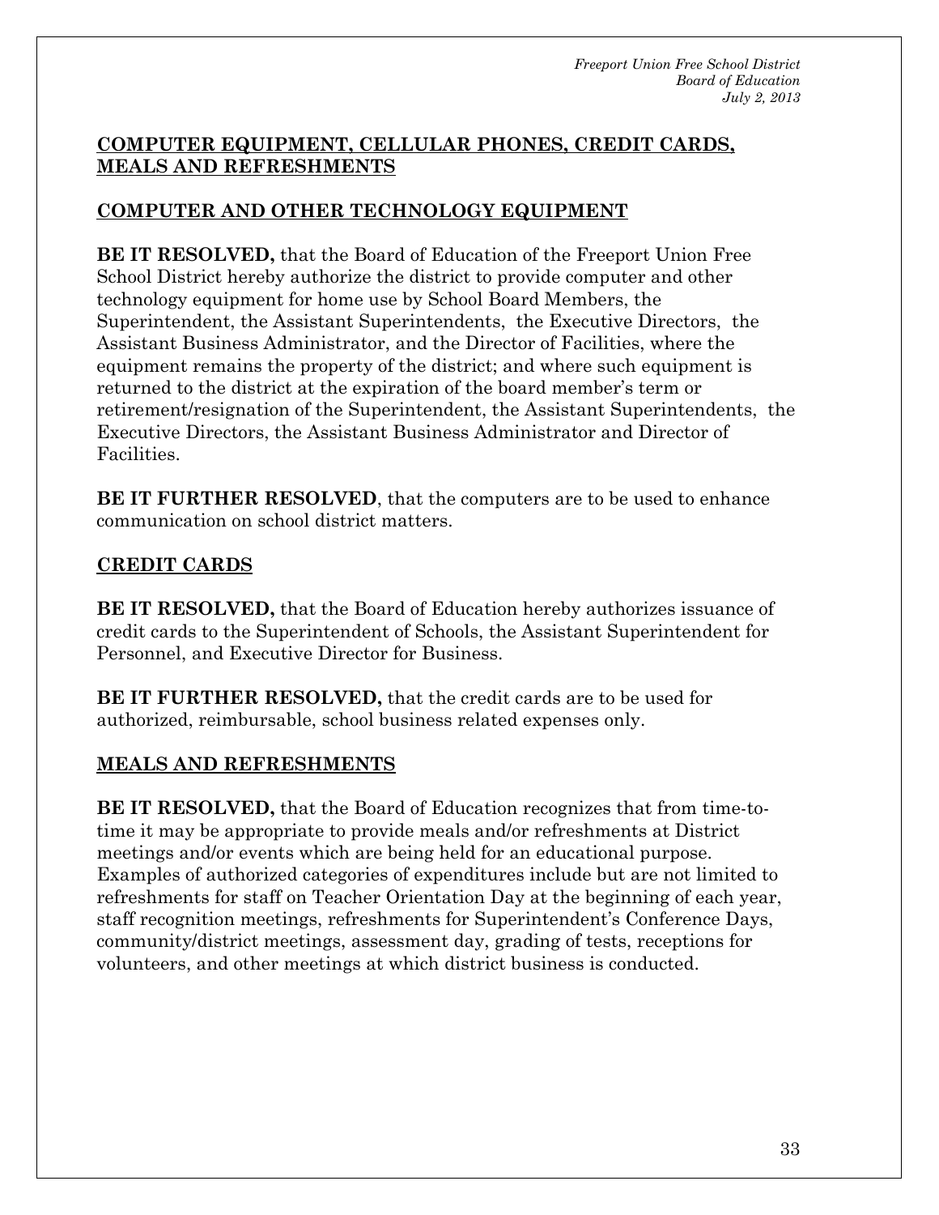## COMPUTER EQUIPMENT, CELLULAR PHONES, CREDIT CARDS, MEALS AND REFRESHMENTS

### COMPUTER AND OTHER TECHNOLOGY EQUIPMENT

**BE IT RESOLVED,** that the Board of Education of the Freeport Union Free School District hereby authorize the district to provide computer and other technology equipment for home use by School Board Members, the Superintendent, the Assistant Superintendents, the Executive Directors, the Assistant Business Administrator, and the Director of Facilities, where the equipment remains the property of the district; and where such equipment is returned to the district at the expiration of the board member's term or retirement/resignation of the Superintendent, the Assistant Superintendents, the Executive Directors, the Assistant Business Administrator and Director of Facilities.

**BE IT FURTHER RESOLVED**, that the computers are to be used to enhance communication on school district matters.

### CREDIT CARDS

**BE IT RESOLVED,** that the Board of Education hereby authorizes issuance of credit cards to the Superintendent of Schools, the Assistant Superintendent for Personnel, and Executive Director for Business.

**BE IT FURTHER RESOLVED,** that the credit cards are to be used for authorized, reimbursable, school business related expenses only.

### MEALS AND REFRESHMENTS

**BE IT RESOLVED,** that the Board of Education recognizes that from time-to-time it may be appropriate to provide meals and/or refreshments at District meetings and/or events which are being held for an educational purpose. Examples of authorized categories of expenditures include but are not limited to refreshments for staff on Teacher Orientation Day at the beginning of each year, staff recognition meetings, refreshments for Superintendent's Conference Days, community/district meetings, assessment day, grading of tests, receptions for volunteers, and other meetings at which district business is conducted.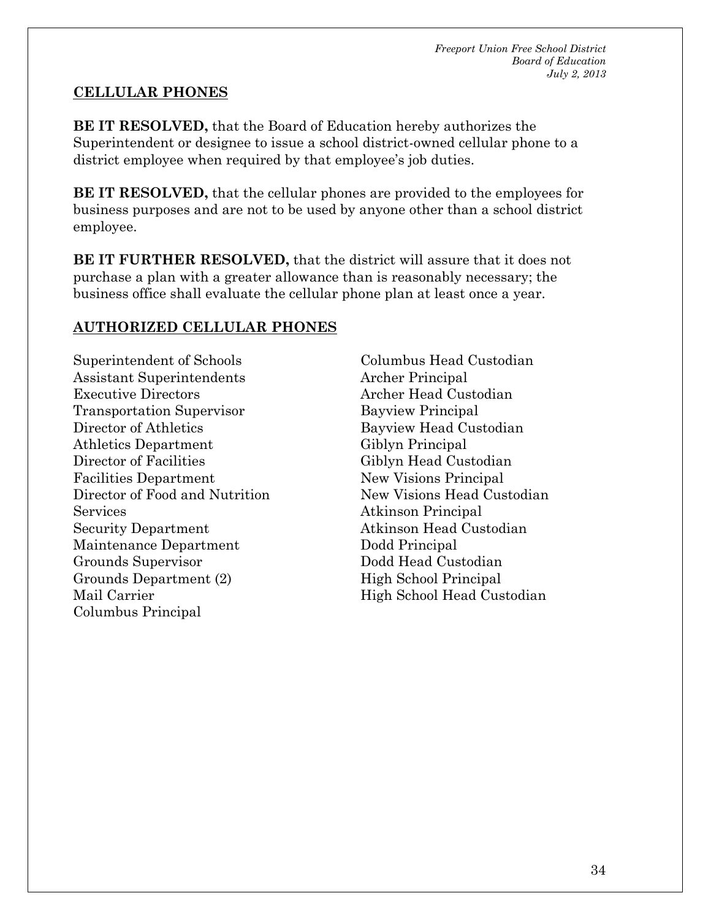## CELLULAR PHONES

**BE IT RESOLVED,** that the Board of Education hereby authorizes the Superintendent or designee to issue a school district-owned cellular phone to a district employee when required by that employee's job duties.

**BE IT RESOLVED,** that the cellular phones are provided to the employees for business purposes and are not to be used by anyone other than a school district employee.

**BE IT FURTHER RESOLVED,** that the district will assure that it does not purchase a plan with a greater allowance than is reasonably necessary; the business office shall evaluate the cellular phone plan at least once a year.

## AUTHORIZED CELLULAR PHONES

Superintendent of Schools
Assistant Superintendents
Executive Directors
Transportation Supervisor
Director of Athletics
Athletics Department
Director of Facilities
Facilities Department
Director of Food and Nutrition Services
Security Department
Maintenance Department
Grounds Supervisor
Grounds Department (2)
Mail Carrier
Columbus Principal
Columbus Head Custodian
Archer Principal
Archer Head Custodian
Bayview Principal
Bayview Head Custodian
Giblyn Principal
Giblyn Head Custodian
New Visions Principal
New Visions Head Custodian
Atkinson Principal
Atkinson Head Custodian
Dodd Principal
Dodd Head Custodian
High School Principal
High School Head Custodian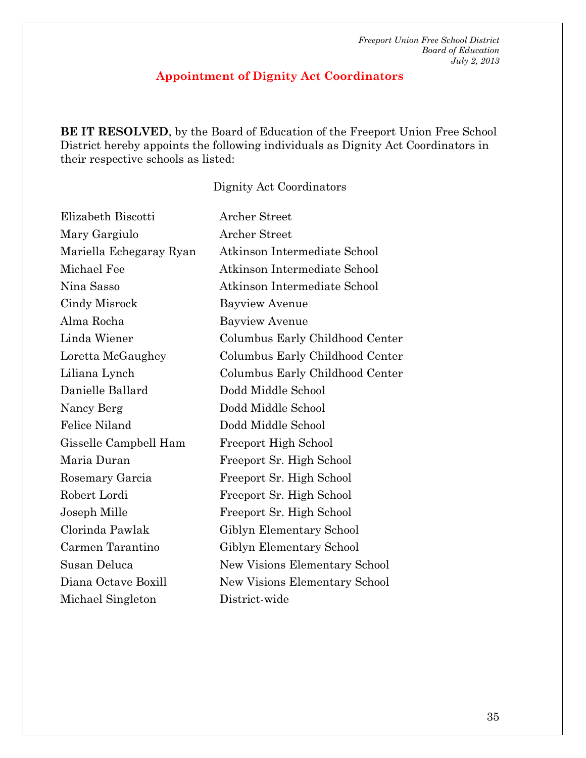*Freeport Union Free School District*
*Board of Education*
*July 2, 2013*

## Appointment of Dignity Act Coordinators

**BE IT RESOLVED**, by the Board of Education of the Freeport Union Free School District hereby appoints the following individuals as Dignity Act Coordinators in their respective schools as listed:

Dignity Act Coordinators

| | |
|---|---|
| Elizabeth Biscotti | Archer Street |
| Mary Gargiulo | Archer Street |
| Mariella Echegaray Ryan | Atkinson Intermediate School |
| Michael Fee | Atkinson Intermediate School |
| Nina Sasso | Atkinson Intermediate School |
| Cindy Misrock | Bayview Avenue |
| Alma Rocha | Bayview Avenue |
| Linda Wiener | Columbus Early Childhood Center |
| Loretta McGaughey | Columbus Early Childhood Center |
| Liliana Lynch | Columbus Early Childhood Center |
| Danielle Ballard | Dodd Middle School |
| Nancy Berg | Dodd Middle School |
| Felice Niland | Dodd Middle School |
| Gisselle Campbell Ham | Freeport High School |
| Maria Duran | Freeport Sr. High School |
| Rosemary Garcia | Freeport Sr. High School |
| Robert Lordi | Freeport Sr. High School |
| Joseph Mille | Freeport Sr. High School |
| Clorinda Pawlak | Giblyn Elementary School |
| Carmen Tarantino | Giblyn Elementary School |
| Susan Deluca | New Visions Elementary School |
| Diana Octave Boxill | New Visions Elementary School |
| Michael Singleton | District-wide |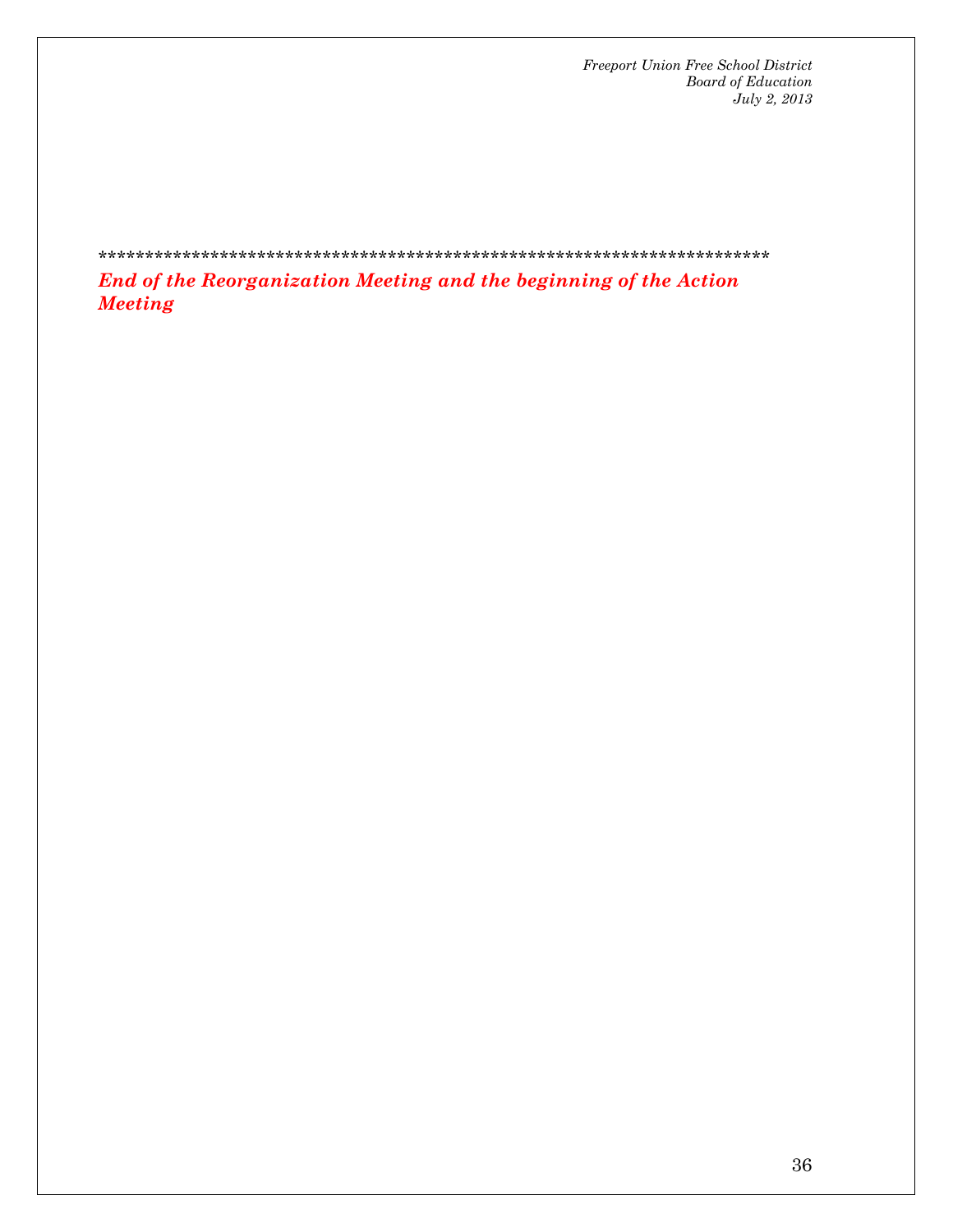************************************************************************

***End of the Reorganization Meeting and the beginning of the Action Meeting***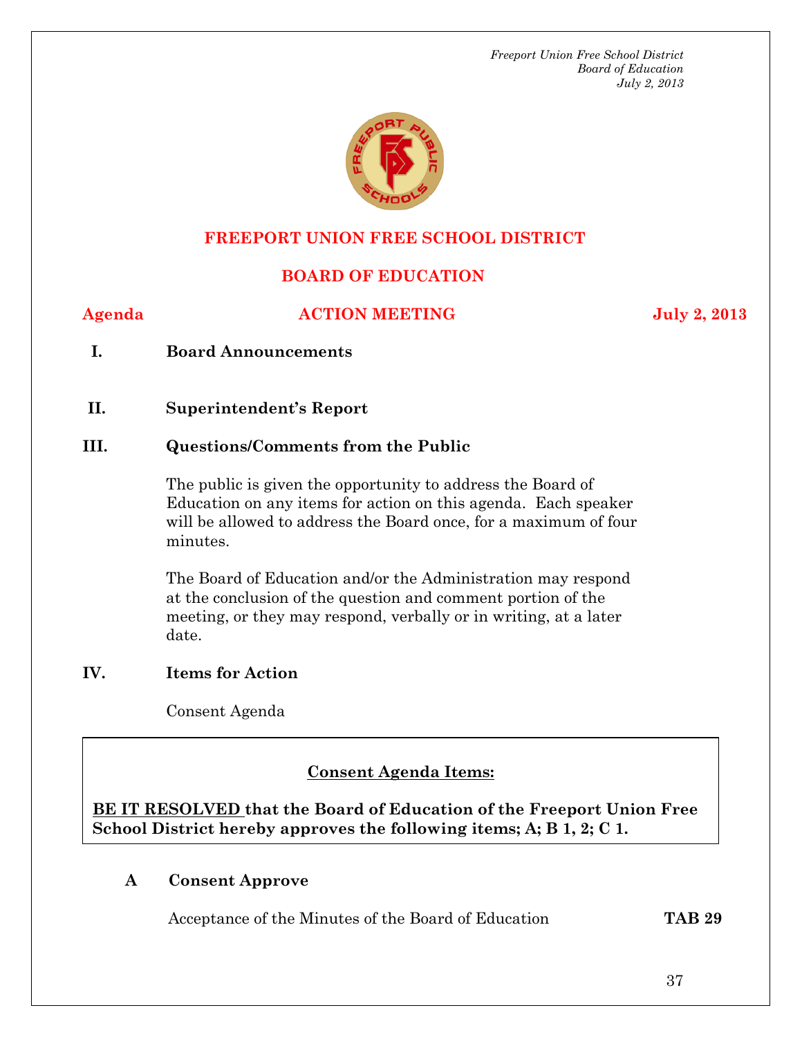# FREEPORT UNION FREE SCHOOL DISTRICT

## BOARD OF EDUCATION

**Agenda** **ACTION MEETING** **July 2, 2013**

**I. Board Announcements**

**II. Superintendent's Report**

**III. Questions/Comments from the Public**

The public is given the opportunity to address the Board of Education on any items for action on this agenda. Each speaker will be allowed to address the Board once, for a maximum of four minutes.

The Board of Education and/or the Administration may respond at the conclusion of the question and comment portion of the meeting, or they may respond, verbally or in writing, at a later date.

**IV. Items for Action**

Consent Agenda

**Consent Agenda Items:**

**BE IT RESOLVED that the Board of Education of the Freeport Union Free School District hereby approves the following items; A; B 1, 2; C 1.**

**A Consent Approve**

Acceptance of the Minutes of the Board of Education **TAB 29**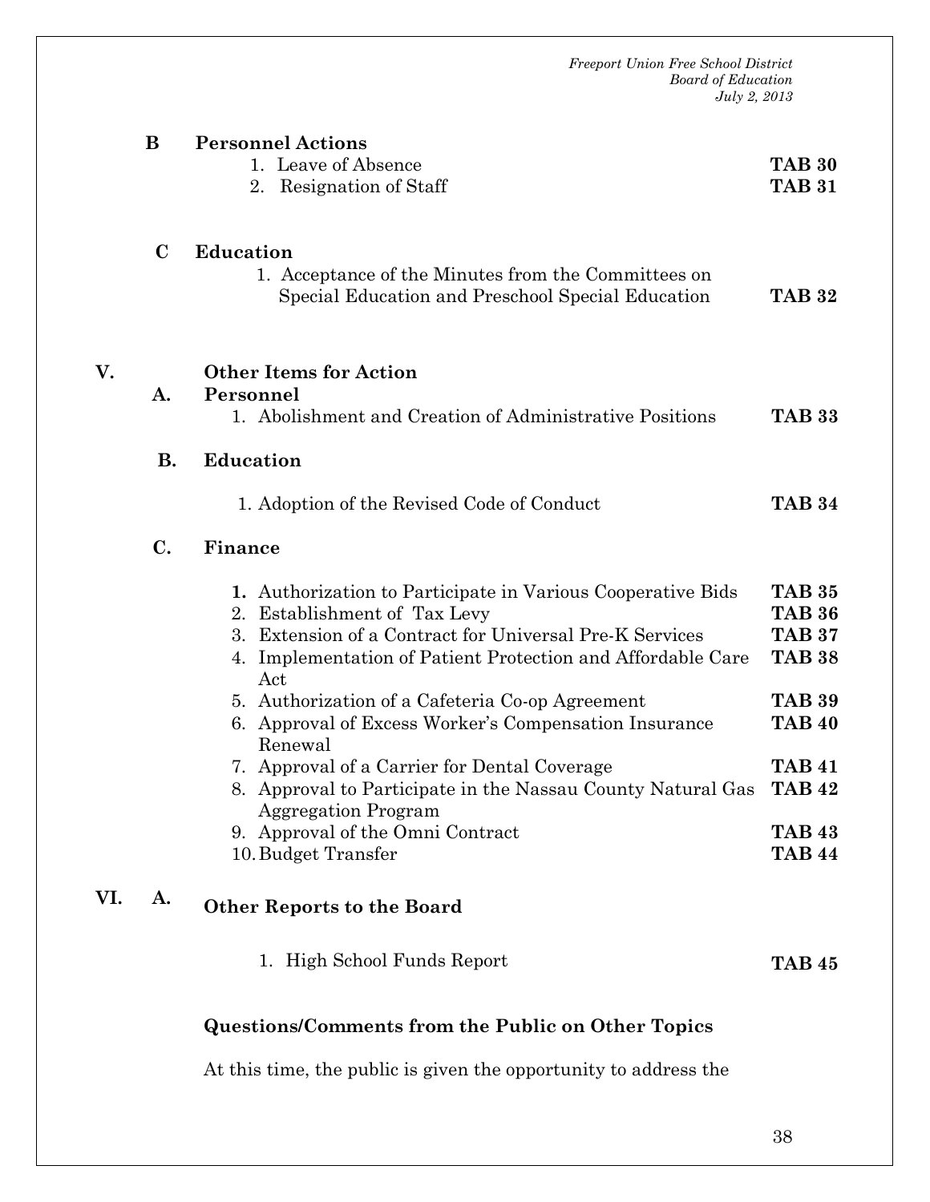**B Personnel Actions**

1. Leave of Absence **TAB 30**
2. Resignation of Staff **TAB 31**

**C Education**

1. Acceptance of the Minutes from the Committees on Special Education and Preschool Special Education **TAB 32**

**V. Other Items for Action**

**A. Personnel**

1. Abolishment and Creation of Administrative Positions **TAB 33**

**B. Education**

1. Adoption of the Revised Code of Conduct **TAB 34**

**C. Finance**

1. Authorization to Participate in Various Cooperative Bids **TAB 35**
2. Establishment of Tax Levy **TAB 36**
3. Extension of a Contract for Universal Pre-K Services **TAB 37**
4. Implementation of Patient Protection and Affordable Care Act **TAB 38**
5. Authorization of a Cafeteria Co-op Agreement **TAB 39**
6. Approval of Excess Worker's Compensation Insurance Renewal **TAB 40**
7. Approval of a Carrier for Dental Coverage **TAB 41**
8. Approval to Participate in the Nassau County Natural Gas Aggregation Program **TAB 42**
9. Approval of the Omni Contract **TAB 43**
10. Budget Transfer **TAB 44**

**VI. A. Other Reports to the Board**

1. High School Funds Report **TAB 45**

**Questions/Comments from the Public on Other Topics**

At this time, the public is given the opportunity to address the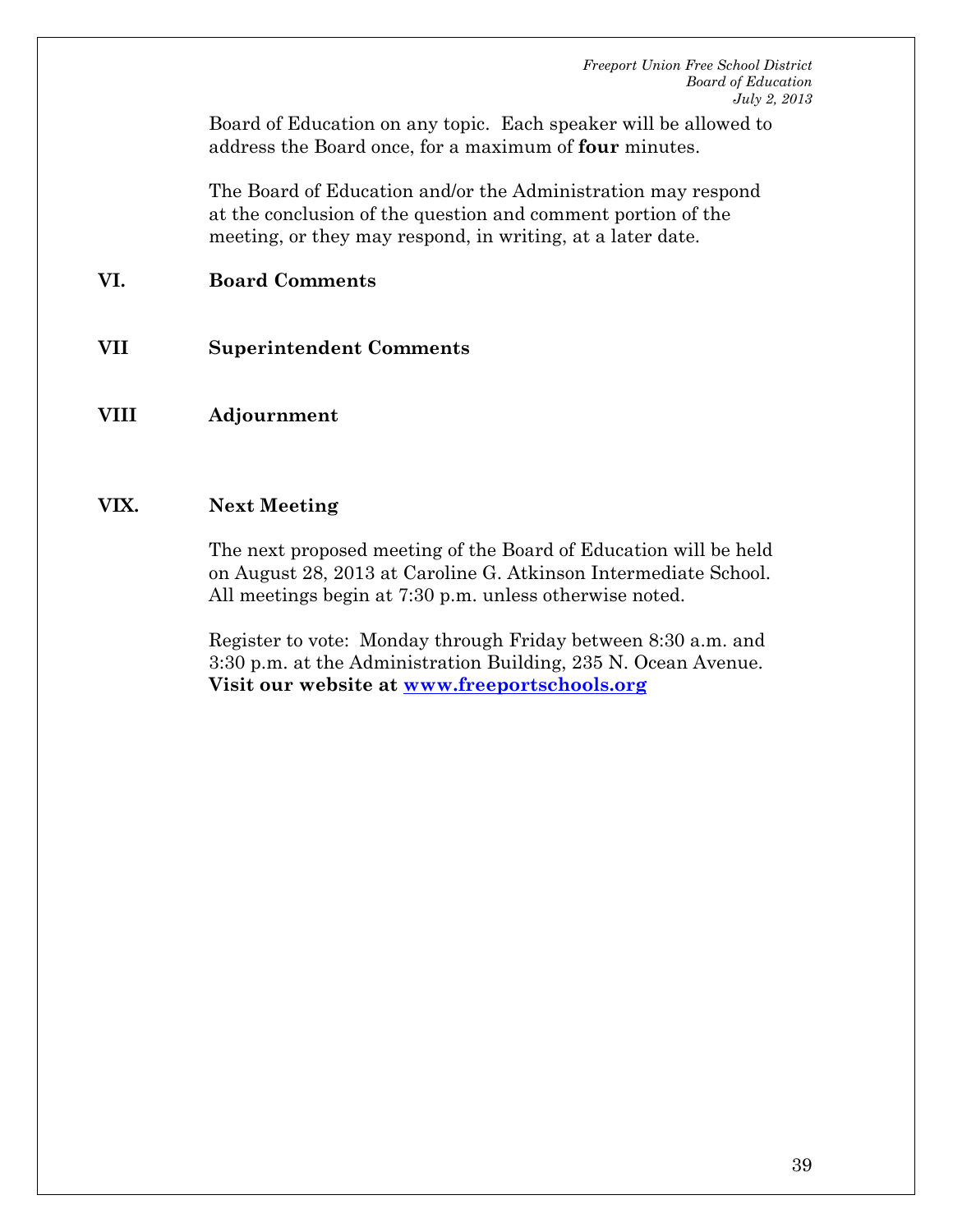Board of Education on any topic. Each speaker will be allowed to address the Board once, for a maximum of **four** minutes.

The Board of Education and/or the Administration may respond at the conclusion of the question and comment portion of the meeting, or they may respond, in writing, at a later date.

## VI. Board Comments

## VII Superintendent Comments

## VIII Adjournment

## VIX. Next Meeting

The next proposed meeting of the Board of Education will be held on August 28, 2013 at Caroline G. Atkinson Intermediate School. All meetings begin at 7:30 p.m. unless otherwise noted.

Register to vote: Monday through Friday between 8:30 a.m. and 3:30 p.m. at the Administration Building, 235 N. Ocean Avenue.
**Visit our website at [www.freeportschools.org](http://www.freeportschools.org)**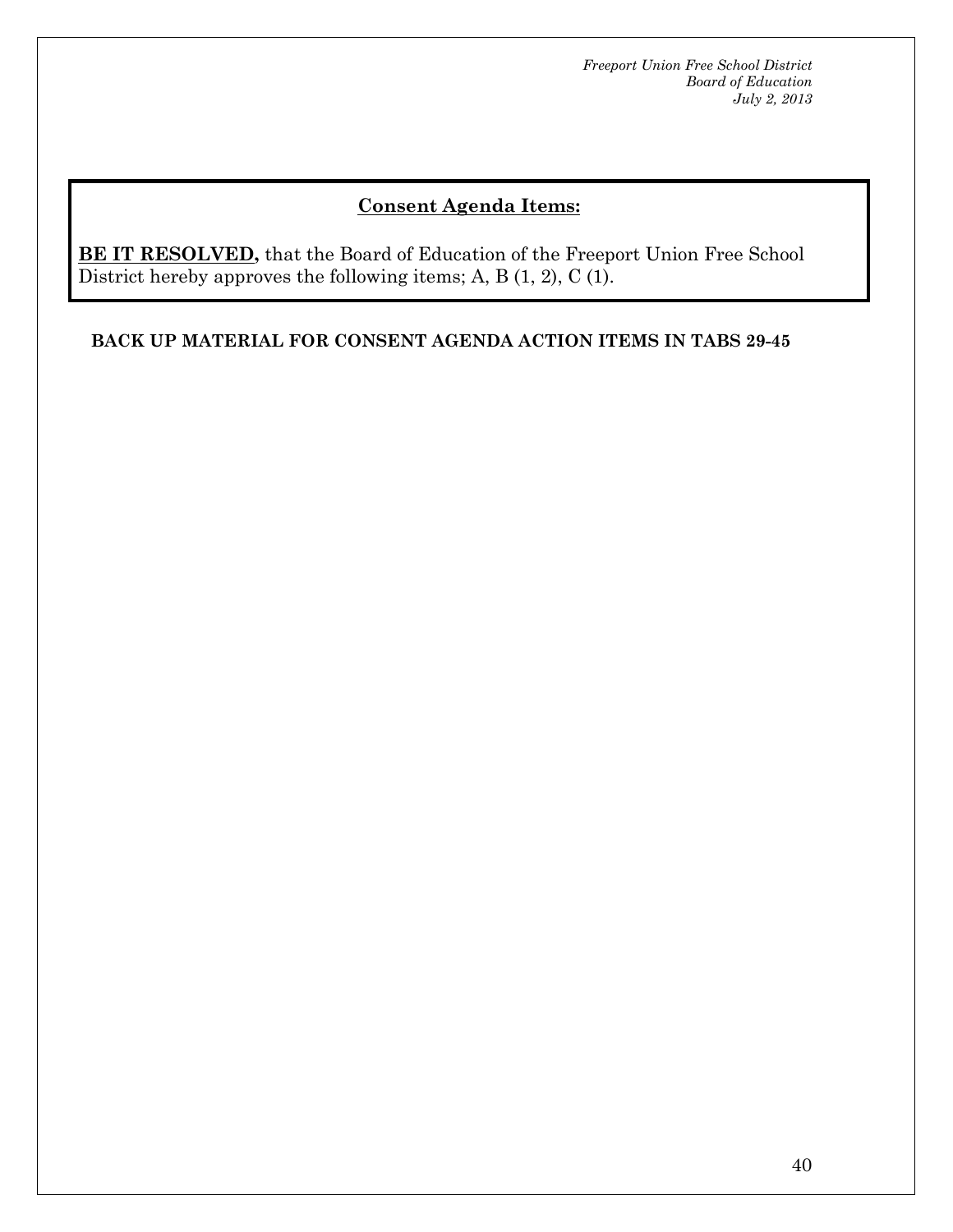## Consent Agenda Items:

**BE IT RESOLVED,** that the Board of Education of the Freeport Union Free School District hereby approves the following items; A, B (1, 2), C (1).

**BACK UP MATERIAL FOR CONSENT AGENDA ACTION ITEMS IN TABS 29-45**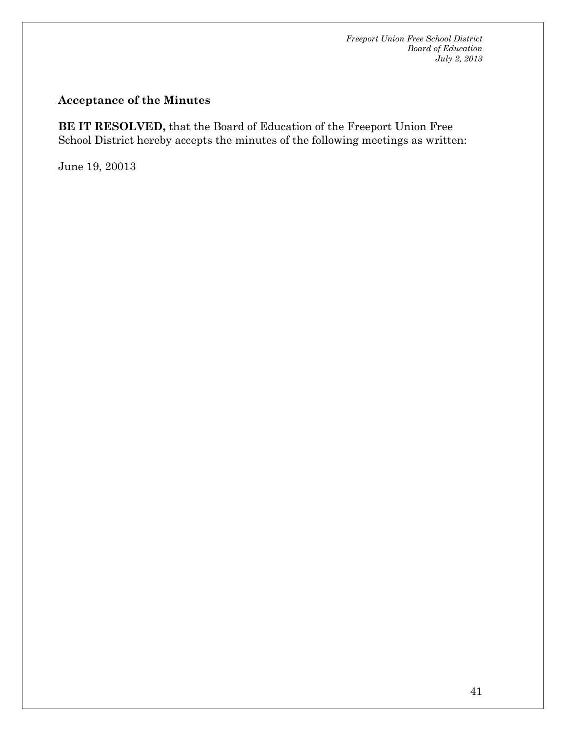## Acceptance of the Minutes

**BE IT RESOLVED,** that the Board of Education of the Freeport Union Free School District hereby accepts the minutes of the following meetings as written:

June 19, 20013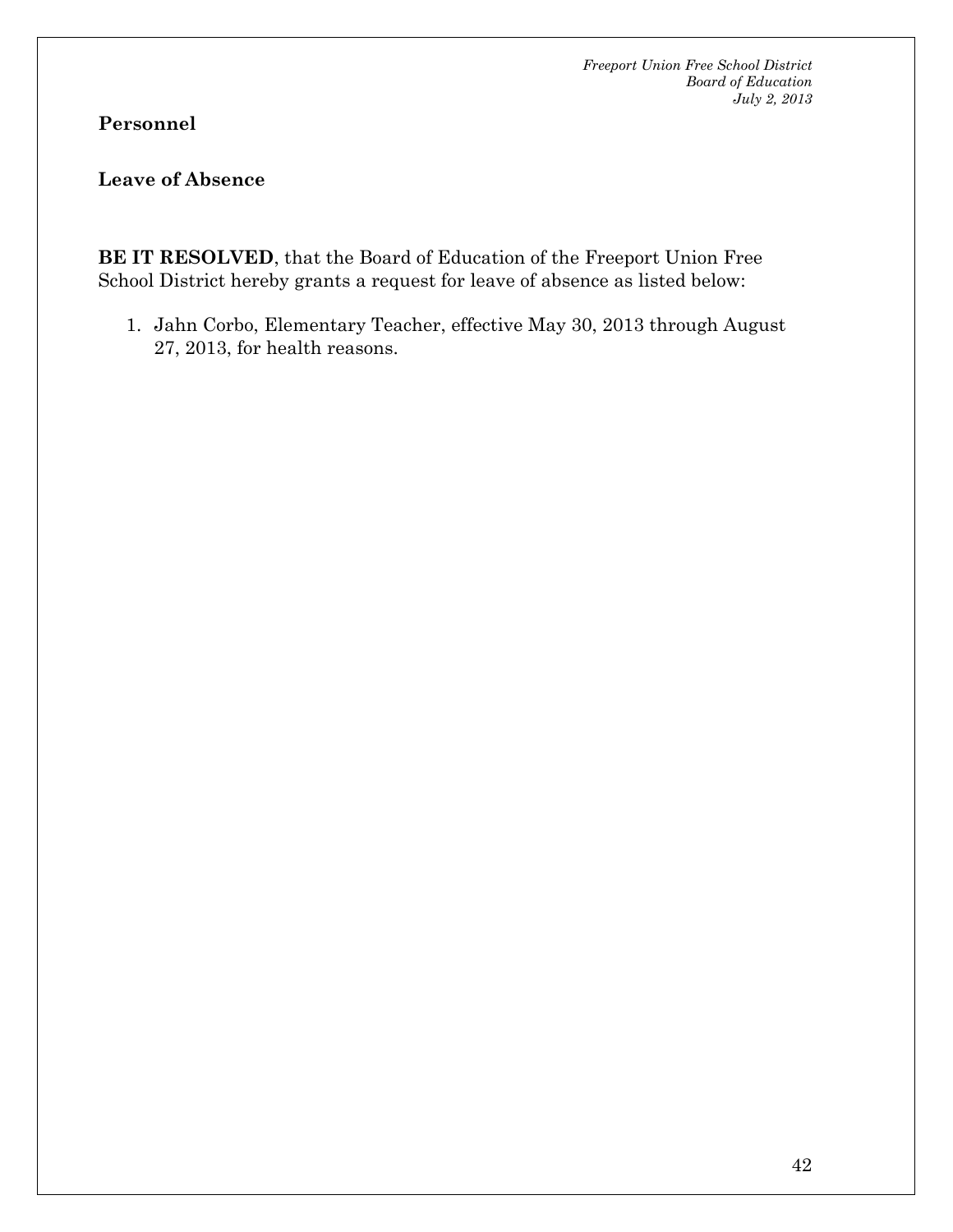**Personnel**

**Leave of Absence**

**BE IT RESOLVED**, that the Board of Education of the Freeport Union Free School District hereby grants a request for leave of absence as listed below:

1. Jahn Corbo, Elementary Teacher, effective May 30, 2013 through August 27, 2013, for health reasons.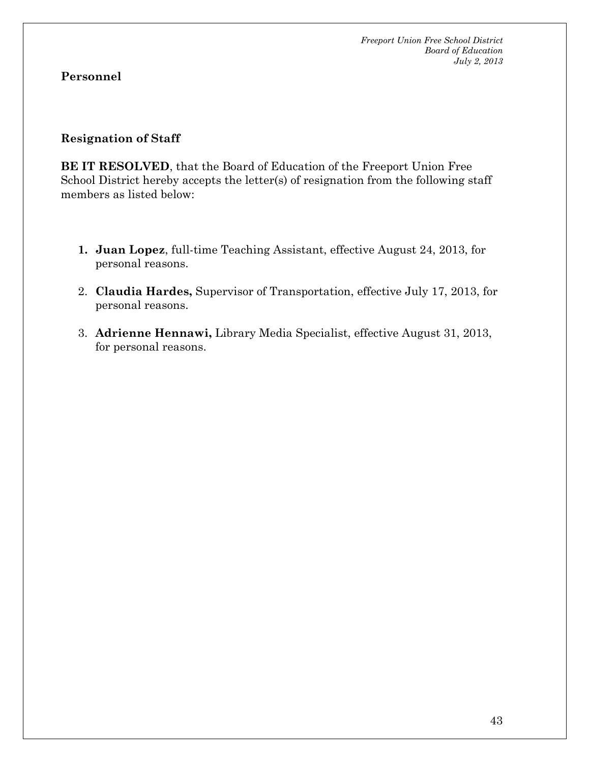**Personnel**

## Resignation of Staff

**BE IT RESOLVED**, that the Board of Education of the Freeport Union Free School District hereby accepts the letter(s) of resignation from the following staff members as listed below:

1. **Juan Lopez**, full-time Teaching Assistant, effective August 24, 2013, for personal reasons.
2. **Claudia Hardes,** Supervisor of Transportation, effective July 17, 2013, for personal reasons.
3. **Adrienne Hennawi,** Library Media Specialist, effective August 31, 2013, for personal reasons.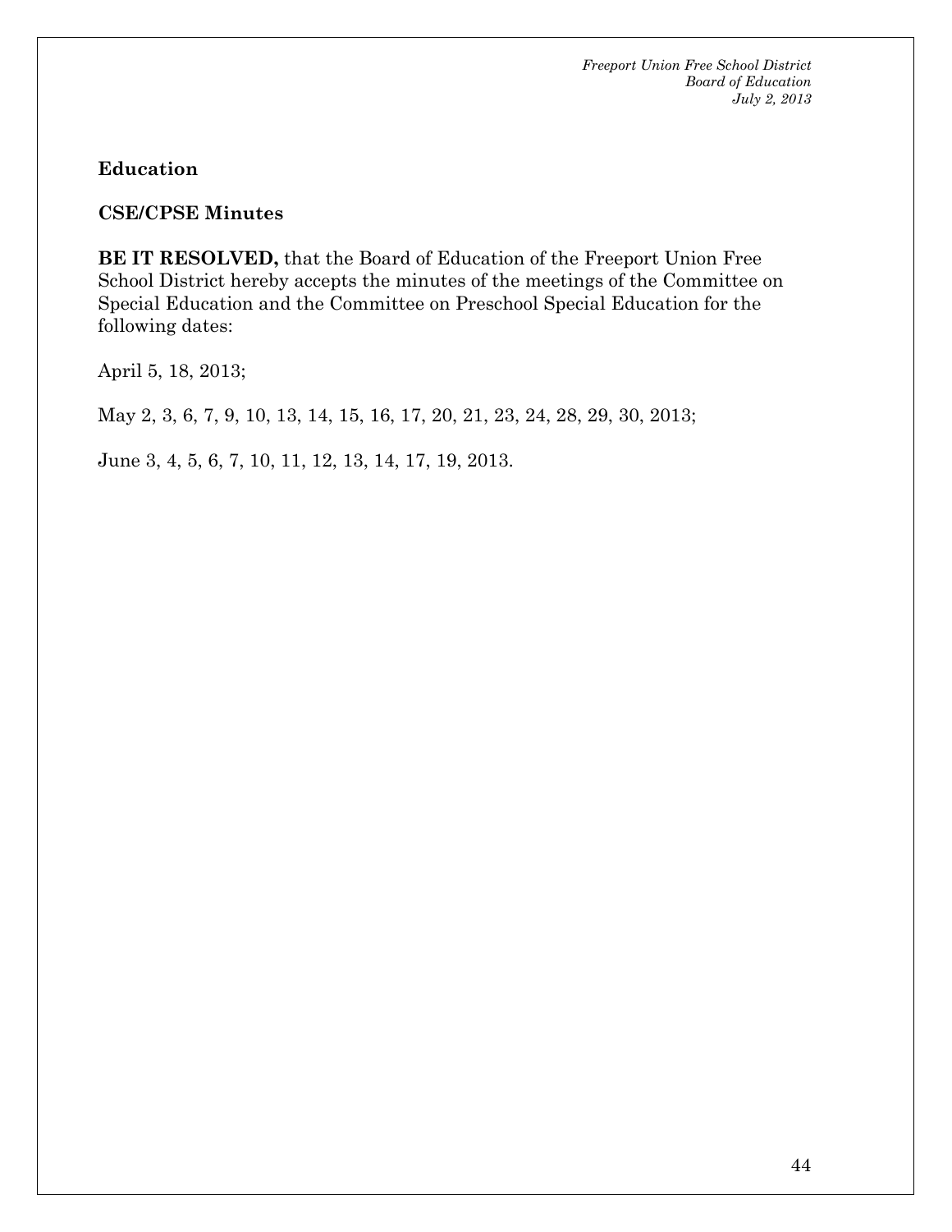**Education**

**CSE/CPSE Minutes**

**BE IT RESOLVED,** that the Board of Education of the Freeport Union Free School District hereby accepts the minutes of the meetings of the Committee on Special Education and the Committee on Preschool Special Education for the following dates:

April 5, 18, 2013;

May 2, 3, 6, 7, 9, 10, 13, 14, 15, 16, 17, 20, 21, 23, 24, 28, 29, 30, 2013;

June 3, 4, 5, 6, 7, 10, 11, 12, 13, 14, 17, 19, 2013.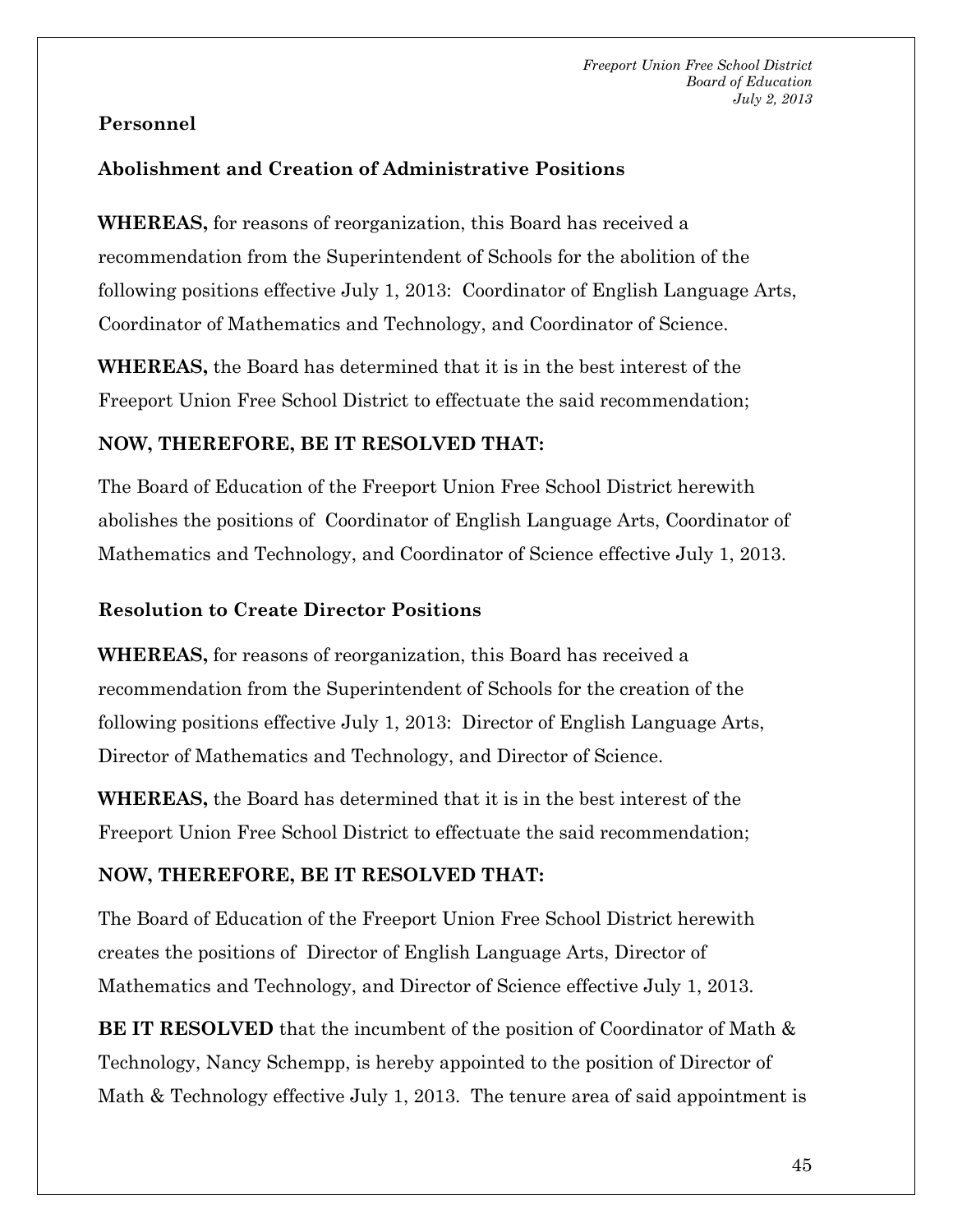**Personnel**

**Abolishment and Creation of Administrative Positions**

**WHEREAS,** for reasons of reorganization, this Board has received a recommendation from the Superintendent of Schools for the abolition of the following positions effective July 1, 2013: Coordinator of English Language Arts, Coordinator of Mathematics and Technology, and Coordinator of Science.

**WHEREAS,** the Board has determined that it is in the best interest of the Freeport Union Free School District to effectuate the said recommendation;

**NOW, THEREFORE, BE IT RESOLVED THAT:**

The Board of Education of the Freeport Union Free School District herewith abolishes the positions of Coordinator of English Language Arts, Coordinator of Mathematics and Technology, and Coordinator of Science effective July 1, 2013.

**Resolution to Create Director Positions**

**WHEREAS,** for reasons of reorganization, this Board has received a recommendation from the Superintendent of Schools for the creation of the following positions effective July 1, 2013: Director of English Language Arts, Director of Mathematics and Technology, and Director of Science.

**WHEREAS,** the Board has determined that it is in the best interest of the Freeport Union Free School District to effectuate the said recommendation;

**NOW, THEREFORE, BE IT RESOLVED THAT:**

The Board of Education of the Freeport Union Free School District herewith creates the positions of Director of English Language Arts, Director of Mathematics and Technology, and Director of Science effective July 1, 2013.

**BE IT RESOLVED** that the incumbent of the position of Coordinator of Math & Technology, Nancy Schempp, is hereby appointed to the position of Director of Math & Technology effective July 1, 2013. The tenure area of said appointment is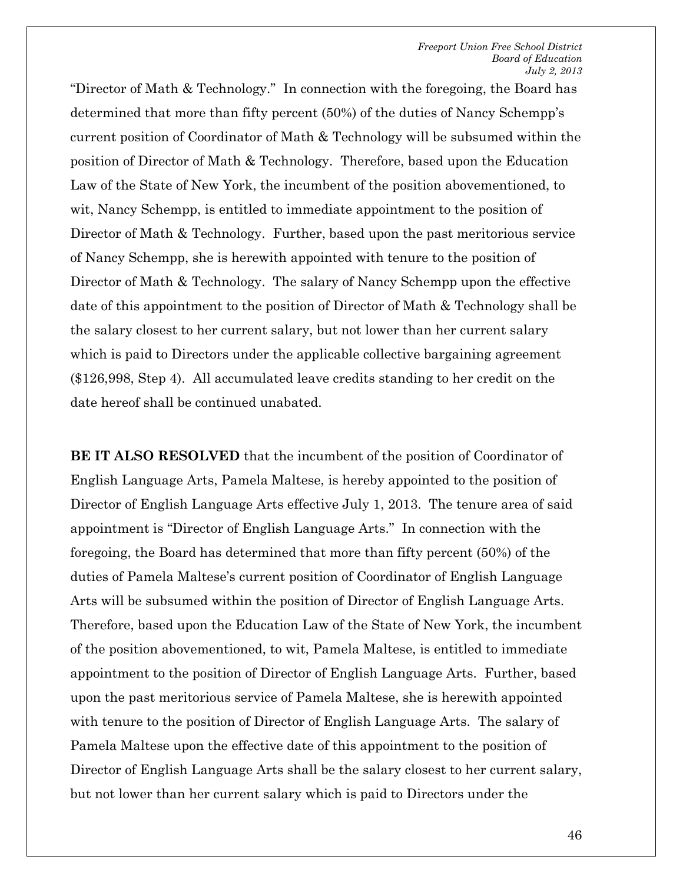"Director of Math & Technology." In connection with the foregoing, the Board has determined that more than fifty percent (50%) of the duties of Nancy Schempp's current position of Coordinator of Math & Technology will be subsumed within the position of Director of Math & Technology. Therefore, based upon the Education Law of the State of New York, the incumbent of the position abovementioned, to wit, Nancy Schempp, is entitled to immediate appointment to the position of Director of Math & Technology. Further, based upon the past meritorious service of Nancy Schempp, she is herewith appointed with tenure to the position of Director of Math & Technology. The salary of Nancy Schempp upon the effective date of this appointment to the position of Director of Math & Technology shall be the salary closest to her current salary, but not lower than her current salary which is paid to Directors under the applicable collective bargaining agreement ($126,998, Step 4). All accumulated leave credits standing to her credit on the date hereof shall be continued unabated.

**BE IT ALSO RESOLVED** that the incumbent of the position of Coordinator of English Language Arts, Pamela Maltese, is hereby appointed to the position of Director of English Language Arts effective July 1, 2013. The tenure area of said appointment is "Director of English Language Arts." In connection with the foregoing, the Board has determined that more than fifty percent (50%) of the duties of Pamela Maltese's current position of Coordinator of English Language Arts will be subsumed within the position of Director of English Language Arts. Therefore, based upon the Education Law of the State of New York, the incumbent of the position abovementioned, to wit, Pamela Maltese, is entitled to immediate appointment to the position of Director of English Language Arts. Further, based upon the past meritorious service of Pamela Maltese, she is herewith appointed with tenure to the position of Director of English Language Arts. The salary of Pamela Maltese upon the effective date of this appointment to the position of Director of English Language Arts shall be the salary closest to her current salary, but not lower than her current salary which is paid to Directors under the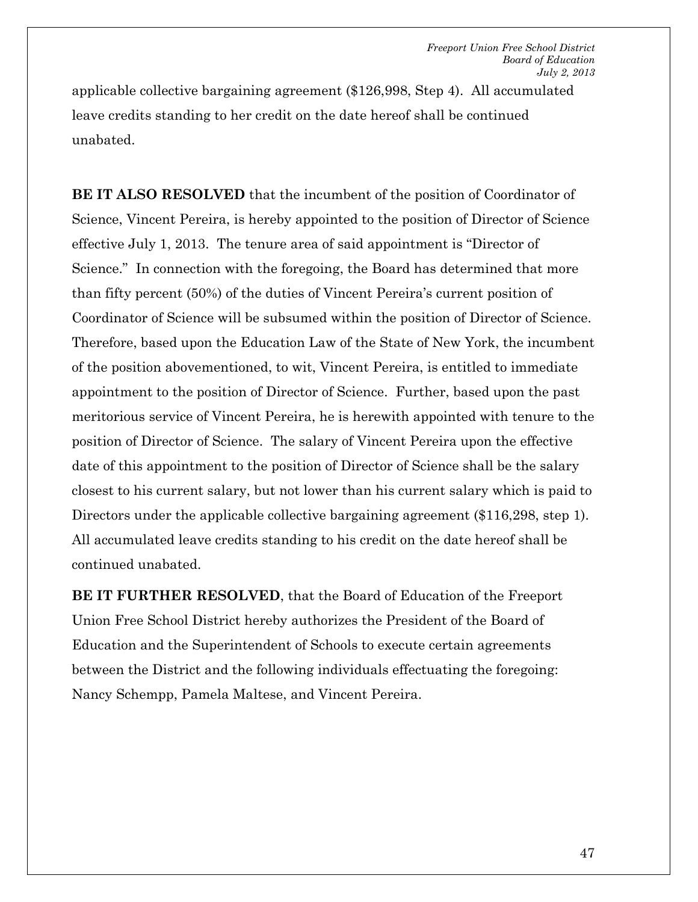applicable collective bargaining agreement ($126,998, Step 4). All accumulated leave credits standing to her credit on the date hereof shall be continued unabated.

**BE IT ALSO RESOLVED** that the incumbent of the position of Coordinator of Science, Vincent Pereira, is hereby appointed to the position of Director of Science effective July 1, 2013. The tenure area of said appointment is "Director of Science." In connection with the foregoing, the Board has determined that more than fifty percent (50%) of the duties of Vincent Pereira's current position of Coordinator of Science will be subsumed within the position of Director of Science. Therefore, based upon the Education Law of the State of New York, the incumbent of the position abovementioned, to wit, Vincent Pereira, is entitled to immediate appointment to the position of Director of Science. Further, based upon the past meritorious service of Vincent Pereira, he is herewith appointed with tenure to the position of Director of Science. The salary of Vincent Pereira upon the effective date of this appointment to the position of Director of Science shall be the salary closest to his current salary, but not lower than his current salary which is paid to Directors under the applicable collective bargaining agreement ($116,298, step 1). All accumulated leave credits standing to his credit on the date hereof shall be continued unabated.

**BE IT FURTHER RESOLVED**, that the Board of Education of the Freeport Union Free School District hereby authorizes the President of the Board of Education and the Superintendent of Schools to execute certain agreements between the District and the following individuals effectuating the foregoing: Nancy Schempp, Pamela Maltese, and Vincent Pereira.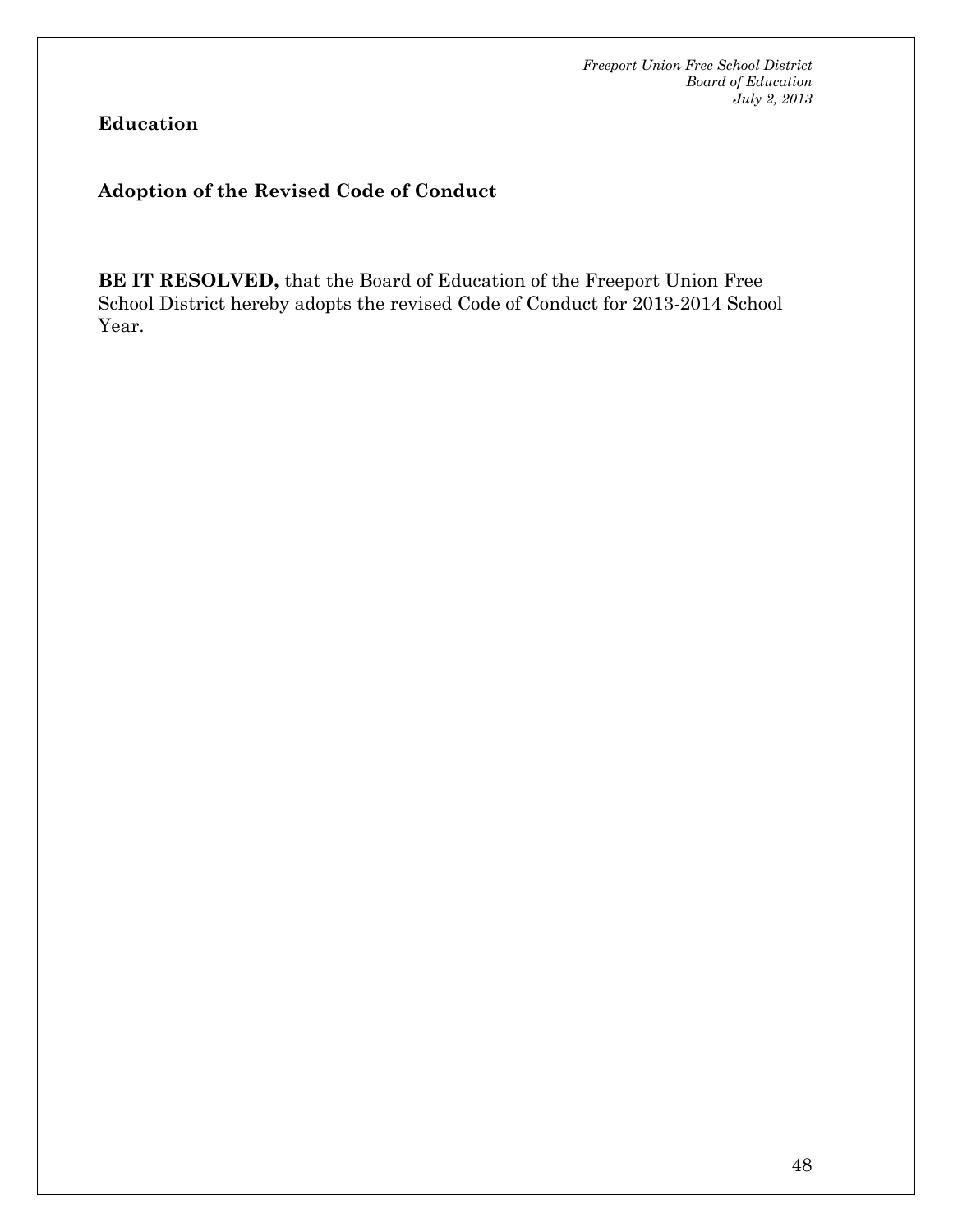**Education**

**Adoption of the Revised Code of Conduct**

**BE IT RESOLVED,** that the Board of Education of the Freeport Union Free School District hereby adopts the revised Code of Conduct for 2013-2014 School Year.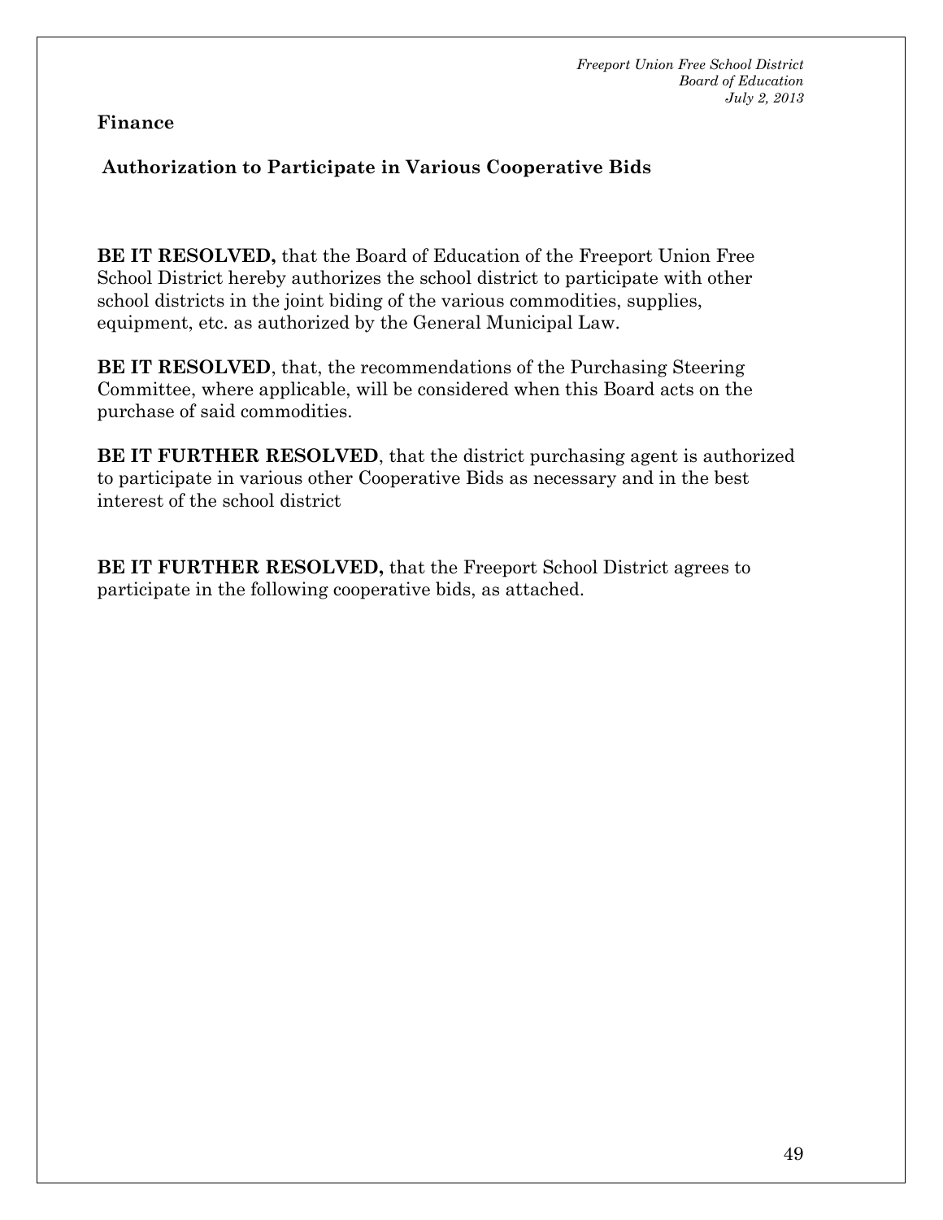**Finance**

**Authorization to Participate in Various Cooperative Bids**

**BE IT RESOLVED,** that the Board of Education of the Freeport Union Free School District hereby authorizes the school district to participate with other school districts in the joint biding of the various commodities, supplies, equipment, etc. as authorized by the General Municipal Law.

**BE IT RESOLVED**, that, the recommendations of the Purchasing Steering Committee, where applicable, will be considered when this Board acts on the purchase of said commodities.

**BE IT FURTHER RESOLVED**, that the district purchasing agent is authorized to participate in various other Cooperative Bids as necessary and in the best interest of the school district

**BE IT FURTHER RESOLVED,** that the Freeport School District agrees to participate in the following cooperative bids, as attached.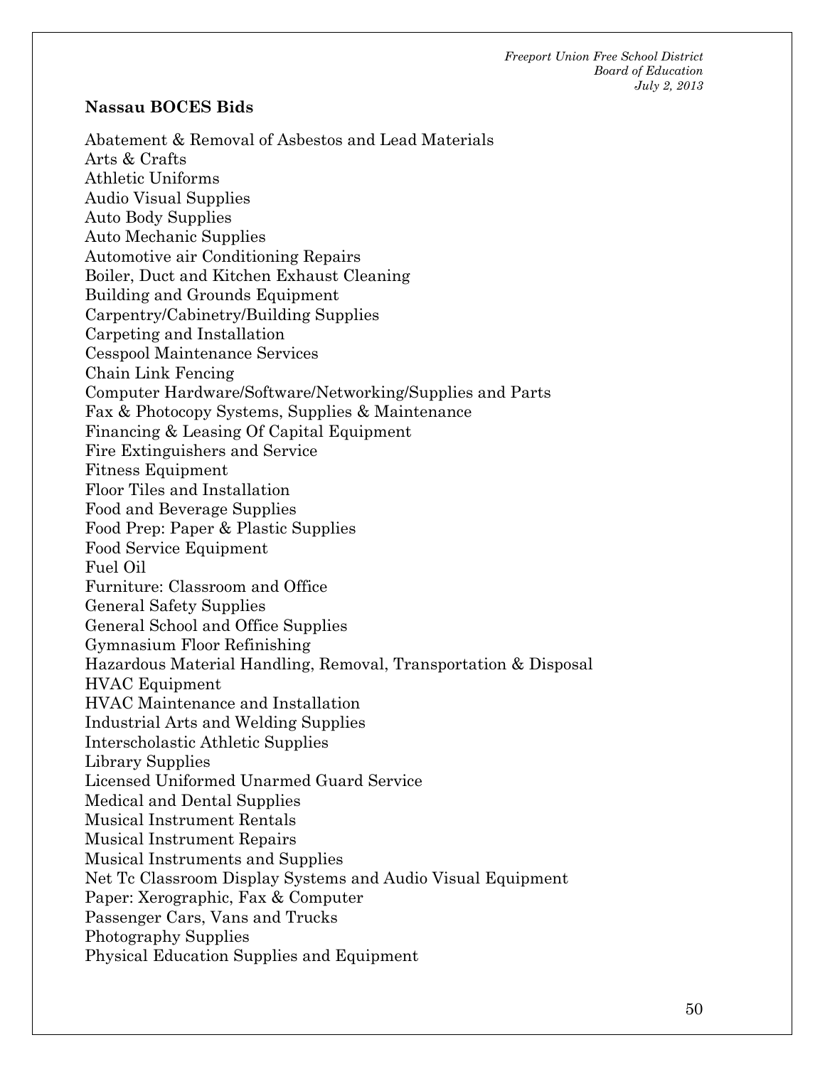**Nassau BOCES Bids**

Abatement & Removal of Asbestos and Lead Materials
Arts & Crafts
Athletic Uniforms
Audio Visual Supplies
Auto Body Supplies
Auto Mechanic Supplies
Automotive air Conditioning Repairs
Boiler, Duct and Kitchen Exhaust Cleaning
Building and Grounds Equipment
Carpentry/Cabinetry/Building Supplies
Carpeting and Installation
Cesspool Maintenance Services
Chain Link Fencing
Computer Hardware/Software/Networking/Supplies and Parts
Fax & Photocopy Systems, Supplies & Maintenance
Financing & Leasing Of Capital Equipment
Fire Extinguishers and Service
Fitness Equipment
Floor Tiles and Installation
Food and Beverage Supplies
Food Prep: Paper & Plastic Supplies
Food Service Equipment
Fuel Oil
Furniture: Classroom and Office
General Safety Supplies
General School and Office Supplies
Gymnasium Floor Refinishing
Hazardous Material Handling, Removal, Transportation & Disposal
HVAC Equipment
HVAC Maintenance and Installation
Industrial Arts and Welding Supplies
Interscholastic Athletic Supplies
Library Supplies
Licensed Uniformed Unarmed Guard Service
Medical and Dental Supplies
Musical Instrument Rentals
Musical Instrument Repairs
Musical Instruments and Supplies
Net Tc Classroom Display Systems and Audio Visual Equipment
Paper: Xerographic, Fax & Computer
Passenger Cars, Vans and Trucks
Photography Supplies
Physical Education Supplies and Equipment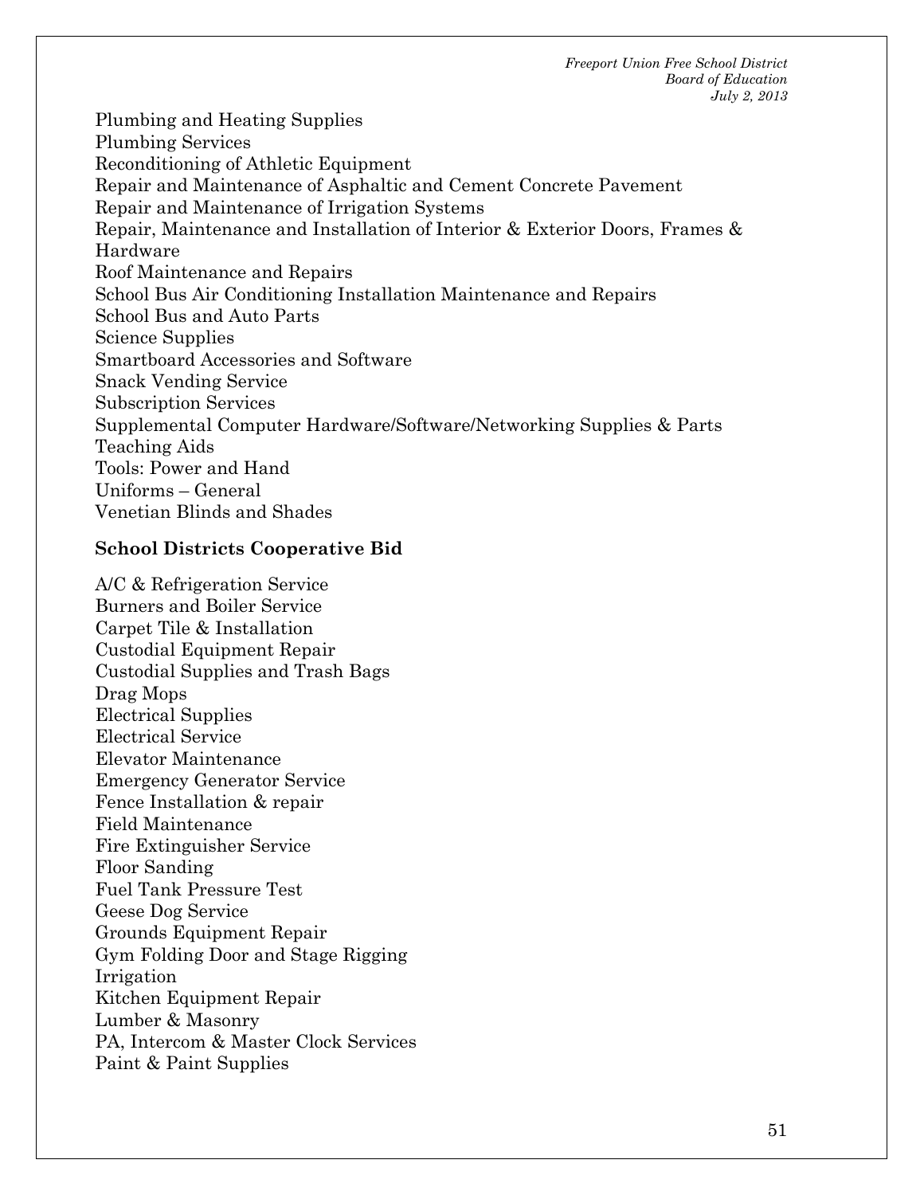Plumbing and Heating Supplies
Plumbing Services
Reconditioning of Athletic Equipment
Repair and Maintenance of Asphaltic and Cement Concrete Pavement
Repair and Maintenance of Irrigation Systems
Repair, Maintenance and Installation of Interior & Exterior Doors, Frames & Hardware
Roof Maintenance and Repairs
School Bus Air Conditioning Installation Maintenance and Repairs
School Bus and Auto Parts
Science Supplies
Smartboard Accessories and Software
Snack Vending Service
Subscription Services
Supplemental Computer Hardware/Software/Networking Supplies & Parts
Teaching Aids
Tools: Power and Hand
Uniforms – General
Venetian Blinds and Shades

**School Districts Cooperative Bid**

A/C & Refrigeration Service
Burners and Boiler Service
Carpet Tile & Installation
Custodial Equipment Repair
Custodial Supplies and Trash Bags
Drag Mops
Electrical Supplies
Electrical Service
Elevator Maintenance
Emergency Generator Service
Fence Installation & repair
Field Maintenance
Fire Extinguisher Service
Floor Sanding
Fuel Tank Pressure Test
Geese Dog Service
Grounds Equipment Repair
Gym Folding Door and Stage Rigging
Irrigation
Kitchen Equipment Repair
Lumber & Masonry
PA, Intercom & Master Clock Services
Paint & Paint Supplies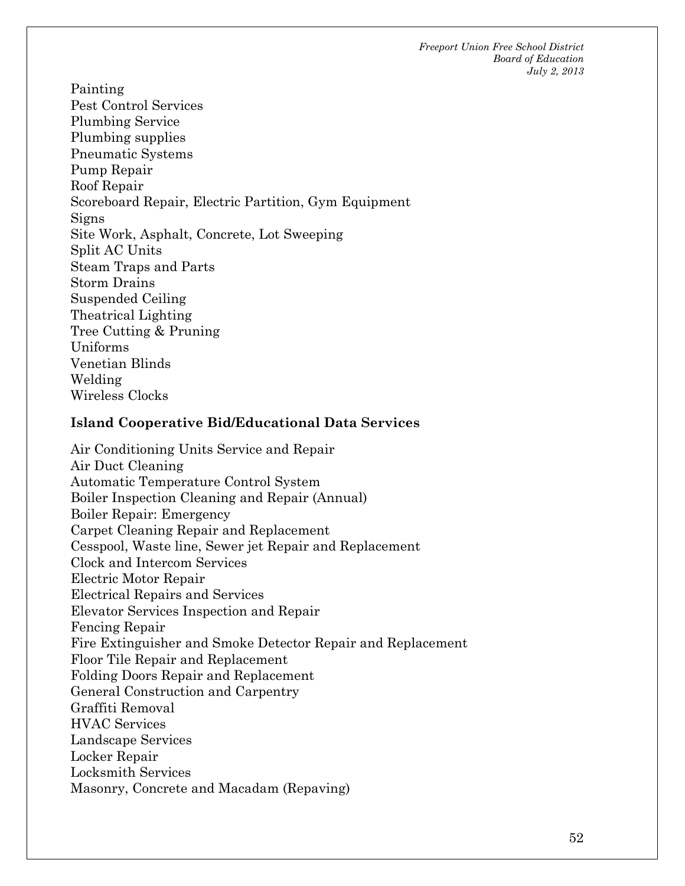Painting
Pest Control Services
Plumbing Service
Plumbing supplies
Pneumatic Systems
Pump Repair
Roof Repair
Scoreboard Repair, Electric Partition, Gym Equipment
Signs
Site Work, Asphalt, Concrete, Lot Sweeping
Split AC Units
Steam Traps and Parts
Storm Drains
Suspended Ceiling
Theatrical Lighting
Tree Cutting & Pruning
Uniforms
Venetian Blinds
Welding
Wireless Clocks

**Island Cooperative Bid/Educational Data Services**

Air Conditioning Units Service and Repair
Air Duct Cleaning
Automatic Temperature Control System
Boiler Inspection Cleaning and Repair (Annual)
Boiler Repair: Emergency
Carpet Cleaning Repair and Replacement
Cesspool, Waste line, Sewer jet Repair and Replacement
Clock and Intercom Services
Electric Motor Repair
Electrical Repairs and Services
Elevator Services Inspection and Repair
Fencing Repair
Fire Extinguisher and Smoke Detector Repair and Replacement
Floor Tile Repair and Replacement
Folding Doors Repair and Replacement
General Construction and Carpentry
Graffiti Removal
HVAC Services
Landscape Services
Locker Repair
Locksmith Services
Masonry, Concrete and Macadam (Repaving)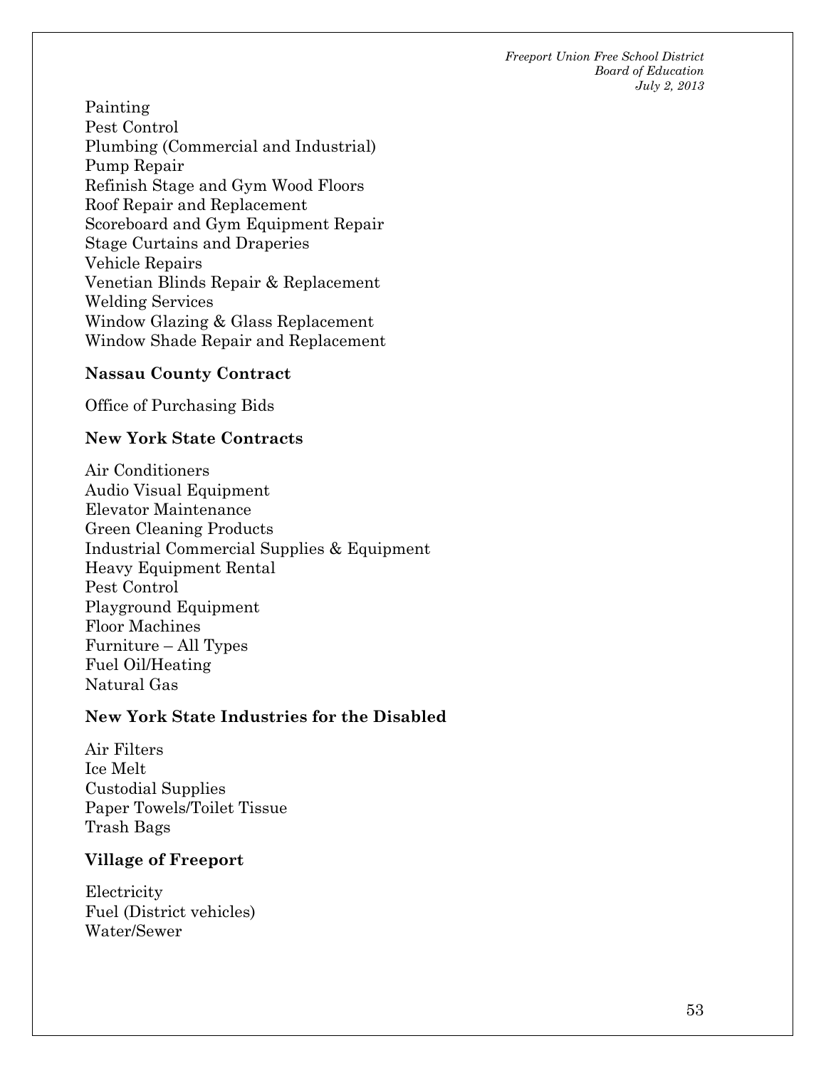Painting
Pest Control
Plumbing (Commercial and Industrial)
Pump Repair
Refinish Stage and Gym Wood Floors
Roof Repair and Replacement
Scoreboard and Gym Equipment Repair
Stage Curtains and Draperies
Vehicle Repairs
Venetian Blinds Repair & Replacement
Welding Services
Window Glazing & Glass Replacement
Window Shade Repair and Replacement

**Nassau County Contract**

Office of Purchasing Bids

**New York State Contracts**

Air Conditioners
Audio Visual Equipment
Elevator Maintenance
Green Cleaning Products
Industrial Commercial Supplies & Equipment
Heavy Equipment Rental
Pest Control
Playground Equipment
Floor Machines
Furniture – All Types
Fuel Oil/Heating
Natural Gas

**New York State Industries for the Disabled**

Air Filters
Ice Melt
Custodial Supplies
Paper Towels/Toilet Tissue
Trash Bags

**Village of Freeport**

Electricity
Fuel (District vehicles)
Water/Sewer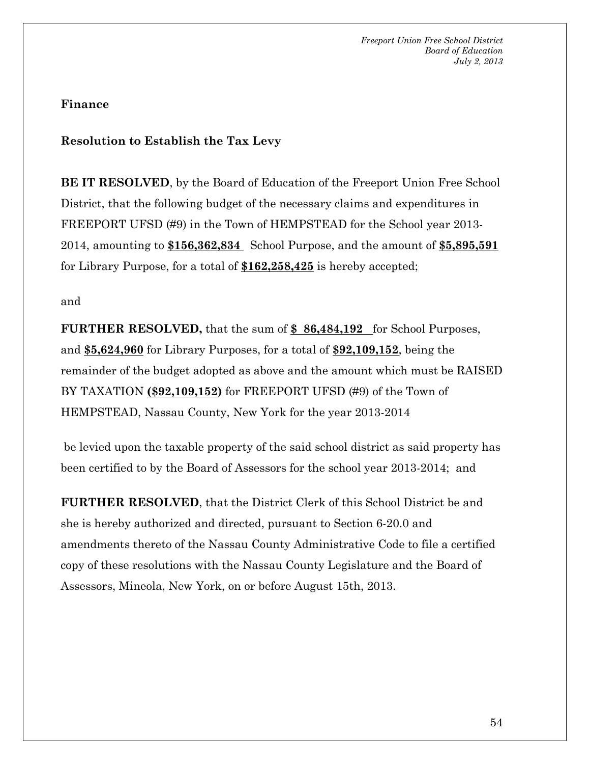**Finance**

**Resolution to Establish the Tax Levy**

**BE IT RESOLVED**, by the Board of Education of the Freeport Union Free School District, that the following budget of the necessary claims and expenditures in FREEPORT UFSD (#9) in the Town of HEMPSTEAD for the School year 2013-2014, amounting to **$156,362,834** School Purpose, and the amount of **$5,895,591** for Library Purpose, for a total of **$162,258,425** is hereby accepted;

and

**FURTHER RESOLVED,** that the sum of **$ 86,484,192** for School Purposes, and **$5,624,960** for Library Purposes, for a total of **$92,109,152**, being the remainder of the budget adopted as above and the amount which must be RAISED BY TAXATION **($92,109,152)** for FREEPORT UFSD (#9) of the Town of HEMPSTEAD, Nassau County, New York for the year 2013-2014

be levied upon the taxable property of the said school district as said property has been certified to by the Board of Assessors for the school year 2013-2014; and

**FURTHER RESOLVED**, that the District Clerk of this School District be and she is hereby authorized and directed, pursuant to Section 6-20.0 and amendments thereto of the Nassau County Administrative Code to file a certified copy of these resolutions with the Nassau County Legislature and the Board of Assessors, Mineola, New York, on or before August 15th, 2013.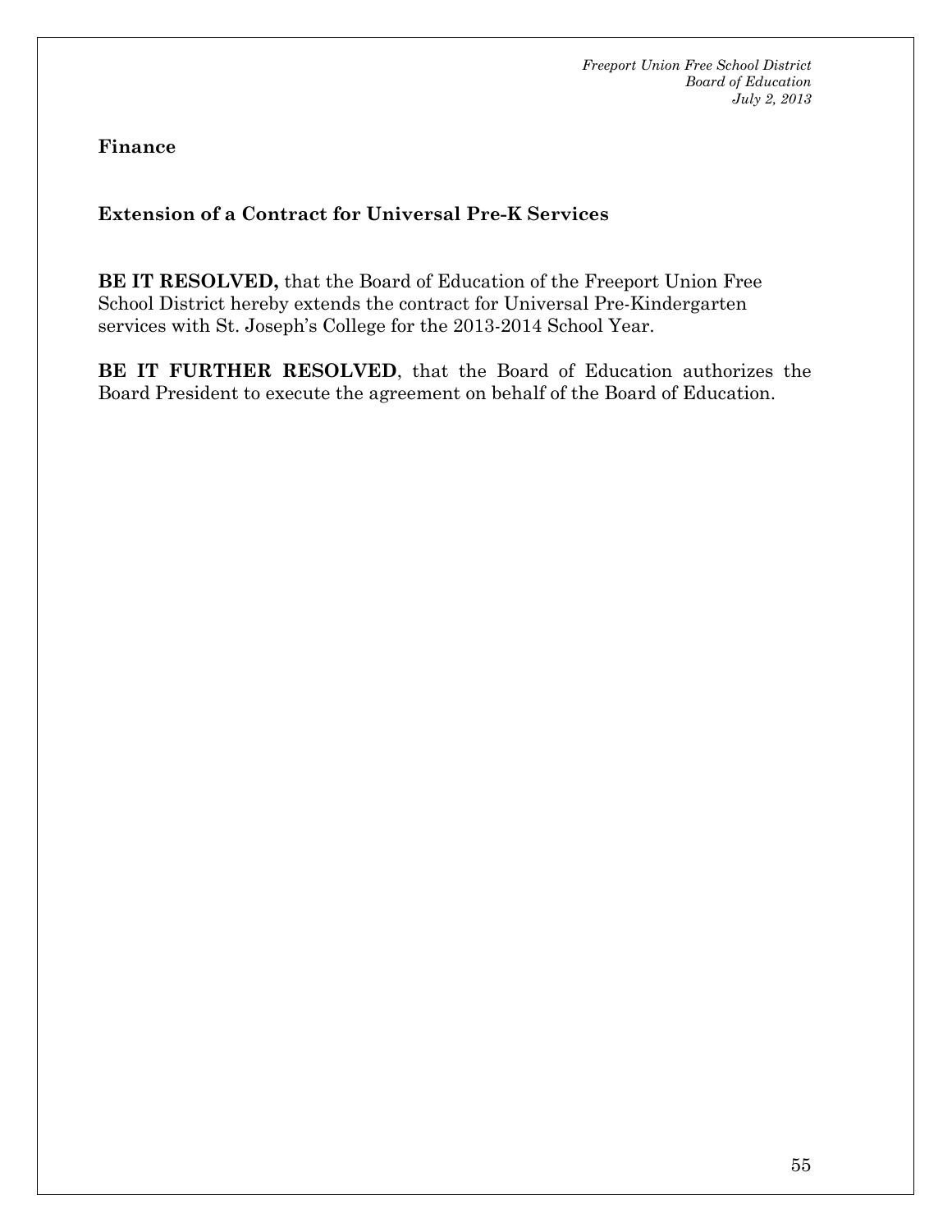**Finance**

**Extension of a Contract for Universal Pre-K Services**

**BE IT RESOLVED,** that the Board of Education of the Freeport Union Free School District hereby extends the contract for Universal Pre-Kindergarten services with St. Joseph's College for the 2013-2014 School Year.

**BE IT FURTHER RESOLVED**, that the Board of Education authorizes the Board President to execute the agreement on behalf of the Board of Education.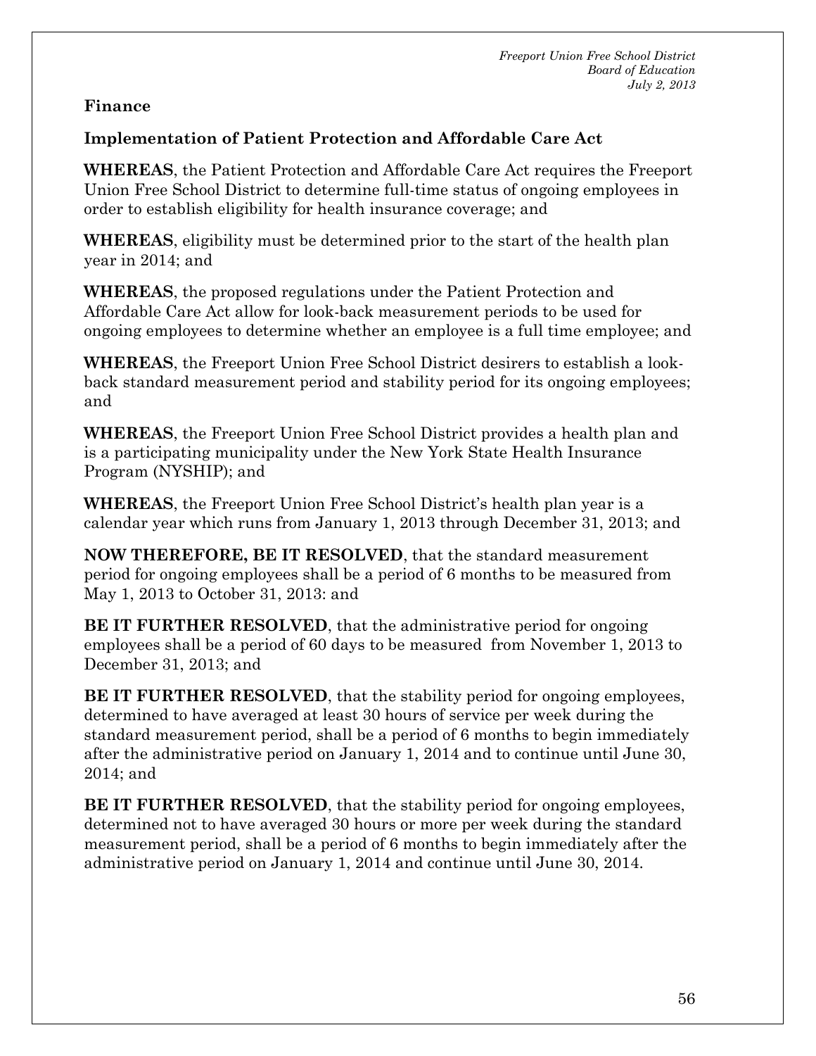**Finance**

**Implementation of Patient Protection and Affordable Care Act**

**WHEREAS**, the Patient Protection and Affordable Care Act requires the Freeport Union Free School District to determine full-time status of ongoing employees in order to establish eligibility for health insurance coverage; and

**WHEREAS**, eligibility must be determined prior to the start of the health plan year in 2014; and

**WHEREAS**, the proposed regulations under the Patient Protection and Affordable Care Act allow for look-back measurement periods to be used for ongoing employees to determine whether an employee is a full time employee; and

**WHEREAS**, the Freeport Union Free School District desirers to establish a look-back standard measurement period and stability period for its ongoing employees; and

**WHEREAS**, the Freeport Union Free School District provides a health plan and is a participating municipality under the New York State Health Insurance Program (NYSHIP); and

**WHEREAS**, the Freeport Union Free School District's health plan year is a calendar year which runs from January 1, 2013 through December 31, 2013; and

**NOW THEREFORE, BE IT RESOLVED**, that the standard measurement period for ongoing employees shall be a period of 6 months to be measured from May 1, 2013 to October 31, 2013: and

**BE IT FURTHER RESOLVED**, that the administrative period for ongoing employees shall be a period of 60 days to be measured from November 1, 2013 to December 31, 2013; and

**BE IT FURTHER RESOLVED**, that the stability period for ongoing employees, determined to have averaged at least 30 hours of service per week during the standard measurement period, shall be a period of 6 months to begin immediately after the administrative period on January 1, 2014 and to continue until June 30, 2014; and

**BE IT FURTHER RESOLVED**, that the stability period for ongoing employees, determined not to have averaged 30 hours or more per week during the standard measurement period, shall be a period of 6 months to begin immediately after the administrative period on January 1, 2014 and continue until June 30, 2014.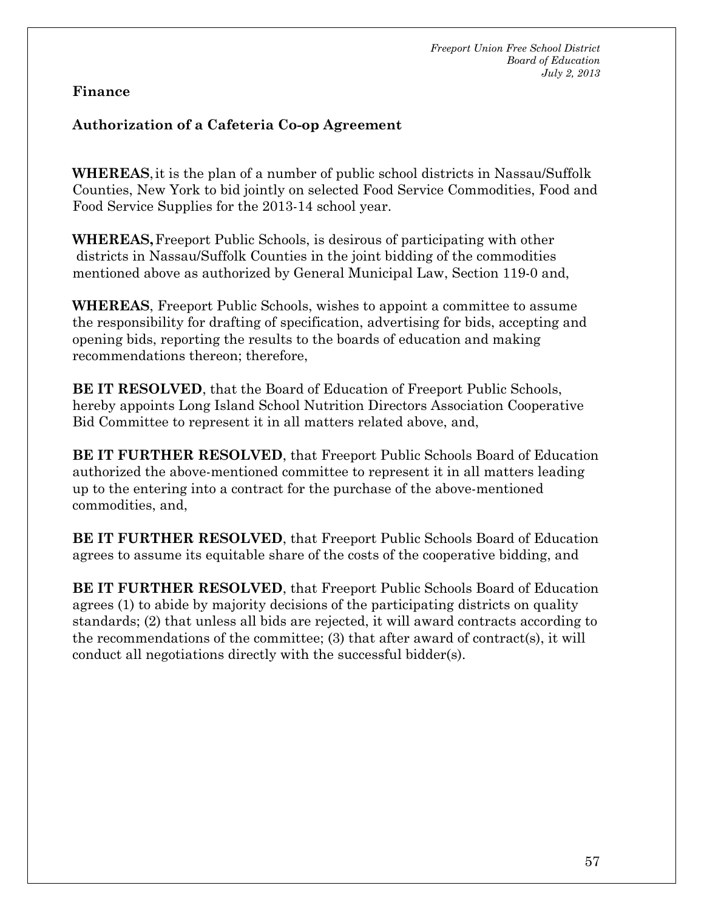**Finance**

**Authorization of a Cafeteria Co-op Agreement**

**WHEREAS**, it is the plan of a number of public school districts in Nassau/Suffolk Counties, New York to bid jointly on selected Food Service Commodities, Food and Food Service Supplies for the 2013-14 school year.

**WHEREAS,** Freeport Public Schools, is desirous of participating with other districts in Nassau/Suffolk Counties in the joint bidding of the commodities mentioned above as authorized by General Municipal Law, Section 119-0 and,

**WHEREAS**, Freeport Public Schools, wishes to appoint a committee to assume the responsibility for drafting of specification, advertising for bids, accepting and opening bids, reporting the results to the boards of education and making recommendations thereon; therefore,

**BE IT RESOLVED**, that the Board of Education of Freeport Public Schools, hereby appoints Long Island School Nutrition Directors Association Cooperative Bid Committee to represent it in all matters related above, and,

**BE IT FURTHER RESOLVED**, that Freeport Public Schools Board of Education authorized the above-mentioned committee to represent it in all matters leading up to the entering into a contract for the purchase of the above-mentioned commodities, and,

**BE IT FURTHER RESOLVED**, that Freeport Public Schools Board of Education agrees to assume its equitable share of the costs of the cooperative bidding, and

**BE IT FURTHER RESOLVED**, that Freeport Public Schools Board of Education agrees (1) to abide by majority decisions of the participating districts on quality standards; (2) that unless all bids are rejected, it will award contracts according to the recommendations of the committee; (3) that after award of contract(s), it will conduct all negotiations directly with the successful bidder(s).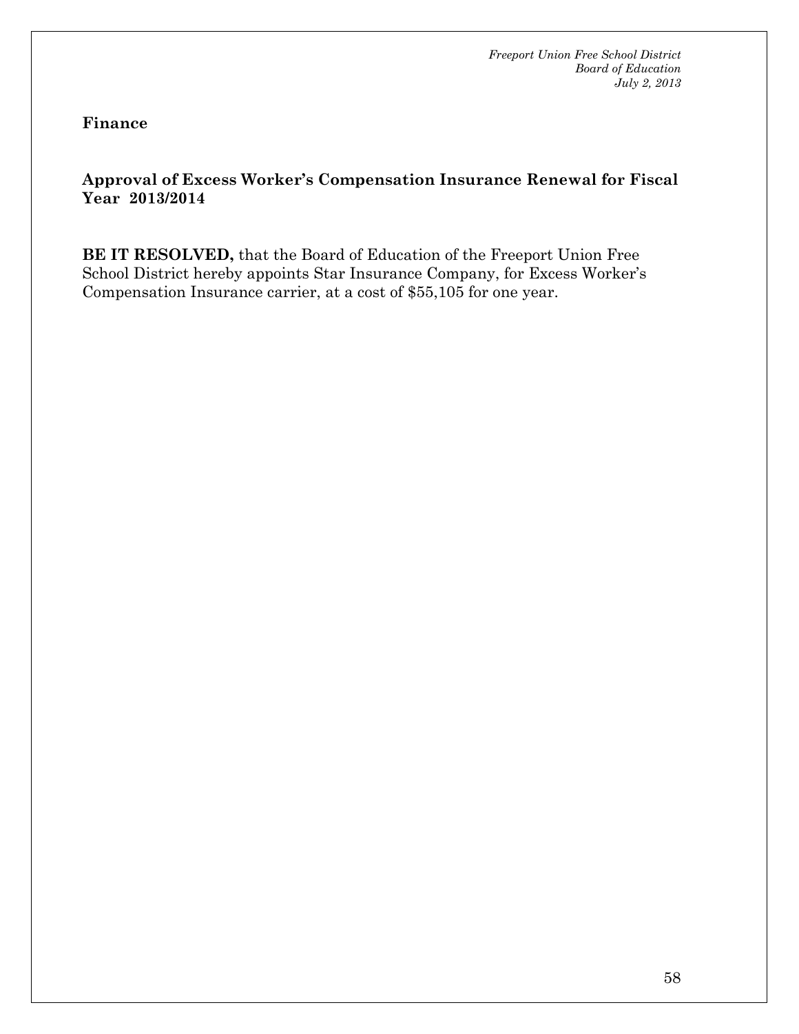**Finance**

**Approval of Excess Worker's Compensation Insurance Renewal for Fiscal Year 2013/2014**

**BE IT RESOLVED,** that the Board of Education of the Freeport Union Free School District hereby appoints Star Insurance Company, for Excess Worker's Compensation Insurance carrier, at a cost of $55,105 for one year.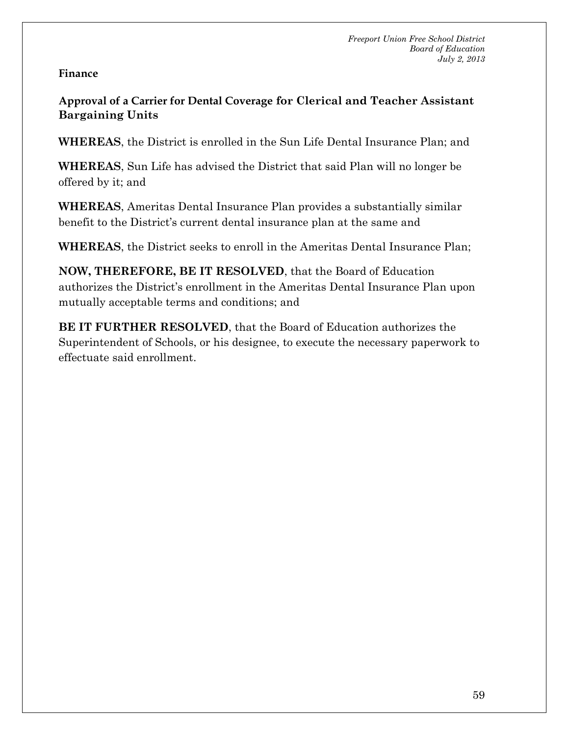**Finance**

## Approval of a Carrier for Dental Coverage for Clerical and Teacher Assistant Bargaining Units

**WHEREAS**, the District is enrolled in the Sun Life Dental Insurance Plan; and

**WHEREAS**, Sun Life has advised the District that said Plan will no longer be offered by it; and

**WHEREAS**, Ameritas Dental Insurance Plan provides a substantially similar benefit to the District's current dental insurance plan at the same and

**WHEREAS**, the District seeks to enroll in the Ameritas Dental Insurance Plan;

**NOW, THEREFORE, BE IT RESOLVED**, that the Board of Education authorizes the District's enrollment in the Ameritas Dental Insurance Plan upon mutually acceptable terms and conditions; and

**BE IT FURTHER RESOLVED**, that the Board of Education authorizes the Superintendent of Schools, or his designee, to execute the necessary paperwork to effectuate said enrollment.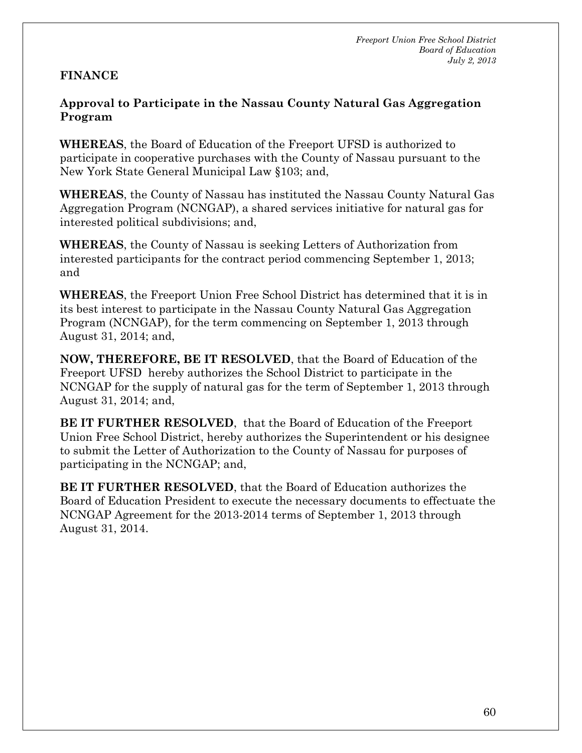## FINANCE

### Approval to Participate in the Nassau County Natural Gas Aggregation Program

**WHEREAS**, the Board of Education of the Freeport UFSD is authorized to participate in cooperative purchases with the County of Nassau pursuant to the New York State General Municipal Law §103; and,

**WHEREAS**, the County of Nassau has instituted the Nassau County Natural Gas Aggregation Program (NCNGAP), a shared services initiative for natural gas for interested political subdivisions; and,

**WHEREAS**, the County of Nassau is seeking Letters of Authorization from interested participants for the contract period commencing September 1, 2013; and

**WHEREAS**, the Freeport Union Free School District has determined that it is in its best interest to participate in the Nassau County Natural Gas Aggregation Program (NCNGAP), for the term commencing on September 1, 2013 through August 31, 2014; and,

**NOW, THEREFORE, BE IT RESOLVED**, that the Board of Education of the Freeport UFSD hereby authorizes the School District to participate in the NCNGAP for the supply of natural gas for the term of September 1, 2013 through August 31, 2014; and,

**BE IT FURTHER RESOLVED**, that the Board of Education of the Freeport Union Free School District, hereby authorizes the Superintendent or his designee to submit the Letter of Authorization to the County of Nassau for purposes of participating in the NCNGAP; and,

**BE IT FURTHER RESOLVED**, that the Board of Education authorizes the Board of Education President to execute the necessary documents to effectuate the NCNGAP Agreement for the 2013-2014 terms of September 1, 2013 through August 31, 2014.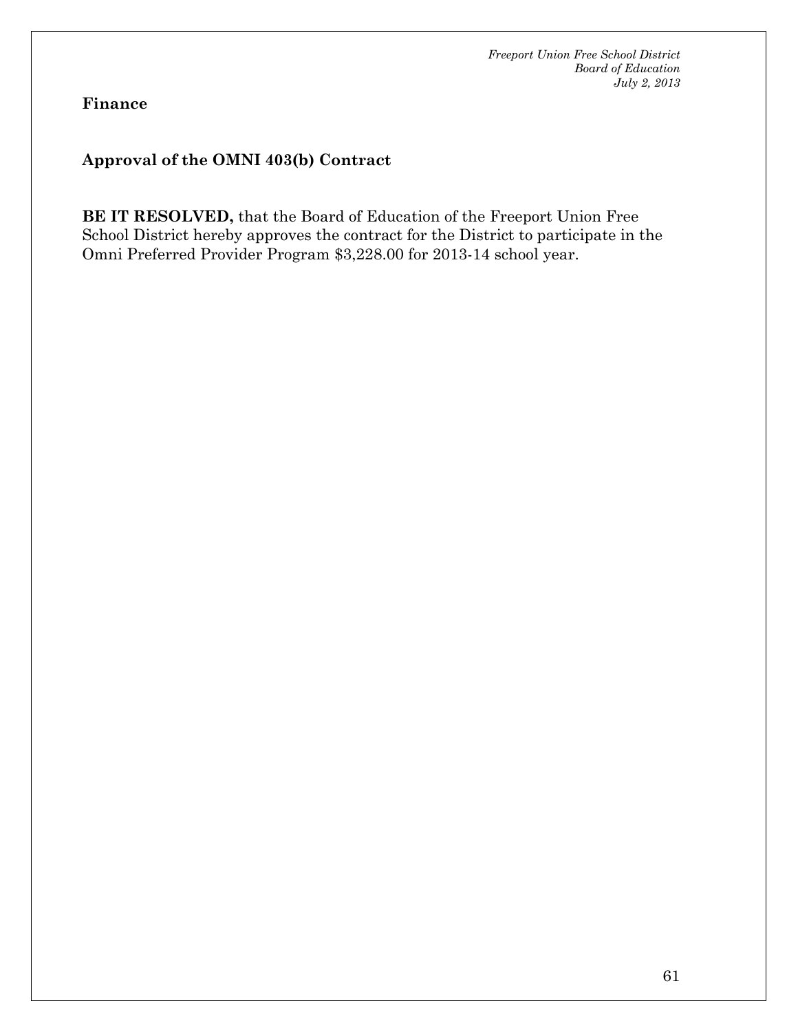**Finance**

## Approval of the OMNI 403(b) Contract

**BE IT RESOLVED,** that the Board of Education of the Freeport Union Free School District hereby approves the contract for the District to participate in the Omni Preferred Provider Program $3,228.00 for 2013-14 school year.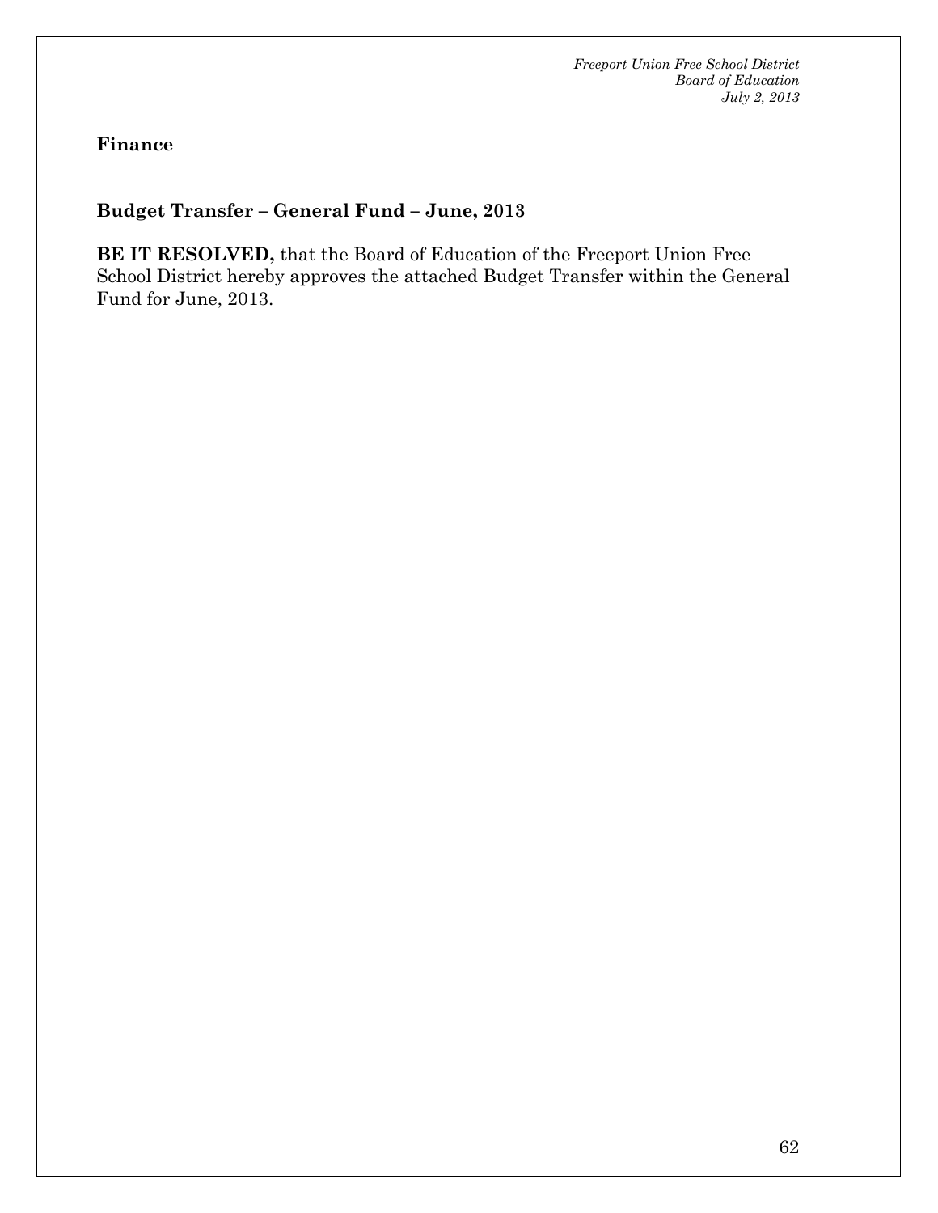**Finance**

**Budget Transfer – General Fund – June, 2013**

**BE IT RESOLVED,** that the Board of Education of the Freeport Union Free School District hereby approves the attached Budget Transfer within the General Fund for June, 2013.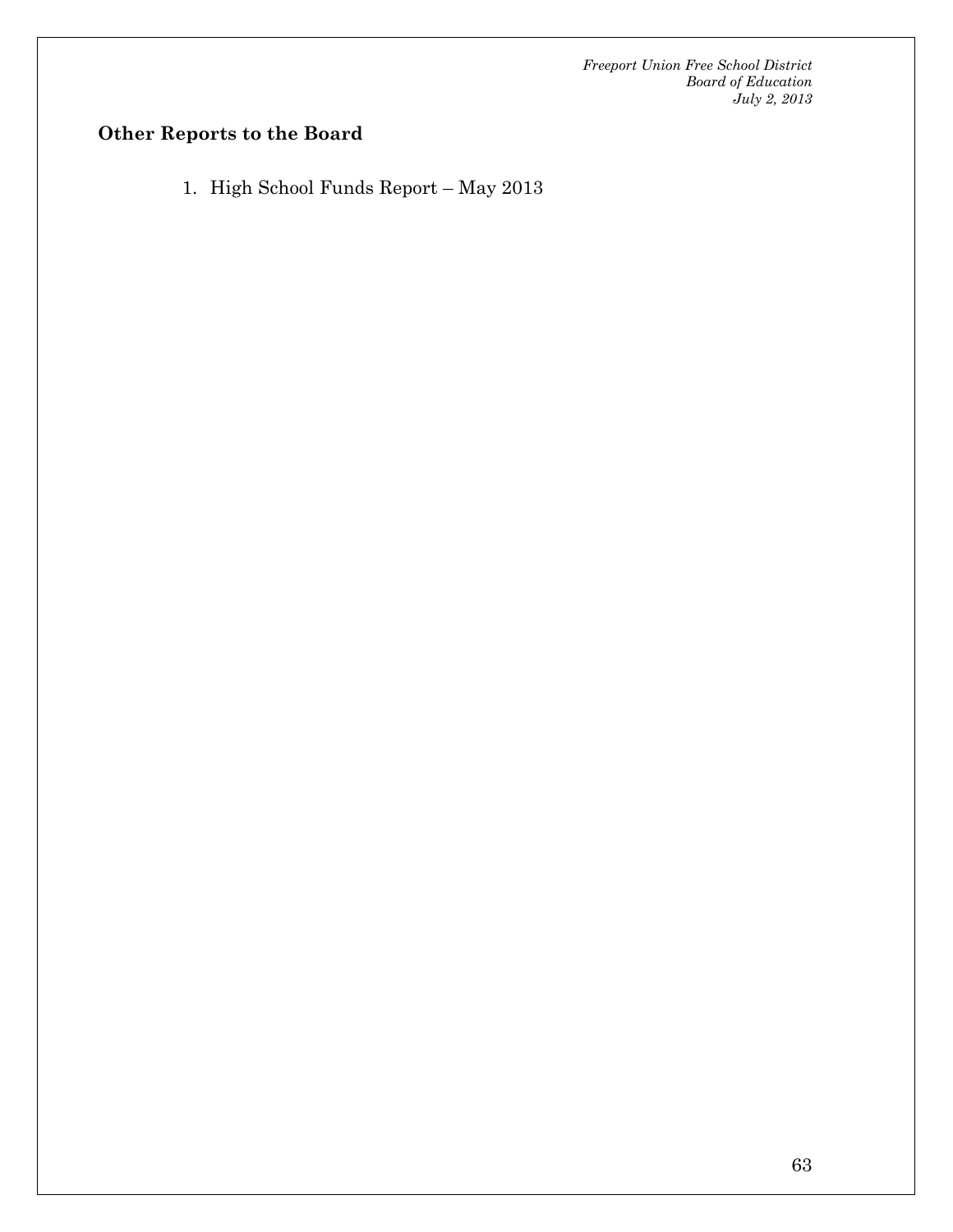**Other Reports to the Board**

1. High School Funds Report – May 2013